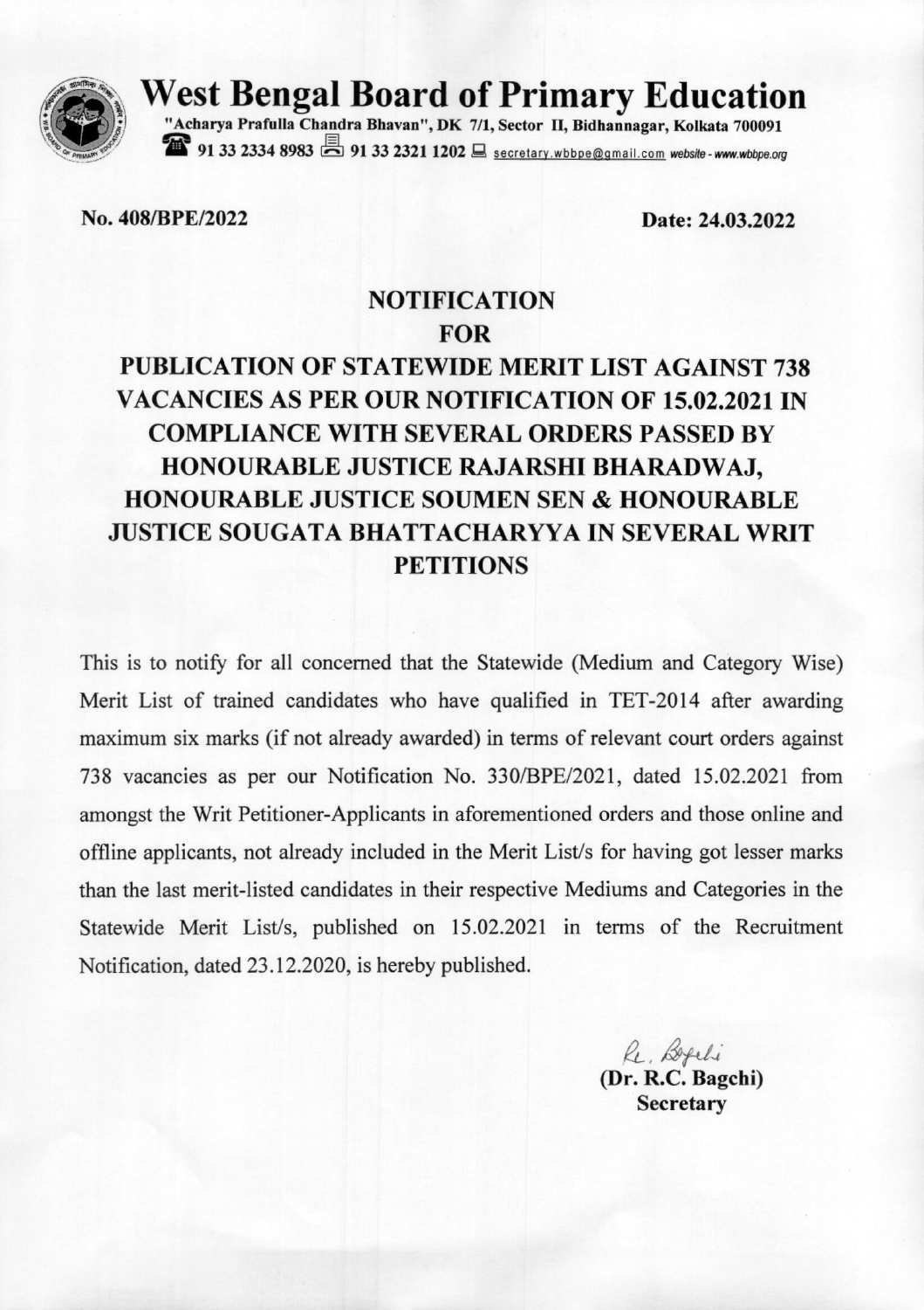# West Bengal Board of Primary Education

"Acharya Prafulla Chandra Bhavan", DK 7/1, Sector II, Bidhannagar, Kolkata 700091

91 33 2334 8983 91 33 2321 1202 secretary.wbbpe@gmail.com *website - www.wbbpe.org*

**No. 408/BPE/2022** **Date: 24.03.2022**

## NOTIFICATION
## FOR
## PUBLICATION OF STATEWIDE MERIT LIST AGAINST 738 VACANCIES AS PER OUR NOTIFICATION OF 15.02.2021 IN COMPLIANCE WITH SEVERAL ORDERS PASSED BY HONOURABLE JUSTICE RAJARSHI BHARADWAJ, HONOURABLE JUSTICE SOUMEN SEN & HONOURABLE JUSTICE SOUGATA BHATTACHARYYA IN SEVERAL WRIT PETITIONS

This is to notify for all concerned that the Statewide (Medium and Category Wise) Merit List of trained candidates who have qualified in TET-2014 after awarding maximum six marks (if not already awarded) in terms of relevant court orders against 738 vacancies as per our Notification No. 330/BPE/2021, dated 15.02.2021 from amongst the Writ Petitioner-Applicants in aforementioned orders and those online and offline applicants, not already included in the Merit List/s for having got lesser marks than the last merit-listed candidates in their respective Mediums and Categories in the Statewide Merit List/s, published on 15.02.2021 in terms of the Recruitment Notification, dated 23.12.2020, is hereby published.

R. Bagchi

**(Dr. R.C. Bagchi)**
**Secretary**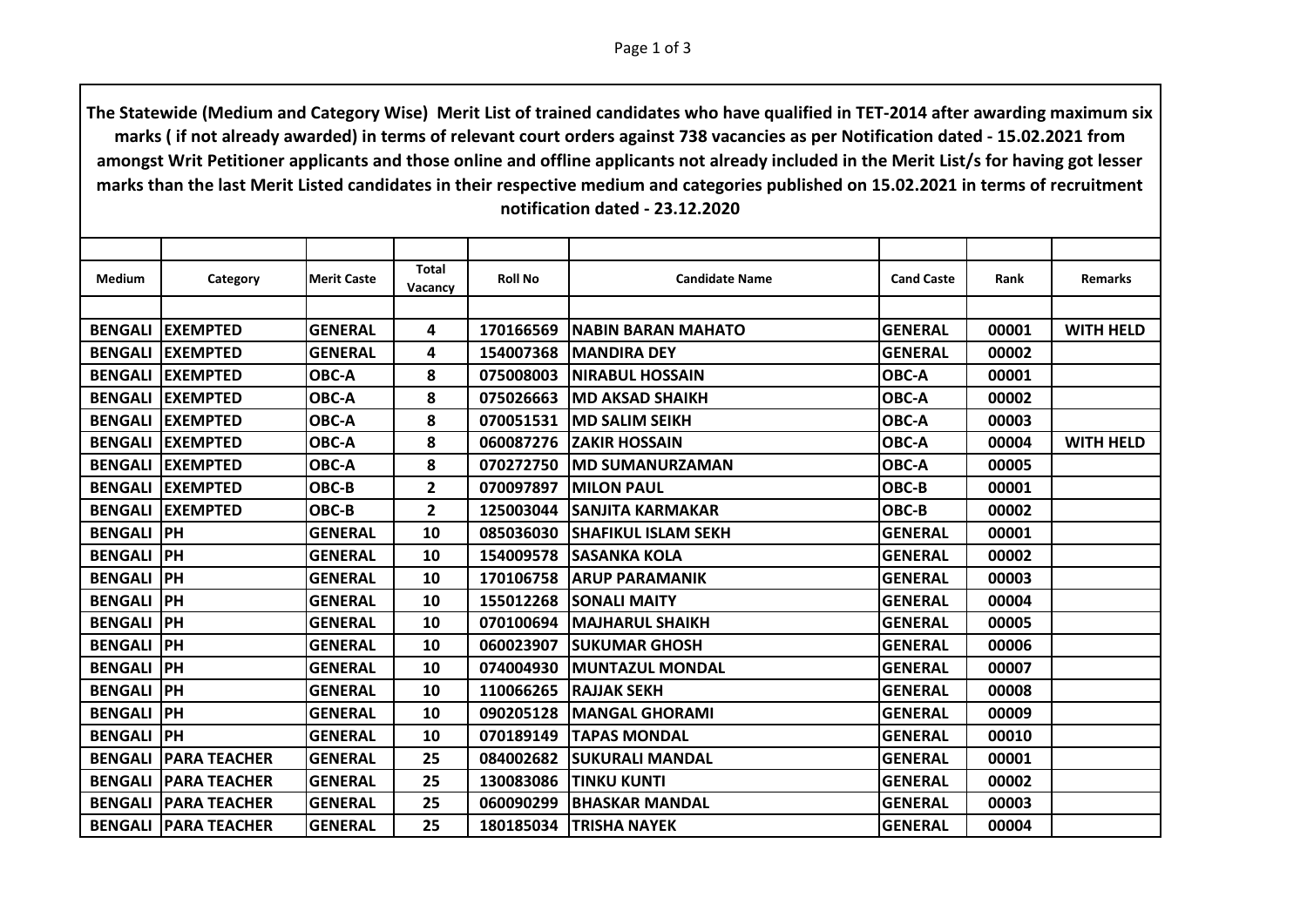**The Statewide (Medium and Category Wise) Merit List of trained candidates who have qualified in TET-2014 after awarding maximum six marks ( if not already awarded) in terms of relevant court orders against 738 vacancies as per Notification dated - 15.02.2021 from amongst Writ Petitioner applicants and those online and offline applicants not already included in the Merit List/s for having got lesser marks than the last Merit Listed candidates in their respective medium and categories published on 15.02.2021 in terms of recruitment notification dated - 23.12.2020**

| Medium | Category | Merit Caste | Total Vacancy | Roll No | Candidate Name | Cand Caste | Rank | Remarks |
|---|---|---|---|---|---|---|---|---|
| BENGALI | EXEMPTED | GENERAL | 4 | 170166569 | NABIN BARAN MAHATO | GENERAL | 00001 | WITH HELD |
| BENGALI | EXEMPTED | GENERAL | 4 | 154007368 | MANDIRA DEY | GENERAL | 00002 | |
| BENGALI | EXEMPTED | OBC-A | 8 | 075008003 | NIRABUL HOSSAIN | OBC-A | 00001 | |
| BENGALI | EXEMPTED | OBC-A | 8 | 075026663 | MD AKSAD SHAIKH | OBC-A | 00002 | |
| BENGALI | EXEMPTED | OBC-A | 8 | 070051531 | MD SALIM SEIKH | OBC-A | 00003 | |
| BENGALI | EXEMPTED | OBC-A | 8 | 060087276 | ZAKIR HOSSAIN | OBC-A | 00004 | WITH HELD |
| BENGALI | EXEMPTED | OBC-A | 8 | 070272750 | MD SUMANURZAMAN | OBC-A | 00005 | |
| BENGALI | EXEMPTED | OBC-B | 2 | 070097897 | MILON PAUL | OBC-B | 00001 | |
| BENGALI | EXEMPTED | OBC-B | 2 | 125003044 | SANJITA KARMAKAR | OBC-B | 00002 | |
| BENGALI | PH | GENERAL | 10 | 085036030 | SHAFIKUL ISLAM SEKH | GENERAL | 00001 | |
| BENGALI | PH | GENERAL | 10 | 154009578 | SASANKA KOLA | GENERAL | 00002 | |
| BENGALI | PH | GENERAL | 10 | 170106758 | ARUP PARAMANIK | GENERAL | 00003 | |
| BENGALI | PH | GENERAL | 10 | 155012268 | SONALI MAITY | GENERAL | 00004 | |
| BENGALI | PH | GENERAL | 10 | 070100694 | MAJHARUL SHAIKH | GENERAL | 00005 | |
| BENGALI | PH | GENERAL | 10 | 060023907 | SUKUMAR GHOSH | GENERAL | 00006 | |
| BENGALI | PH | GENERAL | 10 | 074004930 | MUNTAZUL MONDAL | GENERAL | 00007 | |
| BENGALI | PH | GENERAL | 10 | 110066265 | RAJJAK SEKH | GENERAL | 00008 | |
| BENGALI | PH | GENERAL | 10 | 090205128 | MANGAL GHORAMI | GENERAL | 00009 | |
| BENGALI | PH | GENERAL | 10 | 070189149 | TAPAS MONDAL | GENERAL | 00010 | |
| BENGALI | PARA TEACHER | GENERAL | 25 | 084002682 | SUKURALI MANDAL | GENERAL | 00001 | |
| BENGALI | PARA TEACHER | GENERAL | 25 | 130083086 | TINKU KUNTI | GENERAL | 00002 | |
| BENGALI | PARA TEACHER | GENERAL | 25 | 060090299 | BHASKAR MANDAL | GENERAL | 00003 | |
| BENGALI | PARA TEACHER | GENERAL | 25 | 180185034 | TRISHA NAYEK | GENERAL | 00004 | |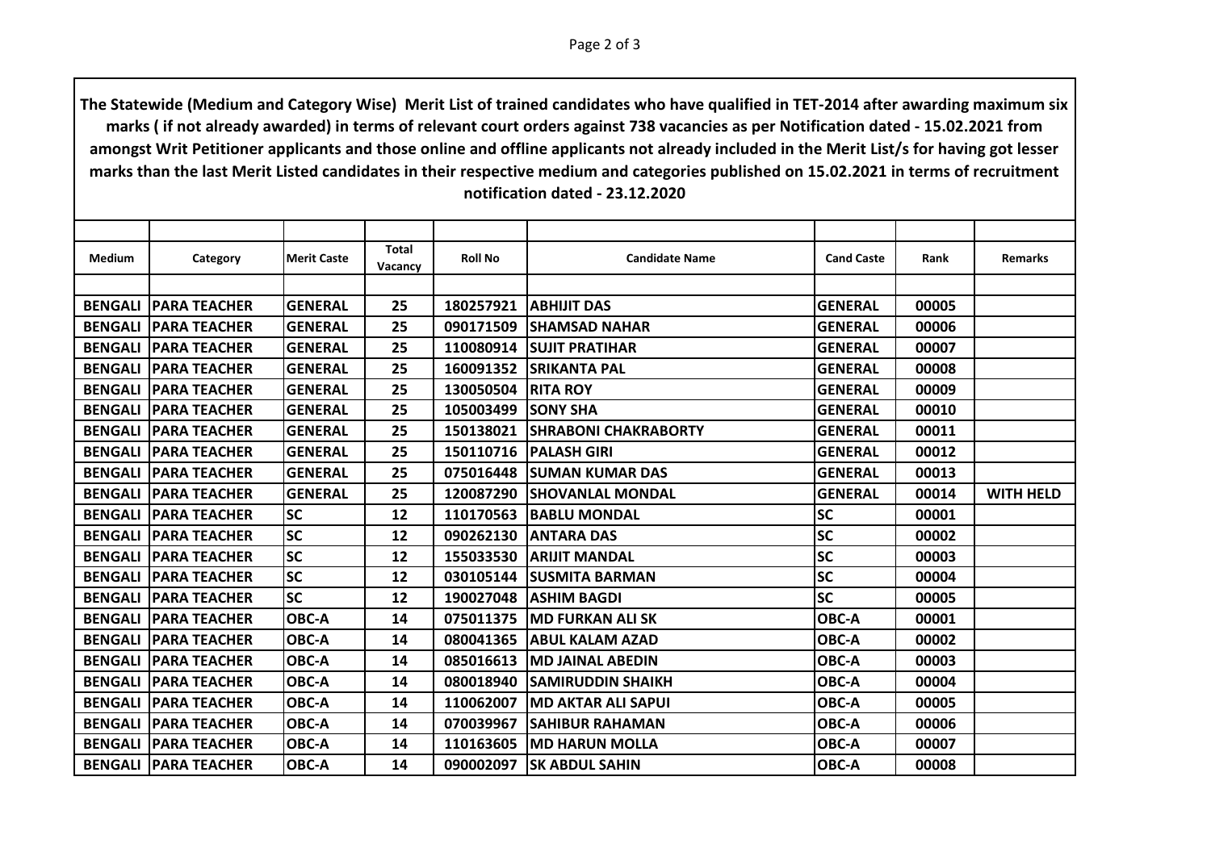**The Statewide (Medium and Category Wise) Merit List of trained candidates who have qualified in TET-2014 after awarding maximum six marks ( if not already awarded) in terms of relevant court orders against 738 vacancies as per Notification dated - 15.02.2021 from amongst Writ Petitioner applicants and those online and offline applicants not already included in the Merit List/s for having got lesser marks than the last Merit Listed candidates in their respective medium and categories published on 15.02.2021 in terms of recruitment notification dated - 23.12.2020**

| Medium | Category | Merit Caste | Total Vacancy | Roll No | Candidate Name | Cand Caste | Rank | Remarks |
|---|---|---|---|---|---|---|---|---|
| BENGALI | PARA TEACHER | GENERAL | 25 | 180257921 | ABHIJIT DAS | GENERAL | 00005 | |
| BENGALI | PARA TEACHER | GENERAL | 25 | 090171509 | SHAMSAD NAHAR | GENERAL | 00006 | |
| BENGALI | PARA TEACHER | GENERAL | 25 | 110080914 | SUJIT PRATIHAR | GENERAL | 00007 | |
| BENGALI | PARA TEACHER | GENERAL | 25 | 160091352 | SRIKANTA PAL | GENERAL | 00008 | |
| BENGALI | PARA TEACHER | GENERAL | 25 | 130050504 | RITA ROY | GENERAL | 00009 | |
| BENGALI | PARA TEACHER | GENERAL | 25 | 105003499 | SONY SHA | GENERAL | 00010 | |
| BENGALI | PARA TEACHER | GENERAL | 25 | 150138021 | SHRABONI CHAKRABORTY | GENERAL | 00011 | |
| BENGALI | PARA TEACHER | GENERAL | 25 | 150110716 | PALASH GIRI | GENERAL | 00012 | |
| BENGALI | PARA TEACHER | GENERAL | 25 | 075016448 | SUMAN KUMAR DAS | GENERAL | 00013 | |
| BENGALI | PARA TEACHER | GENERAL | 25 | 120087290 | SHOVANLAL MONDAL | GENERAL | 00014 | WITH HELD |
| BENGALI | PARA TEACHER | SC | 12 | 110170563 | BABLU MONDAL | SC | 00001 | |
| BENGALI | PARA TEACHER | SC | 12 | 090262130 | ANTARA DAS | SC | 00002 | |
| BENGALI | PARA TEACHER | SC | 12 | 155033530 | ARIJIT MANDAL | SC | 00003 | |
| BENGALI | PARA TEACHER | SC | 12 | 030105144 | SUSMITA BARMAN | SC | 00004 | |
| BENGALI | PARA TEACHER | SC | 12 | 190027048 | ASHIM BAGDI | SC | 00005 | |
| BENGALI | PARA TEACHER | OBC-A | 14 | 075011375 | MD FURKAN ALI SK | OBC-A | 00001 | |
| BENGALI | PARA TEACHER | OBC-A | 14 | 080041365 | ABUL KALAM AZAD | OBC-A | 00002 | |
| BENGALI | PARA TEACHER | OBC-A | 14 | 085016613 | MD JAINAL ABEDIN | OBC-A | 00003 | |
| BENGALI | PARA TEACHER | OBC-A | 14 | 080018940 | SAMIRUDDIN SHAIKH | OBC-A | 00004 | |
| BENGALI | PARA TEACHER | OBC-A | 14 | 110062007 | MD AKTAR ALI SAPUI | OBC-A | 00005 | |
| BENGALI | PARA TEACHER | OBC-A | 14 | 070039967 | SAHIBUR RAHAMAN | OBC-A | 00006 | |
| BENGALI | PARA TEACHER | OBC-A | 14 | 110163605 | MD HARUN MOLLA | OBC-A | 00007 | |
| BENGALI | PARA TEACHER | OBC-A | 14 | 090002097 | SK ABDUL SAHIN | OBC-A | 00008 | |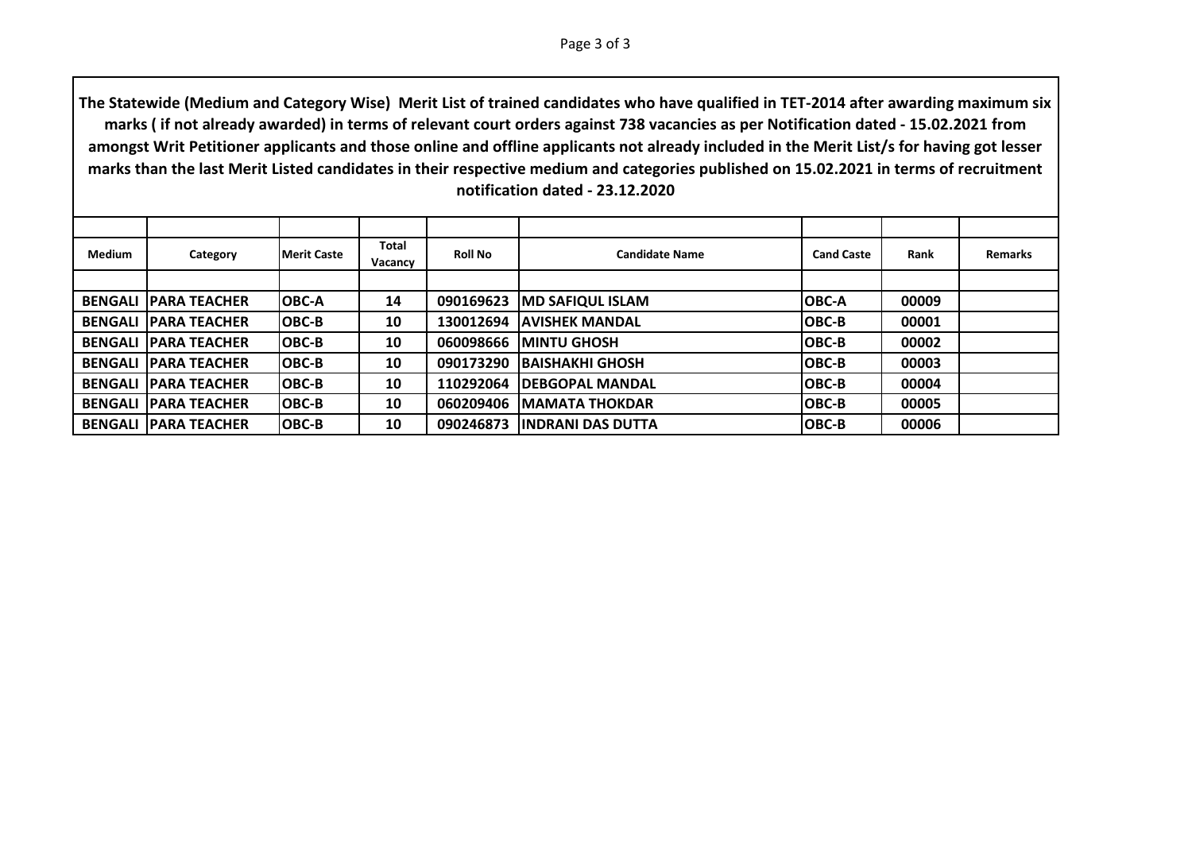**The Statewide (Medium and Category Wise) Merit List of trained candidates who have qualified in TET-2014 after awarding maximum six marks ( if not already awarded) in terms of relevant court orders against 738 vacancies as per Notification dated - 15.02.2021 from amongst Writ Petitioner applicants and those online and offline applicants not already included in the Merit List/s for having got lesser marks than the last Merit Listed candidates in their respective medium and categories published on 15.02.2021 in terms of recruitment notification dated - 23.12.2020**

| Medium | Category | Merit Caste | Total Vacancy | Roll No | Candidate Name | Cand Caste | Rank | Remarks |
|---|---|---|---|---|---|---|---|---|
| BENGALI | PARA TEACHER | OBC-A | 14 | 090169623 | MD SAFIQUL ISLAM | OBC-A | 00009 | |
| BENGALI | PARA TEACHER | OBC-B | 10 | 130012694 | AVISHEK MANDAL | OBC-B | 00001 | |
| BENGALI | PARA TEACHER | OBC-B | 10 | 060098666 | MINTU GHOSH | OBC-B | 00002 | |
| BENGALI | PARA TEACHER | OBC-B | 10 | 090173290 | BAISHAKHI GHOSH | OBC-B | 00003 | |
| BENGALI | PARA TEACHER | OBC-B | 10 | 110292064 | DEBGOPAL MANDAL | OBC-B | 00004 | |
| BENGALI | PARA TEACHER | OBC-B | 10 | 060209406 | MAMATA THOKDAR | OBC-B | 00005 | |
| BENGALI | PARA TEACHER | OBC-B | 10 | 090246873 | INDRANI DAS DUTTA | OBC-B | 00006 | |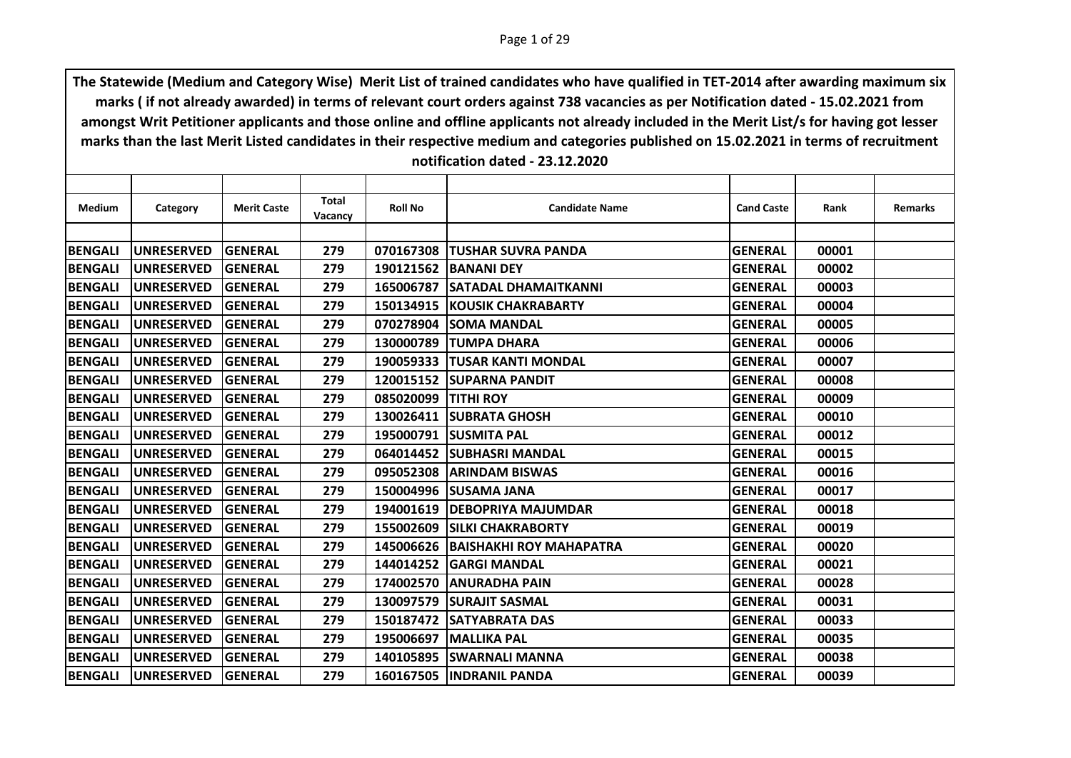The Statewide (Medium and Category Wise) Merit List of trained candidates who have qualified in TET-2014 after awarding maximum six marks ( if not already awarded) in terms of relevant court orders against 738 vacancies as per Notification dated - 15.02.2021 from amongst Writ Petitioner applicants and those online and offline applicants not already included in the Merit List/s for having got lesser marks than the last Merit Listed candidates in their respective medium and categories published on 15.02.2021 in terms of recruitment notification dated - 23.12.2020

| Medium | Category | Merit Caste | Total Vacancy | Roll No | Candidate Name | Cand Caste | Rank | Remarks |
|---|---|---|---|---|---|---|---|---|
| BENGALI | UNRESERVED | GENERAL | 279 | 070167308 | TUSHAR SUVRA PANDA | GENERAL | 00001 | |
| BENGALI | UNRESERVED | GENERAL | 279 | 190121562 | BANANI DEY | GENERAL | 00002 | |
| BENGALI | UNRESERVED | GENERAL | 279 | 165006787 | SATADAL DHAMAITKANNI | GENERAL | 00003 | |
| BENGALI | UNRESERVED | GENERAL | 279 | 150134915 | KOUSIK CHAKRABARTY | GENERAL | 00004 | |
| BENGALI | UNRESERVED | GENERAL | 279 | 070278904 | SOMA MANDAL | GENERAL | 00005 | |
| BENGALI | UNRESERVED | GENERAL | 279 | 130000789 | TUMPA DHARA | GENERAL | 00006 | |
| BENGALI | UNRESERVED | GENERAL | 279 | 190059333 | TUSAR KANTI MONDAL | GENERAL | 00007 | |
| BENGALI | UNRESERVED | GENERAL | 279 | 120015152 | SUPARNA PANDIT | GENERAL | 00008 | |
| BENGALI | UNRESERVED | GENERAL | 279 | 085020099 | TITHI ROY | GENERAL | 00009 | |
| BENGALI | UNRESERVED | GENERAL | 279 | 130026411 | SUBRATA GHOSH | GENERAL | 00010 | |
| BENGALI | UNRESERVED | GENERAL | 279 | 195000791 | SUSMITA PAL | GENERAL | 00012 | |
| BENGALI | UNRESERVED | GENERAL | 279 | 064014452 | SUBHASRI MANDAL | GENERAL | 00015 | |
| BENGALI | UNRESERVED | GENERAL | 279 | 095052308 | ARINDAM BISWAS | GENERAL | 00016 | |
| BENGALI | UNRESERVED | GENERAL | 279 | 150004996 | SUSAMA JANA | GENERAL | 00017 | |
| BENGALI | UNRESERVED | GENERAL | 279 | 194001619 | DEBOPRIYA MAJUMDAR | GENERAL | 00018 | |
| BENGALI | UNRESERVED | GENERAL | 279 | 155002609 | SILKI CHAKRABORTY | GENERAL | 00019 | |
| BENGALI | UNRESERVED | GENERAL | 279 | 145006626 | BAISHAKHI ROY MAHAPATRA | GENERAL | 00020 | |
| BENGALI | UNRESERVED | GENERAL | 279 | 144014252 | GARGI MANDAL | GENERAL | 00021 | |
| BENGALI | UNRESERVED | GENERAL | 279 | 174002570 | ANURADHA PAIN | GENERAL | 00028 | |
| BENGALI | UNRESERVED | GENERAL | 279 | 130097579 | SURAJIT SASMAL | GENERAL | 00031 | |
| BENGALI | UNRESERVED | GENERAL | 279 | 150187472 | SATYABRATA DAS | GENERAL | 00033 | |
| BENGALI | UNRESERVED | GENERAL | 279 | 195006697 | MALLIKA PAL | GENERAL | 00035 | |
| BENGALI | UNRESERVED | GENERAL | 279 | 140105895 | SWARNALI MANNA | GENERAL | 00038 | |
| BENGALI | UNRESERVED | GENERAL | 279 | 160167505 | INDRANIL PANDA | GENERAL | 00039 | |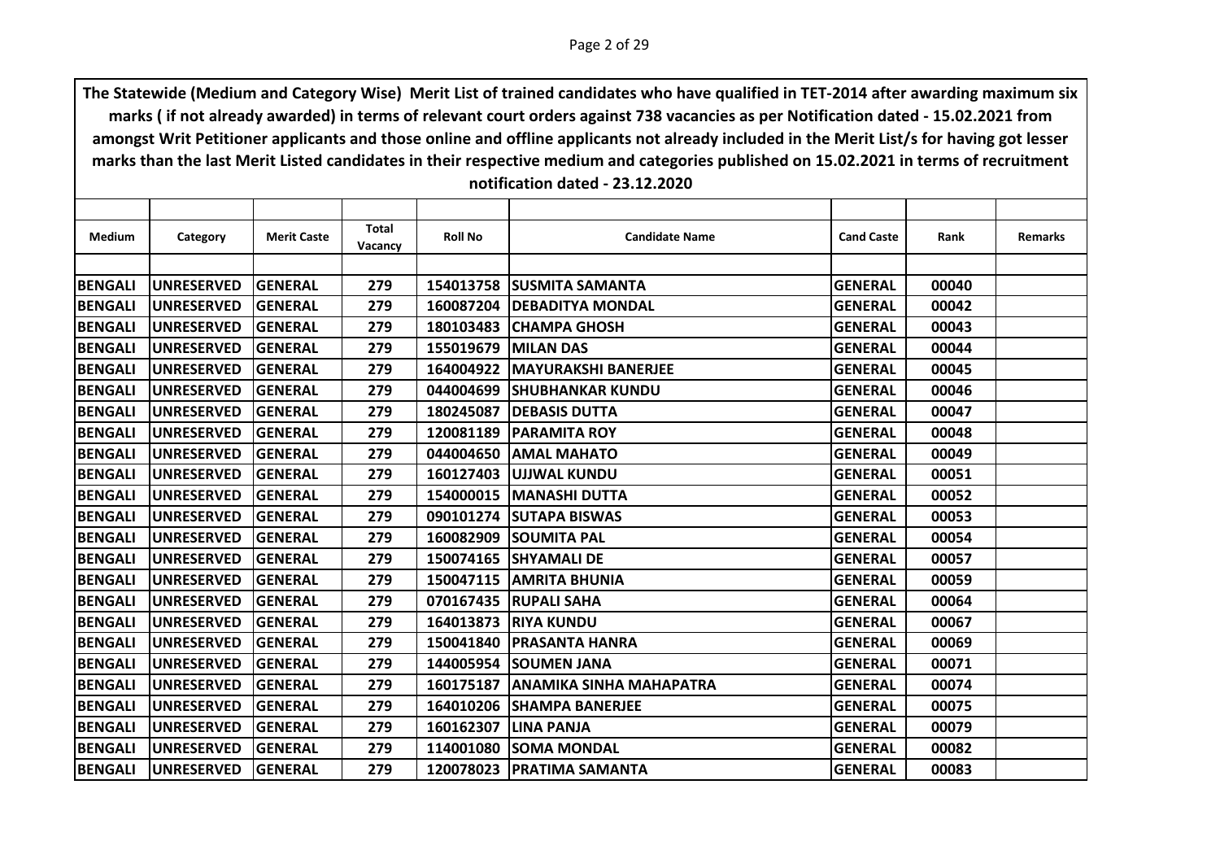The Statewide (Medium and Category Wise) Merit List of trained candidates who have qualified in TET-2014 after awarding maximum six marks ( if not already awarded) in terms of relevant court orders against 738 vacancies as per Notification dated - 15.02.2021 from amongst Writ Petitioner applicants and those online and offline applicants not already included in the Merit List/s for having got lesser marks than the last Merit Listed candidates in their respective medium and categories published on 15.02.2021 in terms of recruitment notification dated - 23.12.2020

| Medium | Category | Merit Caste | Total Vacancy | Roll No | Candidate Name | Cand Caste | Rank | Remarks |
|---|---|---|---|---|---|---|---|---|
| BENGALI | UNRESERVED | GENERAL | 279 | 154013758 | SUSMITA SAMANTA | GENERAL | 00040 | |
| BENGALI | UNRESERVED | GENERAL | 279 | 160087204 | DEBADITYA MONDAL | GENERAL | 00042 | |
| BENGALI | UNRESERVED | GENERAL | 279 | 180103483 | CHAMPA GHOSH | GENERAL | 00043 | |
| BENGALI | UNRESERVED | GENERAL | 279 | 155019679 | MILAN DAS | GENERAL | 00044 | |
| BENGALI | UNRESERVED | GENERAL | 279 | 164004922 | MAYURAKSHI BANERJEE | GENERAL | 00045 | |
| BENGALI | UNRESERVED | GENERAL | 279 | 044004699 | SHUBHANKAR KUNDU | GENERAL | 00046 | |
| BENGALI | UNRESERVED | GENERAL | 279 | 180245087 | DEBASIS DUTTA | GENERAL | 00047 | |
| BENGALI | UNRESERVED | GENERAL | 279 | 120081189 | PARAMITA ROY | GENERAL | 00048 | |
| BENGALI | UNRESERVED | GENERAL | 279 | 044004650 | AMAL MAHATO | GENERAL | 00049 | |
| BENGALI | UNRESERVED | GENERAL | 279 | 160127403 | UJJWAL KUNDU | GENERAL | 00051 | |
| BENGALI | UNRESERVED | GENERAL | 279 | 154000015 | MANASHI DUTTA | GENERAL | 00052 | |
| BENGALI | UNRESERVED | GENERAL | 279 | 090101274 | SUTAPA BISWAS | GENERAL | 00053 | |
| BENGALI | UNRESERVED | GENERAL | 279 | 160082909 | SOUMITA PAL | GENERAL | 00054 | |
| BENGALI | UNRESERVED | GENERAL | 279 | 150074165 | SHYAMALI DE | GENERAL | 00057 | |
| BENGALI | UNRESERVED | GENERAL | 279 | 150047115 | AMRITA BHUNIA | GENERAL | 00059 | |
| BENGALI | UNRESERVED | GENERAL | 279 | 070167435 | RUPALI SAHA | GENERAL | 00064 | |
| BENGALI | UNRESERVED | GENERAL | 279 | 164013873 | RIYA KUNDU | GENERAL | 00067 | |
| BENGALI | UNRESERVED | GENERAL | 279 | 150041840 | PRASANTA HANRA | GENERAL | 00069 | |
| BENGALI | UNRESERVED | GENERAL | 279 | 144005954 | SOUMEN JANA | GENERAL | 00071 | |
| BENGALI | UNRESERVED | GENERAL | 279 | 160175187 | ANAMIKA SINHA MAHAPATRA | GENERAL | 00074 | |
| BENGALI | UNRESERVED | GENERAL | 279 | 164010206 | SHAMPA BANERJEE | GENERAL | 00075 | |
| BENGALI | UNRESERVED | GENERAL | 279 | 160162307 | LINA PANJA | GENERAL | 00079 | |
| BENGALI | UNRESERVED | GENERAL | 279 | 114001080 | SOMA MONDAL | GENERAL | 00082 | |
| BENGALI | UNRESERVED | GENERAL | 279 | 120078023 | PRATIMA SAMANTA | GENERAL | 00083 | |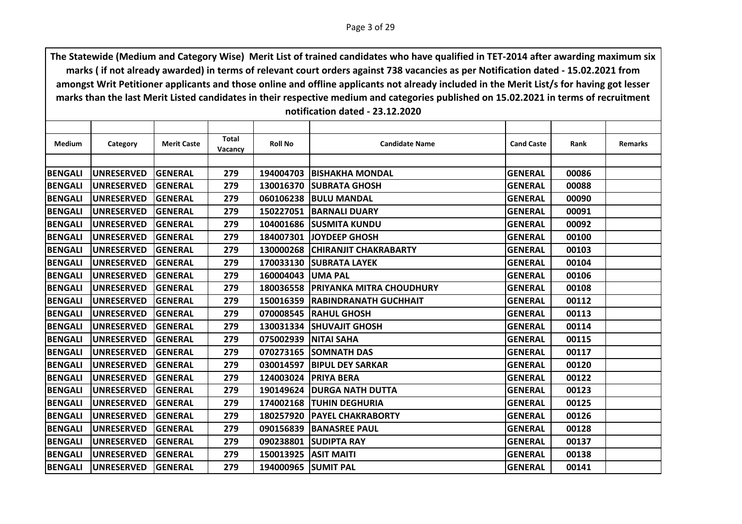**The Statewide (Medium and Category Wise) Merit List of trained candidates who have qualified in TET-2014 after awarding maximum six marks ( if not already awarded) in terms of relevant court orders against 738 vacancies as per Notification dated - 15.02.2021 from amongst Writ Petitioner applicants and those online and offline applicants not already included in the Merit List/s for having got lesser marks than the last Merit Listed candidates in their respective medium and categories published on 15.02.2021 in terms of recruitment notification dated - 23.12.2020**

| Medium | Category | Merit Caste | Total Vacancy | Roll No | Candidate Name | Cand Caste | Rank | Remarks |
|---|---|---|---|---|---|---|---|---|
| BENGALI | UNRESERVED | GENERAL | 279 | 194004703 | BISHAKHA MONDAL | GENERAL | 00086 | |
| BENGALI | UNRESERVED | GENERAL | 279 | 130016370 | SUBRATA GHOSH | GENERAL | 00088 | |
| BENGALI | UNRESERVED | GENERAL | 279 | 060106238 | BULU MANDAL | GENERAL | 00090 | |
| BENGALI | UNRESERVED | GENERAL | 279 | 150227051 | BARNALI DUARY | GENERAL | 00091 | |
| BENGALI | UNRESERVED | GENERAL | 279 | 104001686 | SUSMITA KUNDU | GENERAL | 00092 | |
| BENGALI | UNRESERVED | GENERAL | 279 | 184007301 | JOYDEEP GHOSH | GENERAL | 00100 | |
| BENGALI | UNRESERVED | GENERAL | 279 | 130000268 | CHIRANJIT CHAKRABARTY | GENERAL | 00103 | |
| BENGALI | UNRESERVED | GENERAL | 279 | 170033130 | SUBRATA LAYEK | GENERAL | 00104 | |
| BENGALI | UNRESERVED | GENERAL | 279 | 160004043 | UMA PAL | GENERAL | 00106 | |
| BENGALI | UNRESERVED | GENERAL | 279 | 180036558 | PRIYANKA MITRA CHOUDHURY | GENERAL | 00108 | |
| BENGALI | UNRESERVED | GENERAL | 279 | 150016359 | RABINDRANATH GUCHHAIT | GENERAL | 00112 | |
| BENGALI | UNRESERVED | GENERAL | 279 | 070008545 | RAHUL GHOSH | GENERAL | 00113 | |
| BENGALI | UNRESERVED | GENERAL | 279 | 130031334 | SHUVAJIT GHOSH | GENERAL | 00114 | |
| BENGALI | UNRESERVED | GENERAL | 279 | 075002939 | NITAI SAHA | GENERAL | 00115 | |
| BENGALI | UNRESERVED | GENERAL | 279 | 070273165 | SOMNATH DAS | GENERAL | 00117 | |
| BENGALI | UNRESERVED | GENERAL | 279 | 030014597 | BIPUL DEY SARKAR | GENERAL | 00120 | |
| BENGALI | UNRESERVED | GENERAL | 279 | 124003024 | PRIYA BERA | GENERAL | 00122 | |
| BENGALI | UNRESERVED | GENERAL | 279 | 190149624 | DURGA NATH DUTTA | GENERAL | 00123 | |
| BENGALI | UNRESERVED | GENERAL | 279 | 174002168 | TUHIN DEGHURIA | GENERAL | 00125 | |
| BENGALI | UNRESERVED | GENERAL | 279 | 180257920 | PAYEL CHAKRABORTY | GENERAL | 00126 | |
| BENGALI | UNRESERVED | GENERAL | 279 | 090156839 | BANASREE PAUL | GENERAL | 00128 | |
| BENGALI | UNRESERVED | GENERAL | 279 | 090238801 | SUDIPTA RAY | GENERAL | 00137 | |
| BENGALI | UNRESERVED | GENERAL | 279 | 150013925 | ASIT MAITI | GENERAL | 00138 | |
| BENGALI | UNRESERVED | GENERAL | 279 | 194000965 | SUMIT PAL | GENERAL | 00141 | |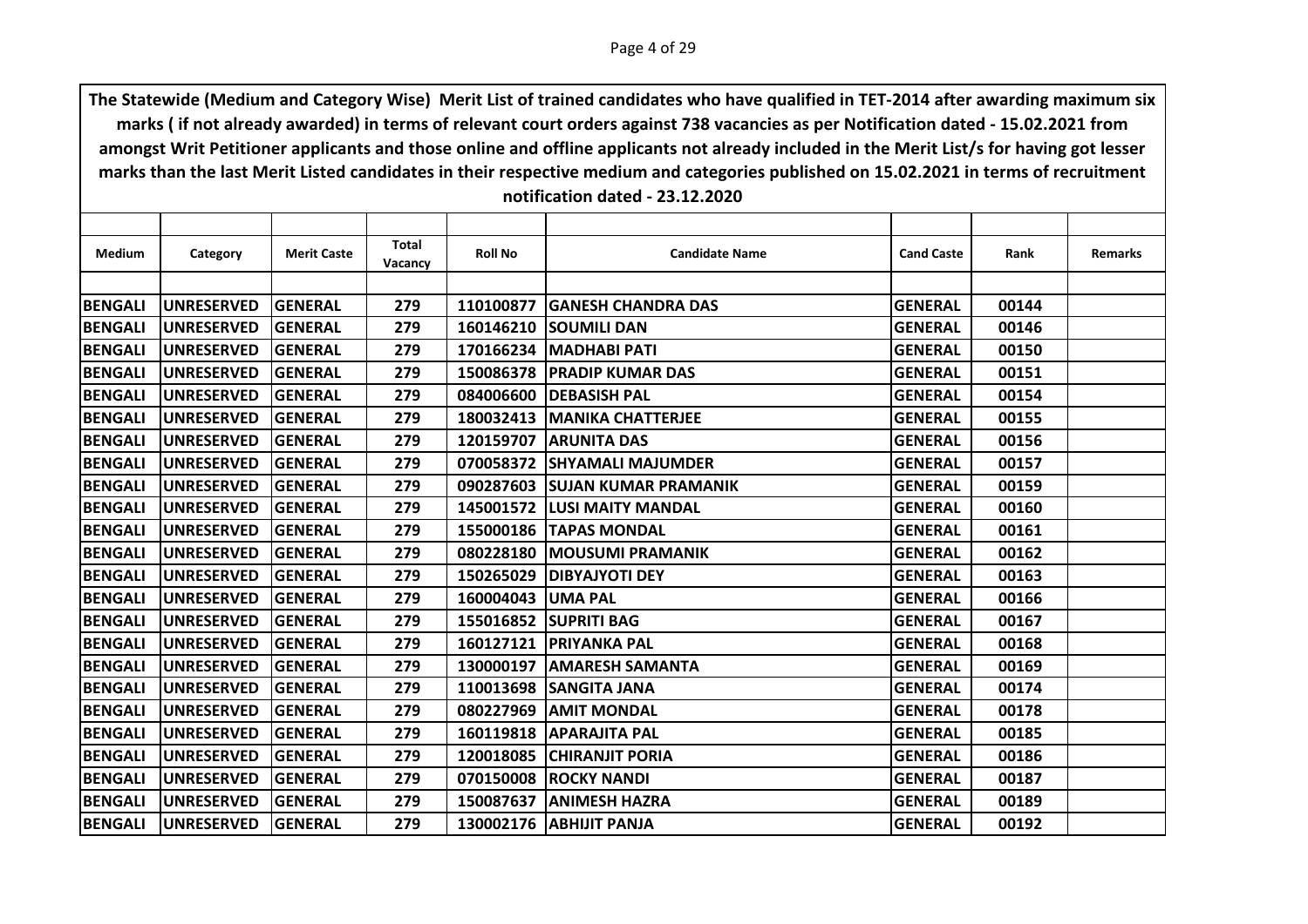**The Statewide (Medium and Category Wise) Merit List of trained candidates who have qualified in TET-2014 after awarding maximum six marks ( if not already awarded) in terms of relevant court orders against 738 vacancies as per Notification dated - 15.02.2021 from amongst Writ Petitioner applicants and those online and offline applicants not already included in the Merit List/s for having got lesser marks than the last Merit Listed candidates in their respective medium and categories published on 15.02.2021 in terms of recruitment notification dated - 23.12.2020**

| Medium | Category | Merit Caste | Total Vacancy | Roll No | Candidate Name | Cand Caste | Rank | Remarks |
|---|---|---|---|---|---|---|---|---|
| BENGALI | UNRESERVED | GENERAL | 279 | 110100877 | GANESH CHANDRA DAS | GENERAL | 00144 | |
| BENGALI | UNRESERVED | GENERAL | 279 | 160146210 | SOUMILI DAN | GENERAL | 00146 | |
| BENGALI | UNRESERVED | GENERAL | 279 | 170166234 | MADHABI PATI | GENERAL | 00150 | |
| BENGALI | UNRESERVED | GENERAL | 279 | 150086378 | PRADIP KUMAR DAS | GENERAL | 00151 | |
| BENGALI | UNRESERVED | GENERAL | 279 | 084006600 | DEBASISH PAL | GENERAL | 00154 | |
| BENGALI | UNRESERVED | GENERAL | 279 | 180032413 | MANIKA CHATTERJEE | GENERAL | 00155 | |
| BENGALI | UNRESERVED | GENERAL | 279 | 120159707 | ARUNITA DAS | GENERAL | 00156 | |
| BENGALI | UNRESERVED | GENERAL | 279 | 070058372 | SHYAMALI MAJUMDER | GENERAL | 00157 | |
| BENGALI | UNRESERVED | GENERAL | 279 | 090287603 | SUJAN KUMAR PRAMANIK | GENERAL | 00159 | |
| BENGALI | UNRESERVED | GENERAL | 279 | 145001572 | LUSI MAITY MANDAL | GENERAL | 00160 | |
| BENGALI | UNRESERVED | GENERAL | 279 | 155000186 | TAPAS MONDAL | GENERAL | 00161 | |
| BENGALI | UNRESERVED | GENERAL | 279 | 080228180 | MOUSUMI PRAMANIK | GENERAL | 00162 | |
| BENGALI | UNRESERVED | GENERAL | 279 | 150265029 | DIBYAJYOTI DEY | GENERAL | 00163 | |
| BENGALI | UNRESERVED | GENERAL | 279 | 160004043 | UMA PAL | GENERAL | 00166 | |
| BENGALI | UNRESERVED | GENERAL | 279 | 155016852 | SUPRITI BAG | GENERAL | 00167 | |
| BENGALI | UNRESERVED | GENERAL | 279 | 160127121 | PRIYANKA PAL | GENERAL | 00168 | |
| BENGALI | UNRESERVED | GENERAL | 279 | 130000197 | AMARESH SAMANTA | GENERAL | 00169 | |
| BENGALI | UNRESERVED | GENERAL | 279 | 110013698 | SANGITA JANA | GENERAL | 00174 | |
| BENGALI | UNRESERVED | GENERAL | 279 | 080227969 | AMIT MONDAL | GENERAL | 00178 | |
| BENGALI | UNRESERVED | GENERAL | 279 | 160119818 | APARAJITA PAL | GENERAL | 00185 | |
| BENGALI | UNRESERVED | GENERAL | 279 | 120018085 | CHIRANJIT PORIA | GENERAL | 00186 | |
| BENGALI | UNRESERVED | GENERAL | 279 | 070150008 | ROCKY NANDI | GENERAL | 00187 | |
| BENGALI | UNRESERVED | GENERAL | 279 | 150087637 | ANIMESH HAZRA | GENERAL | 00189 | |
| BENGALI | UNRESERVED | GENERAL | 279 | 130002176 | ABHIJIT PANJA | GENERAL | 00192 | |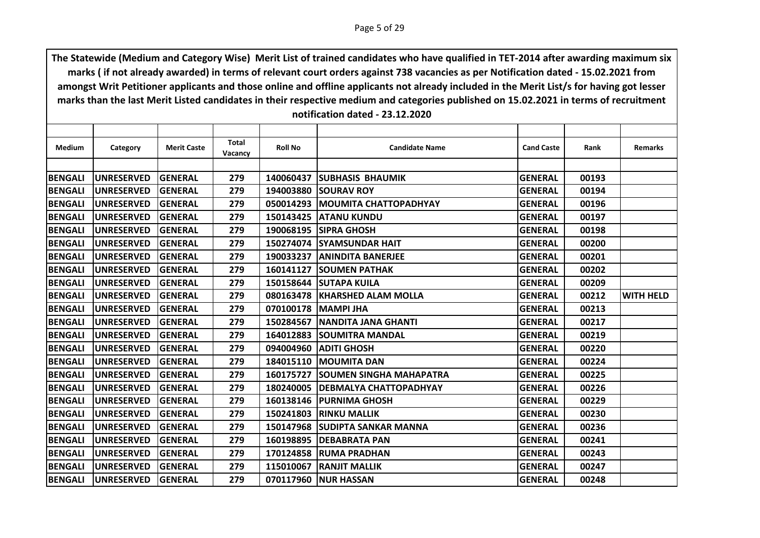The Statewide (Medium and Category Wise) Merit List of trained candidates who have qualified in TET-2014 after awarding maximum six marks ( if not already awarded) in terms of relevant court orders against 738 vacancies as per Notification dated - 15.02.2021 from amongst Writ Petitioner applicants and those online and offline applicants not already included in the Merit List/s for having got lesser marks than the last Merit Listed candidates in their respective medium and categories published on 15.02.2021 in terms of recruitment notification dated - 23.12.2020

| Medium | Category | Merit Caste | Total Vacancy | Roll No | Candidate Name | Cand Caste | Rank | Remarks |
|---|---|---|---|---|---|---|---|---|
| BENGALI | UNRESERVED | GENERAL | 279 | 140060437 | SUBHASIS BHAUMIK | GENERAL | 00193 | |
| BENGALI | UNRESERVED | GENERAL | 279 | 194003880 | SOURAV ROY | GENERAL | 00194 | |
| BENGALI | UNRESERVED | GENERAL | 279 | 050014293 | MOUMITA CHATTOPADHYAY | GENERAL | 00196 | |
| BENGALI | UNRESERVED | GENERAL | 279 | 150143425 | ATANU KUNDU | GENERAL | 00197 | |
| BENGALI | UNRESERVED | GENERAL | 279 | 190068195 | SIPRA GHOSH | GENERAL | 00198 | |
| BENGALI | UNRESERVED | GENERAL | 279 | 150274074 | SYAMSUNDAR HAIT | GENERAL | 00200 | |
| BENGALI | UNRESERVED | GENERAL | 279 | 190033237 | ANINDITA BANERJEE | GENERAL | 00201 | |
| BENGALI | UNRESERVED | GENERAL | 279 | 160141127 | SOUMEN PATHAK | GENERAL | 00202 | |
| BENGALI | UNRESERVED | GENERAL | 279 | 150158644 | SUTAPA KUILA | GENERAL | 00209 | |
| BENGALI | UNRESERVED | GENERAL | 279 | 080163478 | KHARSHED ALAM MOLLA | GENERAL | 00212 | WITH HELD |
| BENGALI | UNRESERVED | GENERAL | 279 | 070100178 | MAMPI JHA | GENERAL | 00213 | |
| BENGALI | UNRESERVED | GENERAL | 279 | 150284567 | NANDITA JANA GHANTI | GENERAL | 00217 | |
| BENGALI | UNRESERVED | GENERAL | 279 | 164012883 | SOUMITRA MANDAL | GENERAL | 00219 | |
| BENGALI | UNRESERVED | GENERAL | 279 | 094004960 | ADITI GHOSH | GENERAL | 00220 | |
| BENGALI | UNRESERVED | GENERAL | 279 | 184015110 | MOUMITA DAN | GENERAL | 00224 | |
| BENGALI | UNRESERVED | GENERAL | 279 | 160175727 | SOUMEN SINGHA MAHAPATRA | GENERAL | 00225 | |
| BENGALI | UNRESERVED | GENERAL | 279 | 180240005 | DEBMALYA CHATTOPADHYAY | GENERAL | 00226 | |
| BENGALI | UNRESERVED | GENERAL | 279 | 160138146 | PURNIMA GHOSH | GENERAL | 00229 | |
| BENGALI | UNRESERVED | GENERAL | 279 | 150241803 | RINKU MALLIK | GENERAL | 00230 | |
| BENGALI | UNRESERVED | GENERAL | 279 | 150147968 | SUDIPTA SANKAR MANNA | GENERAL | 00236 | |
| BENGALI | UNRESERVED | GENERAL | 279 | 160198895 | DEBABRATA PAN | GENERAL | 00241 | |
| BENGALI | UNRESERVED | GENERAL | 279 | 170124858 | RUMA PRADHAN | GENERAL | 00243 | |
| BENGALI | UNRESERVED | GENERAL | 279 | 115010067 | RANJIT MALLIK | GENERAL | 00247 | |
| BENGALI | UNRESERVED | GENERAL | 279 | 070117960 | NUR HASSAN | GENERAL | 00248 | |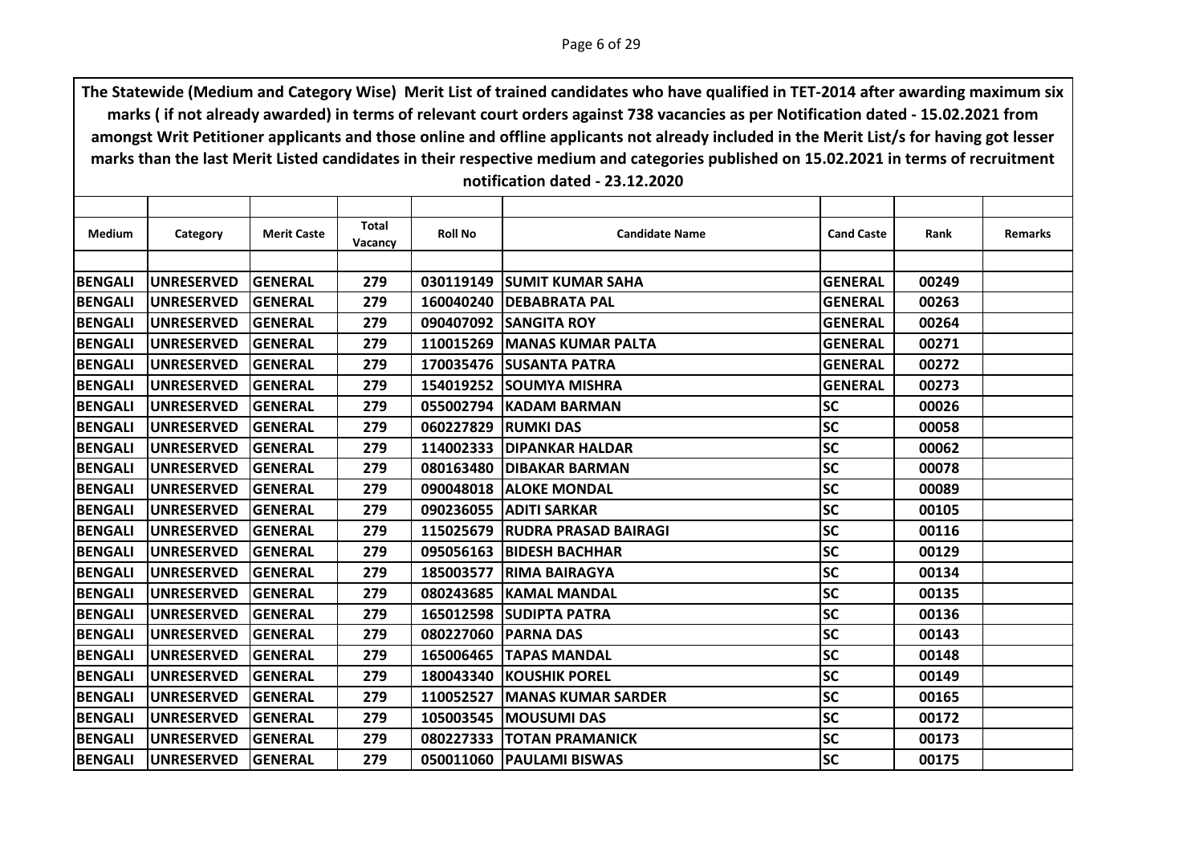**The Statewide (Medium and Category Wise) Merit List of trained candidates who have qualified in TET-2014 after awarding maximum six marks ( if not already awarded) in terms of relevant court orders against 738 vacancies as per Notification dated - 15.02.2021 from amongst Writ Petitioner applicants and those online and offline applicants not already included in the Merit List/s for having got lesser marks than the last Merit Listed candidates in their respective medium and categories published on 15.02.2021 in terms of recruitment notification dated - 23.12.2020**

| Medium | Category | Merit Caste | Total Vacancy | Roll No | Candidate Name | Cand Caste | Rank | Remarks |
|---|---|---|---|---|---|---|---|---|
| BENGALI | UNRESERVED | GENERAL | 279 | 030119149 | SUMIT KUMAR SAHA | GENERAL | 00249 | |
| BENGALI | UNRESERVED | GENERAL | 279 | 160040240 | DEBABRATA PAL | GENERAL | 00263 | |
| BENGALI | UNRESERVED | GENERAL | 279 | 090407092 | SANGITA ROY | GENERAL | 00264 | |
| BENGALI | UNRESERVED | GENERAL | 279 | 110015269 | MANAS KUMAR PALTA | GENERAL | 00271 | |
| BENGALI | UNRESERVED | GENERAL | 279 | 170035476 | SUSANTA PATRA | GENERAL | 00272 | |
| BENGALI | UNRESERVED | GENERAL | 279 | 154019252 | SOUMYA MISHRA | GENERAL | 00273 | |
| BENGALI | UNRESERVED | GENERAL | 279 | 055002794 | KADAM BARMAN | SC | 00026 | |
| BENGALI | UNRESERVED | GENERAL | 279 | 060227829 | RUMKI DAS | SC | 00058 | |
| BENGALI | UNRESERVED | GENERAL | 279 | 114002333 | DIPANKAR HALDAR | SC | 00062 | |
| BENGALI | UNRESERVED | GENERAL | 279 | 080163480 | DIBAKAR BARMAN | SC | 00078 | |
| BENGALI | UNRESERVED | GENERAL | 279 | 090048018 | ALOKE MONDAL | SC | 00089 | |
| BENGALI | UNRESERVED | GENERAL | 279 | 090236055 | ADITI SARKAR | SC | 00105 | |
| BENGALI | UNRESERVED | GENERAL | 279 | 115025679 | RUDRA PRASAD BAIRAGI | SC | 00116 | |
| BENGALI | UNRESERVED | GENERAL | 279 | 095056163 | BIDESH BACHHAR | SC | 00129 | |
| BENGALI | UNRESERVED | GENERAL | 279 | 185003577 | RIMA BAIRAGYA | SC | 00134 | |
| BENGALI | UNRESERVED | GENERAL | 279 | 080243685 | KAMAL MANDAL | SC | 00135 | |
| BENGALI | UNRESERVED | GENERAL | 279 | 165012598 | SUDIPTA PATRA | SC | 00136 | |
| BENGALI | UNRESERVED | GENERAL | 279 | 080227060 | PARNA DAS | SC | 00143 | |
| BENGALI | UNRESERVED | GENERAL | 279 | 165006465 | TAPAS MANDAL | SC | 00148 | |
| BENGALI | UNRESERVED | GENERAL | 279 | 180043340 | KOUSHIK POREL | SC | 00149 | |
| BENGALI | UNRESERVED | GENERAL | 279 | 110052527 | MANAS KUMAR SARDER | SC | 00165 | |
| BENGALI | UNRESERVED | GENERAL | 279 | 105003545 | MOUSUMI DAS | SC | 00172 | |
| BENGALI | UNRESERVED | GENERAL | 279 | 080227333 | TOTAN PRAMANICK | SC | 00173 | |
| BENGALI | UNRESERVED | GENERAL | 279 | 050011060 | PAULAMI BISWAS | SC | 00175 | |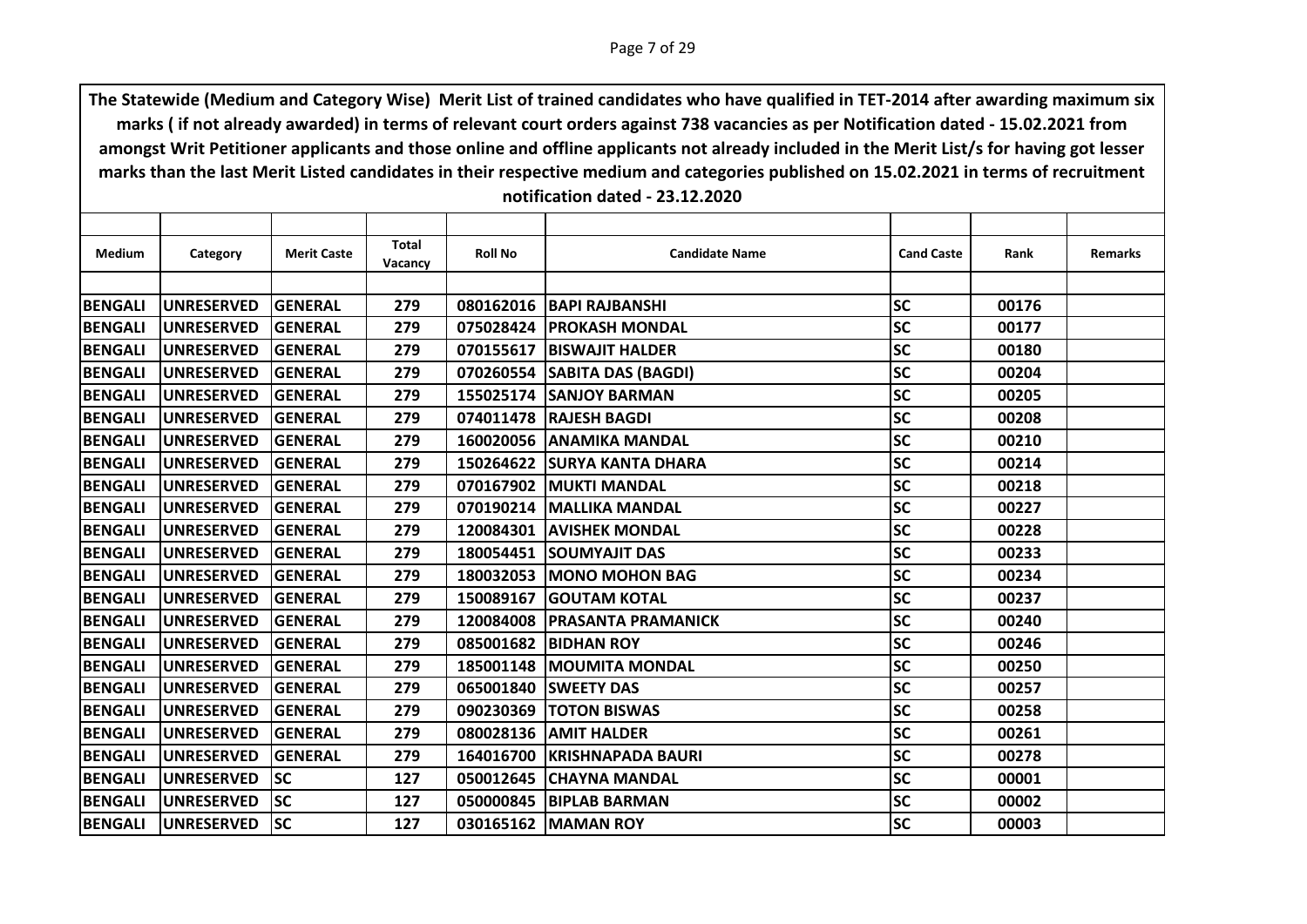The Statewide (Medium and Category Wise) Merit List of trained candidates who have qualified in TET-2014 after awarding maximum six marks ( if not already awarded) in terms of relevant court orders against 738 vacancies as per Notification dated - 15.02.2021 from amongst Writ Petitioner applicants and those online and offline applicants not already included in the Merit List/s for having got lesser marks than the last Merit Listed candidates in their respective medium and categories published on 15.02.2021 in terms of recruitment notification dated - 23.12.2020

| Medium | Category | Merit Caste | Total Vacancy | Roll No | Candidate Name | Cand Caste | Rank | Remarks |
|---|---|---|---|---|---|---|---|---|
| BENGALI | UNRESERVED | GENERAL | 279 | 080162016 | BAPI RAJBANSHI | SC | 00176 | |
| BENGALI | UNRESERVED | GENERAL | 279 | 075028424 | PROKASH MONDAL | SC | 00177 | |
| BENGALI | UNRESERVED | GENERAL | 279 | 070155617 | BISWAJIT HALDER | SC | 00180 | |
| BENGALI | UNRESERVED | GENERAL | 279 | 070260554 | SABITA DAS (BAGDI) | SC | 00204 | |
| BENGALI | UNRESERVED | GENERAL | 279 | 155025174 | SANJOY BARMAN | SC | 00205 | |
| BENGALI | UNRESERVED | GENERAL | 279 | 074011478 | RAJESH BAGDI | SC | 00208 | |
| BENGALI | UNRESERVED | GENERAL | 279 | 160020056 | ANAMIKA MANDAL | SC | 00210 | |
| BENGALI | UNRESERVED | GENERAL | 279 | 150264622 | SURYA KANTA DHARA | SC | 00214 | |
| BENGALI | UNRESERVED | GENERAL | 279 | 070167902 | MUKTI MANDAL | SC | 00218 | |
| BENGALI | UNRESERVED | GENERAL | 279 | 070190214 | MALLIKA MANDAL | SC | 00227 | |
| BENGALI | UNRESERVED | GENERAL | 279 | 120084301 | AVISHEK MONDAL | SC | 00228 | |
| BENGALI | UNRESERVED | GENERAL | 279 | 180054451 | SOUMYAJIT DAS | SC | 00233 | |
| BENGALI | UNRESERVED | GENERAL | 279 | 180032053 | MONO MOHON BAG | SC | 00234 | |
| BENGALI | UNRESERVED | GENERAL | 279 | 150089167 | GOUTAM KOTAL | SC | 00237 | |
| BENGALI | UNRESERVED | GENERAL | 279 | 120084008 | PRASANTA PRAMANICK | SC | 00240 | |
| BENGALI | UNRESERVED | GENERAL | 279 | 085001682 | BIDHAN ROY | SC | 00246 | |
| BENGALI | UNRESERVED | GENERAL | 279 | 185001148 | MOUMITA MONDAL | SC | 00250 | |
| BENGALI | UNRESERVED | GENERAL | 279 | 065001840 | SWEETY DAS | SC | 00257 | |
| BENGALI | UNRESERVED | GENERAL | 279 | 090230369 | TOTON BISWAS | SC | 00258 | |
| BENGALI | UNRESERVED | GENERAL | 279 | 080028136 | AMIT HALDER | SC | 00261 | |
| BENGALI | UNRESERVED | GENERAL | 279 | 164016700 | KRISHNAPADA BAURI | SC | 00278 | |
| BENGALI | UNRESERVED | SC | 127 | 050012645 | CHAYNA MANDAL | SC | 00001 | |
| BENGALI | UNRESERVED | SC | 127 | 050000845 | BIPLAB BARMAN | SC | 00002 | |
| BENGALI | UNRESERVED | SC | 127 | 030165162 | MAMAN ROY | SC | 00003 | |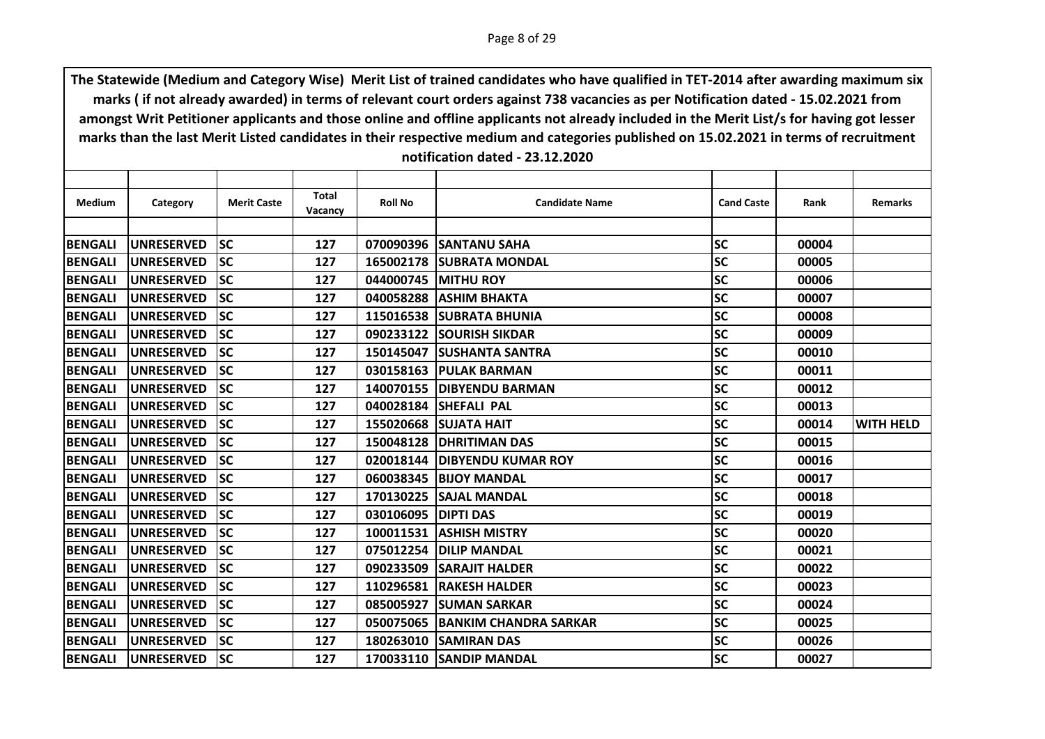The Statewide (Medium and Category Wise) Merit List of trained candidates who have qualified in TET-2014 after awarding maximum six marks ( if not already awarded) in terms of relevant court orders against 738 vacancies as per Notification dated - 15.02.2021 from amongst Writ Petitioner applicants and those online and offline applicants not already included in the Merit List/s for having got lesser marks than the last Merit Listed candidates in their respective medium and categories published on 15.02.2021 in terms of recruitment notification dated - 23.12.2020

| Medium | Category | Merit Caste | Total Vacancy | Roll No | Candidate Name | Cand Caste | Rank | Remarks |
|---|---|---|---|---|---|---|---|---|
| BENGALI | UNRESERVED | SC | 127 | 070090396 | SANTANU SAHA | SC | 00004 | |
| BENGALI | UNRESERVED | SC | 127 | 165002178 | SUBRATA MONDAL | SC | 00005 | |
| BENGALI | UNRESERVED | SC | 127 | 044000745 | MITHU ROY | SC | 00006 | |
| BENGALI | UNRESERVED | SC | 127 | 040058288 | ASHIM BHAKTA | SC | 00007 | |
| BENGALI | UNRESERVED | SC | 127 | 115016538 | SUBRATA BHUNIA | SC | 00008 | |
| BENGALI | UNRESERVED | SC | 127 | 090233122 | SOURISH SIKDAR | SC | 00009 | |
| BENGALI | UNRESERVED | SC | 127 | 150145047 | SUSHANTA SANTRA | SC | 00010 | |
| BENGALI | UNRESERVED | SC | 127 | 030158163 | PULAK BARMAN | SC | 00011 | |
| BENGALI | UNRESERVED | SC | 127 | 140070155 | DIBYENDU BARMAN | SC | 00012 | |
| BENGALI | UNRESERVED | SC | 127 | 040028184 | SHEFALI PAL | SC | 00013 | |
| BENGALI | UNRESERVED | SC | 127 | 155020668 | SUJATA HAIT | SC | 00014 | WITH HELD |
| BENGALI | UNRESERVED | SC | 127 | 150048128 | DHRITIMAN DAS | SC | 00015 | |
| BENGALI | UNRESERVED | SC | 127 | 020018144 | DIBYENDU KUMAR ROY | SC | 00016 | |
| BENGALI | UNRESERVED | SC | 127 | 060038345 | BIJOY MANDAL | SC | 00017 | |
| BENGALI | UNRESERVED | SC | 127 | 170130225 | SAJAL MANDAL | SC | 00018 | |
| BENGALI | UNRESERVED | SC | 127 | 030106095 | DIPTI DAS | SC | 00019 | |
| BENGALI | UNRESERVED | SC | 127 | 100011531 | ASHISH MISTRY | SC | 00020 | |
| BENGALI | UNRESERVED | SC | 127 | 075012254 | DILIP MANDAL | SC | 00021 | |
| BENGALI | UNRESERVED | SC | 127 | 090233509 | SARAJIT HALDER | SC | 00022 | |
| BENGALI | UNRESERVED | SC | 127 | 110296581 | RAKESH HALDER | SC | 00023 | |
| BENGALI | UNRESERVED | SC | 127 | 085005927 | SUMAN SARKAR | SC | 00024 | |
| BENGALI | UNRESERVED | SC | 127 | 050075065 | BANKIM CHANDRA SARKAR | SC | 00025 | |
| BENGALI | UNRESERVED | SC | 127 | 180263010 | SAMIRAN DAS | SC | 00026 | |
| BENGALI | UNRESERVED | SC | 127 | 170033110 | SANDIP MANDAL | SC | 00027 | |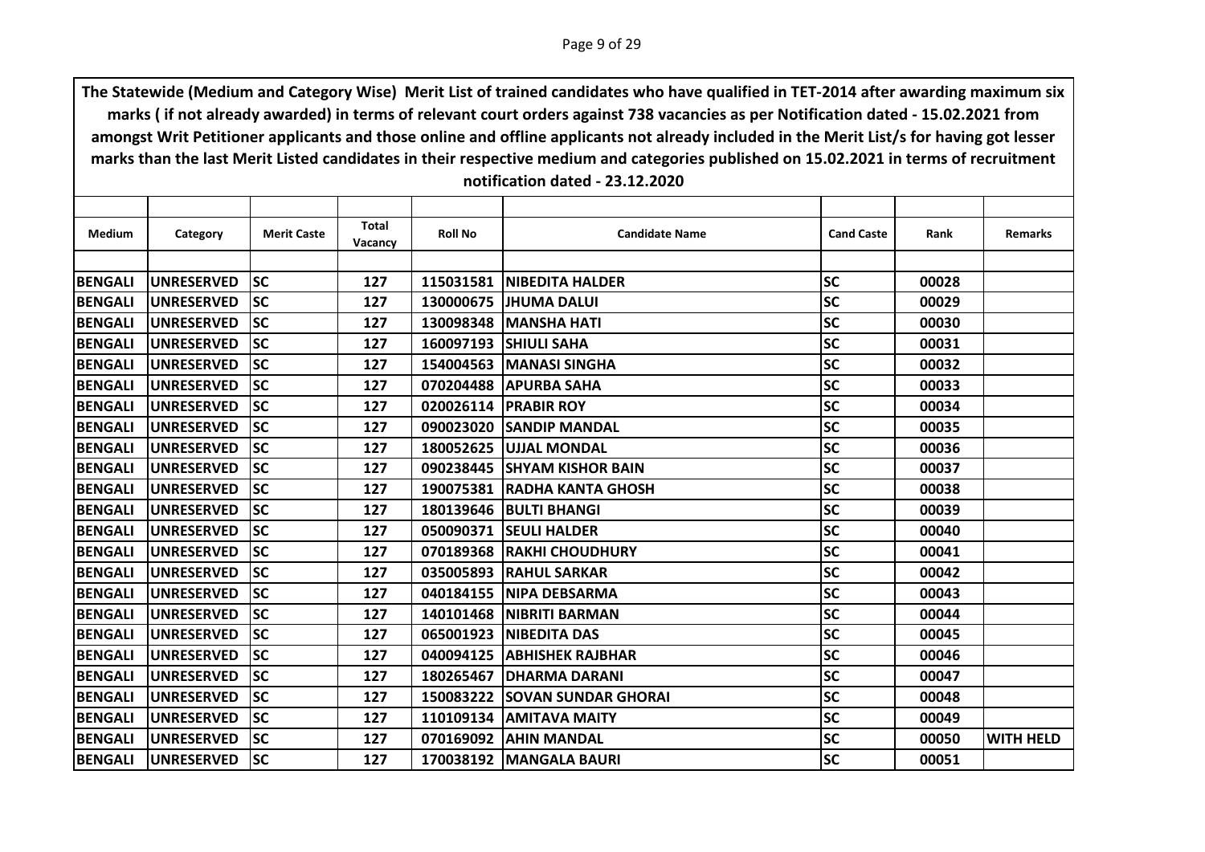**The Statewide (Medium and Category Wise) Merit List of trained candidates who have qualified in TET-2014 after awarding maximum six marks ( if not already awarded) in terms of relevant court orders against 738 vacancies as per Notification dated - 15.02.2021 from amongst Writ Petitioner applicants and those online and offline applicants not already included in the Merit List/s for having got lesser marks than the last Merit Listed candidates in their respective medium and categories published on 15.02.2021 in terms of recruitment notification dated - 23.12.2020**

| Medium | Category | Merit Caste | Total Vacancy | Roll No | Candidate Name | Cand Caste | Rank | Remarks |
|---|---|---|---|---|---|---|---|---|
| BENGALI | UNRESERVED | SC | 127 | 115031581 | NIBEDITA HALDER | SC | 00028 | |
| BENGALI | UNRESERVED | SC | 127 | 130000675 | JHUMA DALUI | SC | 00029 | |
| BENGALI | UNRESERVED | SC | 127 | 130098348 | MANSHA HATI | SC | 00030 | |
| BENGALI | UNRESERVED | SC | 127 | 160097193 | SHIULI SAHA | SC | 00031 | |
| BENGALI | UNRESERVED | SC | 127 | 154004563 | MANASI SINGHA | SC | 00032 | |
| BENGALI | UNRESERVED | SC | 127 | 070204488 | APURBA SAHA | SC | 00033 | |
| BENGALI | UNRESERVED | SC | 127 | 020026114 | PRABIR ROY | SC | 00034 | |
| BENGALI | UNRESERVED | SC | 127 | 090023020 | SANDIP MANDAL | SC | 00035 | |
| BENGALI | UNRESERVED | SC | 127 | 180052625 | UJJAL MONDAL | SC | 00036 | |
| BENGALI | UNRESERVED | SC | 127 | 090238445 | SHYAM KISHOR BAIN | SC | 00037 | |
| BENGALI | UNRESERVED | SC | 127 | 190075381 | RADHA KANTA GHOSH | SC | 00038 | |
| BENGALI | UNRESERVED | SC | 127 | 180139646 | BULTI BHANGI | SC | 00039 | |
| BENGALI | UNRESERVED | SC | 127 | 050090371 | SEULI HALDER | SC | 00040 | |
| BENGALI | UNRESERVED | SC | 127 | 070189368 | RAKHI CHOUDHURY | SC | 00041 | |
| BENGALI | UNRESERVED | SC | 127 | 035005893 | RAHUL SARKAR | SC | 00042 | |
| BENGALI | UNRESERVED | SC | 127 | 040184155 | NIPA DEBSARMA | SC | 00043 | |
| BENGALI | UNRESERVED | SC | 127 | 140101468 | NIBRITI BARMAN | SC | 00044 | |
| BENGALI | UNRESERVED | SC | 127 | 065001923 | NIBEDITA DAS | SC | 00045 | |
| BENGALI | UNRESERVED | SC | 127 | 040094125 | ABHISHEK RAJBHAR | SC | 00046 | |
| BENGALI | UNRESERVED | SC | 127 | 180265467 | DHARMA DARANI | SC | 00047 | |
| BENGALI | UNRESERVED | SC | 127 | 150083222 | SOVAN SUNDAR GHORAI | SC | 00048 | |
| BENGALI | UNRESERVED | SC | 127 | 110109134 | AMITAVA MAITY | SC | 00049 | |
| BENGALI | UNRESERVED | SC | 127 | 070169092 | AHIN MANDAL | SC | 00050 | WITH HELD |
| BENGALI | UNRESERVED | SC | 127 | 170038192 | MANGALA BAURI | SC | 00051 | |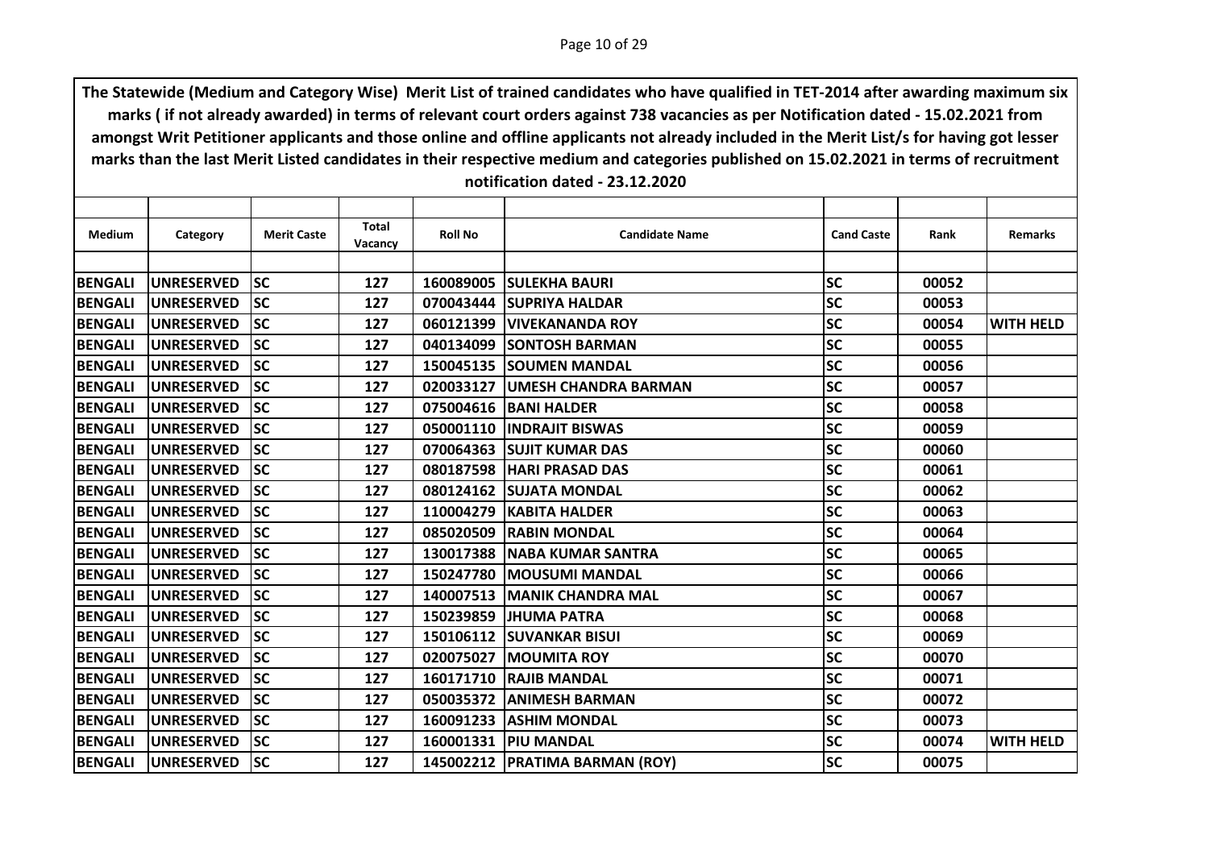**The Statewide (Medium and Category Wise) Merit List of trained candidates who have qualified in TET-2014 after awarding maximum six marks ( if not already awarded) in terms of relevant court orders against 738 vacancies as per Notification dated - 15.02.2021 from amongst Writ Petitioner applicants and those online and offline applicants not already included in the Merit List/s for having got lesser marks than the last Merit Listed candidates in their respective medium and categories published on 15.02.2021 in terms of recruitment notification dated - 23.12.2020**

| Medium | Category | Merit Caste | Total Vacancy | Roll No | Candidate Name | Cand Caste | Rank | Remarks |
|---|---|---|---|---|---|---|---|---|
| BENGALI | UNRESERVED | SC | 127 | 160089005 | SULEKHA BAURI | SC | 00052 | |
| BENGALI | UNRESERVED | SC | 127 | 070043444 | SUPRIYA HALDAR | SC | 00053 | |
| BENGALI | UNRESERVED | SC | 127 | 060121399 | VIVEKANANDA ROY | SC | 00054 | WITH HELD |
| BENGALI | UNRESERVED | SC | 127 | 040134099 | SONTOSH BARMAN | SC | 00055 | |
| BENGALI | UNRESERVED | SC | 127 | 150045135 | SOUMEN MANDAL | SC | 00056 | |
| BENGALI | UNRESERVED | SC | 127 | 020033127 | UMESH CHANDRA BARMAN | SC | 00057 | |
| BENGALI | UNRESERVED | SC | 127 | 075004616 | BANI HALDER | SC | 00058 | |
| BENGALI | UNRESERVED | SC | 127 | 050001110 | INDRAJIT BISWAS | SC | 00059 | |
| BENGALI | UNRESERVED | SC | 127 | 070064363 | SUJIT KUMAR DAS | SC | 00060 | |
| BENGALI | UNRESERVED | SC | 127 | 080187598 | HARI PRASAD DAS | SC | 00061 | |
| BENGALI | UNRESERVED | SC | 127 | 080124162 | SUJATA MONDAL | SC | 00062 | |
| BENGALI | UNRESERVED | SC | 127 | 110004279 | KABITA HALDER | SC | 00063 | |
| BENGALI | UNRESERVED | SC | 127 | 085020509 | RABIN MONDAL | SC | 00064 | |
| BENGALI | UNRESERVED | SC | 127 | 130017388 | NABA KUMAR SANTRA | SC | 00065 | |
| BENGALI | UNRESERVED | SC | 127 | 150247780 | MOUSUMI MANDAL | SC | 00066 | |
| BENGALI | UNRESERVED | SC | 127 | 140007513 | MANIK CHANDRA MAL | SC | 00067 | |
| BENGALI | UNRESERVED | SC | 127 | 150239859 | JHUMA PATRA | SC | 00068 | |
| BENGALI | UNRESERVED | SC | 127 | 150106112 | SUVANKAR BISUI | SC | 00069 | |
| BENGALI | UNRESERVED | SC | 127 | 020075027 | MOUMITA ROY | SC | 00070 | |
| BENGALI | UNRESERVED | SC | 127 | 160171710 | RAJIB MANDAL | SC | 00071 | |
| BENGALI | UNRESERVED | SC | 127 | 050035372 | ANIMESH BARMAN | SC | 00072 | |
| BENGALI | UNRESERVED | SC | 127 | 160091233 | ASHIM MONDAL | SC | 00073 | |
| BENGALI | UNRESERVED | SC | 127 | 160001331 | PIU MANDAL | SC | 00074 | WITH HELD |
| BENGALI | UNRESERVED | SC | 127 | 145002212 | PRATIMA BARMAN (ROY) | SC | 00075 | |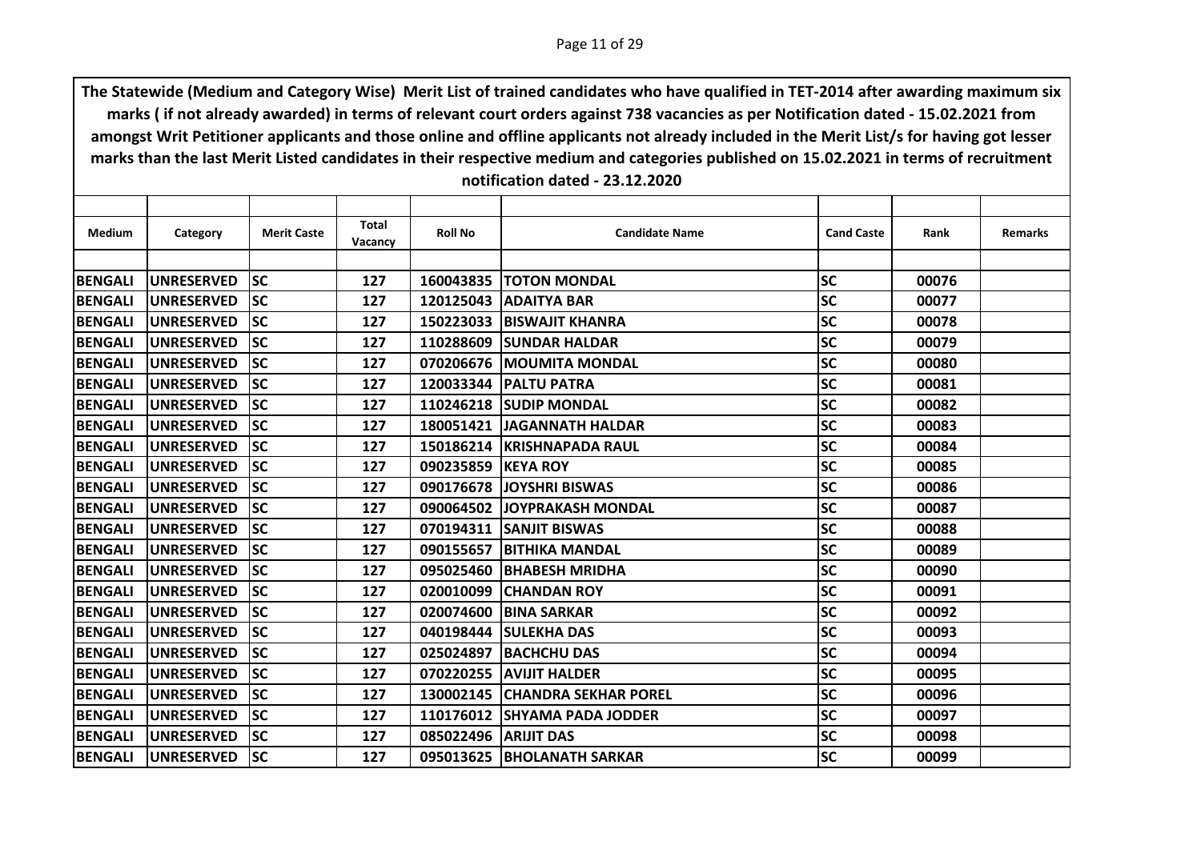**The Statewide (Medium and Category Wise) Merit List of trained candidates who have qualified in TET-2014 after awarding maximum six marks ( if not already awarded) in terms of relevant court orders against 738 vacancies as per Notification dated - 15.02.2021 from amongst Writ Petitioner applicants and those online and offline applicants not already included in the Merit List/s for having got lesser marks than the last Merit Listed candidates in their respective medium and categories published on 15.02.2021 in terms of recruitment notification dated - 23.12.2020**

| Medium | Category | Merit Caste | Total Vacancy | Roll No | Candidate Name | Cand Caste | Rank | Remarks |
|---|---|---|---|---|---|---|---|---|
| BENGALI | UNRESERVED | SC | 127 | 160043835 | TOTON MONDAL | SC | 00076 | |
| BENGALI | UNRESERVED | SC | 127 | 120125043 | ADAITYA BAR | SC | 00077 | |
| BENGALI | UNRESERVED | SC | 127 | 150223033 | BISWAJIT KHANRA | SC | 00078 | |
| BENGALI | UNRESERVED | SC | 127 | 110288609 | SUNDAR HALDAR | SC | 00079 | |
| BENGALI | UNRESERVED | SC | 127 | 070206676 | MOUMITA MONDAL | SC | 00080 | |
| BENGALI | UNRESERVED | SC | 127 | 120033344 | PALTU PATRA | SC | 00081 | |
| BENGALI | UNRESERVED | SC | 127 | 110246218 | SUDIP MONDAL | SC | 00082 | |
| BENGALI | UNRESERVED | SC | 127 | 180051421 | JAGANNATH HALDAR | SC | 00083 | |
| BENGALI | UNRESERVED | SC | 127 | 150186214 | KRISHNAPADA RAUL | SC | 00084 | |
| BENGALI | UNRESERVED | SC | 127 | 090235859 | KEYA ROY | SC | 00085 | |
| BENGALI | UNRESERVED | SC | 127 | 090176678 | JOYSHRI BISWAS | SC | 00086 | |
| BENGALI | UNRESERVED | SC | 127 | 090064502 | JOYPRAKASH MONDAL | SC | 00087 | |
| BENGALI | UNRESERVED | SC | 127 | 070194311 | SANJIT BISWAS | SC | 00088 | |
| BENGALI | UNRESERVED | SC | 127 | 090155657 | BITHIKA MANDAL | SC | 00089 | |
| BENGALI | UNRESERVED | SC | 127 | 095025460 | BHABESH MRIDHA | SC | 00090 | |
| BENGALI | UNRESERVED | SC | 127 | 020010099 | CHANDAN ROY | SC | 00091 | |
| BENGALI | UNRESERVED | SC | 127 | 020074600 | BINA SARKAR | SC | 00092 | |
| BENGALI | UNRESERVED | SC | 127 | 040198444 | SULEKHA DAS | SC | 00093 | |
| BENGALI | UNRESERVED | SC | 127 | 025024897 | BACHCHU DAS | SC | 00094 | |
| BENGALI | UNRESERVED | SC | 127 | 070220255 | AVIJIT HALDER | SC | 00095 | |
| BENGALI | UNRESERVED | SC | 127 | 130002145 | CHANDRA SEKHAR POREL | SC | 00096 | |
| BENGALI | UNRESERVED | SC | 127 | 110176012 | SHYAMA PADA JODDER | SC | 00097 | |
| BENGALI | UNRESERVED | SC | 127 | 085022496 | ARIJIT DAS | SC | 00098 | |
| BENGALI | UNRESERVED | SC | 127 | 095013625 | BHOLANATH SARKAR | SC | 00099 | |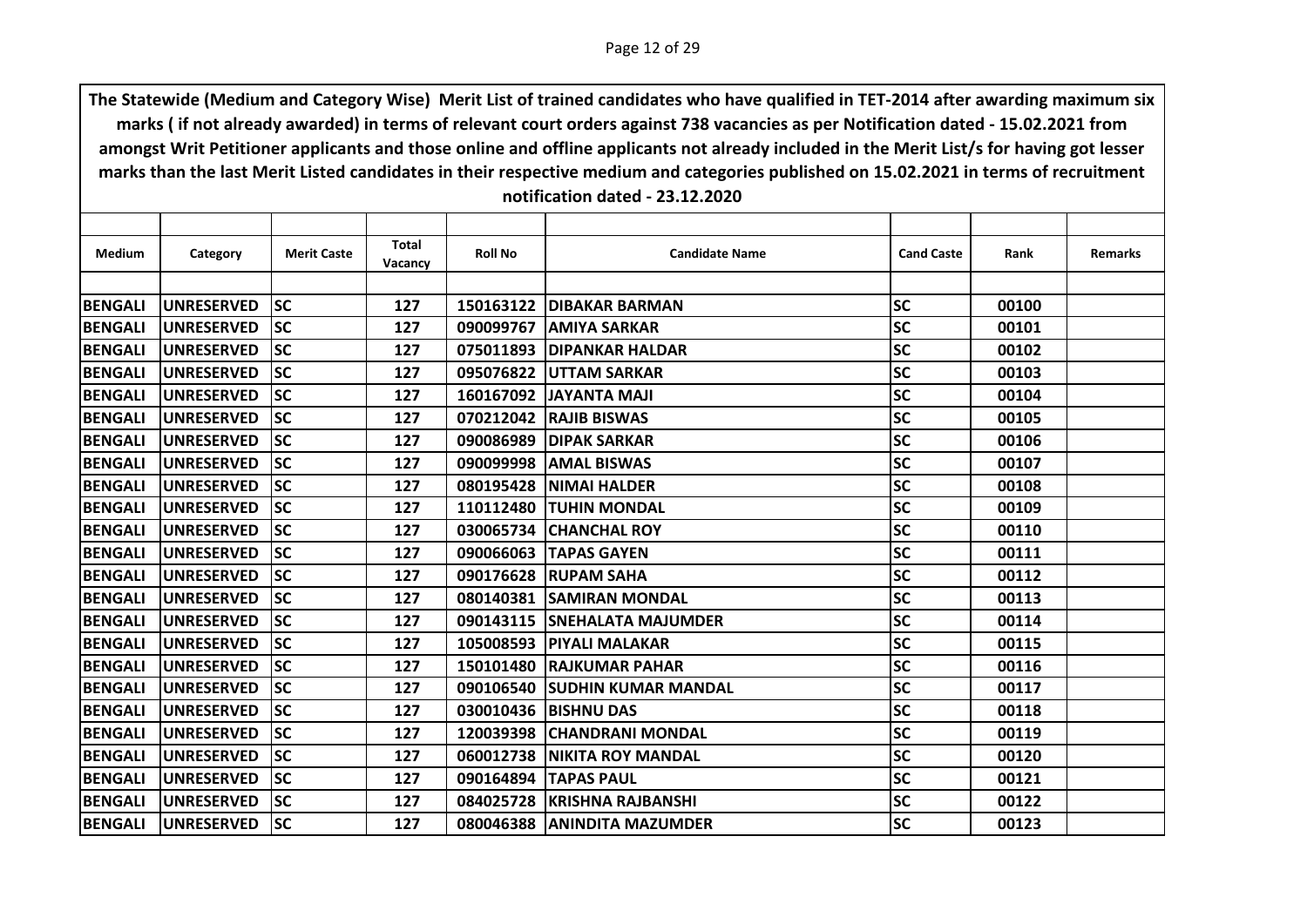**The Statewide (Medium and Category Wise) Merit List of trained candidates who have qualified in TET-2014 after awarding maximum six marks ( if not already awarded) in terms of relevant court orders against 738 vacancies as per Notification dated - 15.02.2021 from amongst Writ Petitioner applicants and those online and offline applicants not already included in the Merit List/s for having got lesser marks than the last Merit Listed candidates in their respective medium and categories published on 15.02.2021 in terms of recruitment notification dated - 23.12.2020**

| Medium | Category | Merit Caste | Total Vacancy | Roll No | Candidate Name | Cand Caste | Rank | Remarks |
|---|---|---|---|---|---|---|---|---|
| BENGALI | UNRESERVED | SC | 127 | 150163122 | DIBAKAR BARMAN | SC | 00100 | |
| BENGALI | UNRESERVED | SC | 127 | 090099767 | AMIYA SARKAR | SC | 00101 | |
| BENGALI | UNRESERVED | SC | 127 | 075011893 | DIPANKAR HALDAR | SC | 00102 | |
| BENGALI | UNRESERVED | SC | 127 | 095076822 | UTTAM SARKAR | SC | 00103 | |
| BENGALI | UNRESERVED | SC | 127 | 160167092 | JAYANTA MAJI | SC | 00104 | |
| BENGALI | UNRESERVED | SC | 127 | 070212042 | RAJIB BISWAS | SC | 00105 | |
| BENGALI | UNRESERVED | SC | 127 | 090086989 | DIPAK SARKAR | SC | 00106 | |
| BENGALI | UNRESERVED | SC | 127 | 090099998 | AMAL BISWAS | SC | 00107 | |
| BENGALI | UNRESERVED | SC | 127 | 080195428 | NIMAI HALDER | SC | 00108 | |
| BENGALI | UNRESERVED | SC | 127 | 110112480 | TUHIN MONDAL | SC | 00109 | |
| BENGALI | UNRESERVED | SC | 127 | 030065734 | CHANCHAL ROY | SC | 00110 | |
| BENGALI | UNRESERVED | SC | 127 | 090066063 | TAPAS GAYEN | SC | 00111 | |
| BENGALI | UNRESERVED | SC | 127 | 090176628 | RUPAM SAHA | SC | 00112 | |
| BENGALI | UNRESERVED | SC | 127 | 080140381 | SAMIRAN MONDAL | SC | 00113 | |
| BENGALI | UNRESERVED | SC | 127 | 090143115 | SNEHALATA MAJUMDER | SC | 00114 | |
| BENGALI | UNRESERVED | SC | 127 | 105008593 | PIYALI MALAKAR | SC | 00115 | |
| BENGALI | UNRESERVED | SC | 127 | 150101480 | RAJKUMAR PAHAR | SC | 00116 | |
| BENGALI | UNRESERVED | SC | 127 | 090106540 | SUDHIN KUMAR MANDAL | SC | 00117 | |
| BENGALI | UNRESERVED | SC | 127 | 030010436 | BISHNU DAS | SC | 00118 | |
| BENGALI | UNRESERVED | SC | 127 | 120039398 | CHANDRANI MONDAL | SC | 00119 | |
| BENGALI | UNRESERVED | SC | 127 | 060012738 | NIKITA ROY MANDAL | SC | 00120 | |
| BENGALI | UNRESERVED | SC | 127 | 090164894 | TAPAS PAUL | SC | 00121 | |
| BENGALI | UNRESERVED | SC | 127 | 084025728 | KRISHNA RAJBANSHI | SC | 00122 | |
| BENGALI | UNRESERVED | SC | 127 | 080046388 | ANINDITA MAZUMDER | SC | 00123 | |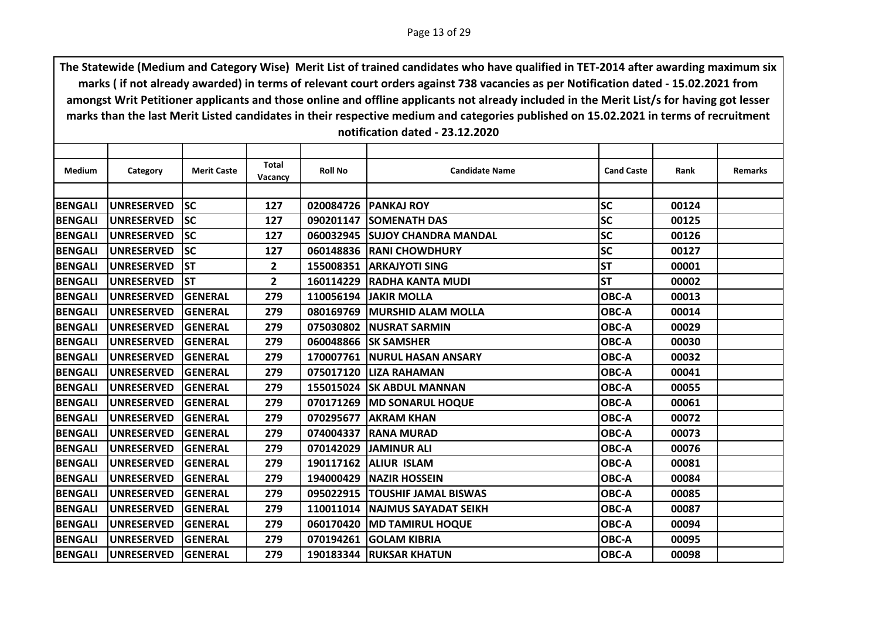**The Statewide (Medium and Category Wise) Merit List of trained candidates who have qualified in TET-2014 after awarding maximum six marks ( if not already awarded) in terms of relevant court orders against 738 vacancies as per Notification dated - 15.02.2021 from amongst Writ Petitioner applicants and those online and offline applicants not already included in the Merit List/s for having got lesser marks than the last Merit Listed candidates in their respective medium and categories published on 15.02.2021 in terms of recruitment notification dated - 23.12.2020**

| Medium | Category | Merit Caste | Total Vacancy | Roll No | Candidate Name | Cand Caste | Rank | Remarks |
|---|---|---|---|---|---|---|---|---|
| BENGALI | UNRESERVED | SC | 127 | 020084726 | PANKAJ ROY | SC | 00124 | |
| BENGALI | UNRESERVED | SC | 127 | 090201147 | SOMENATH DAS | SC | 00125 | |
| BENGALI | UNRESERVED | SC | 127 | 060032945 | SUJOY CHANDRA MANDAL | SC | 00126 | |
| BENGALI | UNRESERVED | SC | 127 | 060148836 | RANI CHOWDHURY | SC | 00127 | |
| BENGALI | UNRESERVED | ST | 2 | 155008351 | ARKAJYOTI SING | ST | 00001 | |
| BENGALI | UNRESERVED | ST | 2 | 160114229 | RADHA KANTA MUDI | ST | 00002 | |
| BENGALI | UNRESERVED | GENERAL | 279 | 110056194 | JAKIR MOLLA | OBC-A | 00013 | |
| BENGALI | UNRESERVED | GENERAL | 279 | 080169769 | MURSHID ALAM MOLLA | OBC-A | 00014 | |
| BENGALI | UNRESERVED | GENERAL | 279 | 075030802 | NUSRAT SARMIN | OBC-A | 00029 | |
| BENGALI | UNRESERVED | GENERAL | 279 | 060048866 | SK SAMSHER | OBC-A | 00030 | |
| BENGALI | UNRESERVED | GENERAL | 279 | 170007761 | NURUL HASAN ANSARY | OBC-A | 00032 | |
| BENGALI | UNRESERVED | GENERAL | 279 | 075017120 | LIZA RAHAMAN | OBC-A | 00041 | |
| BENGALI | UNRESERVED | GENERAL | 279 | 155015024 | SK ABDUL MANNAN | OBC-A | 00055 | |
| BENGALI | UNRESERVED | GENERAL | 279 | 070171269 | MD SONARUL HOQUE | OBC-A | 00061 | |
| BENGALI | UNRESERVED | GENERAL | 279 | 070295677 | AKRAM KHAN | OBC-A | 00072 | |
| BENGALI | UNRESERVED | GENERAL | 279 | 074004337 | RANA MURAD | OBC-A | 00073 | |
| BENGALI | UNRESERVED | GENERAL | 279 | 070142029 | JAMINUR ALI | OBC-A | 00076 | |
| BENGALI | UNRESERVED | GENERAL | 279 | 190117162 | ALIUR ISLAM | OBC-A | 00081 | |
| BENGALI | UNRESERVED | GENERAL | 279 | 194000429 | NAZIR HOSSEIN | OBC-A | 00084 | |
| BENGALI | UNRESERVED | GENERAL | 279 | 095022915 | TOUSHIF JAMAL BISWAS | OBC-A | 00085 | |
| BENGALI | UNRESERVED | GENERAL | 279 | 110011014 | NAJMUS SAYADAT SEIKH | OBC-A | 00087 | |
| BENGALI | UNRESERVED | GENERAL | 279 | 060170420 | MD TAMIRUL HOQUE | OBC-A | 00094 | |
| BENGALI | UNRESERVED | GENERAL | 279 | 070194261 | GOLAM KIBRIA | OBC-A | 00095 | |
| BENGALI | UNRESERVED | GENERAL | 279 | 190183344 | RUKSAR KHATUN | OBC-A | 00098 | |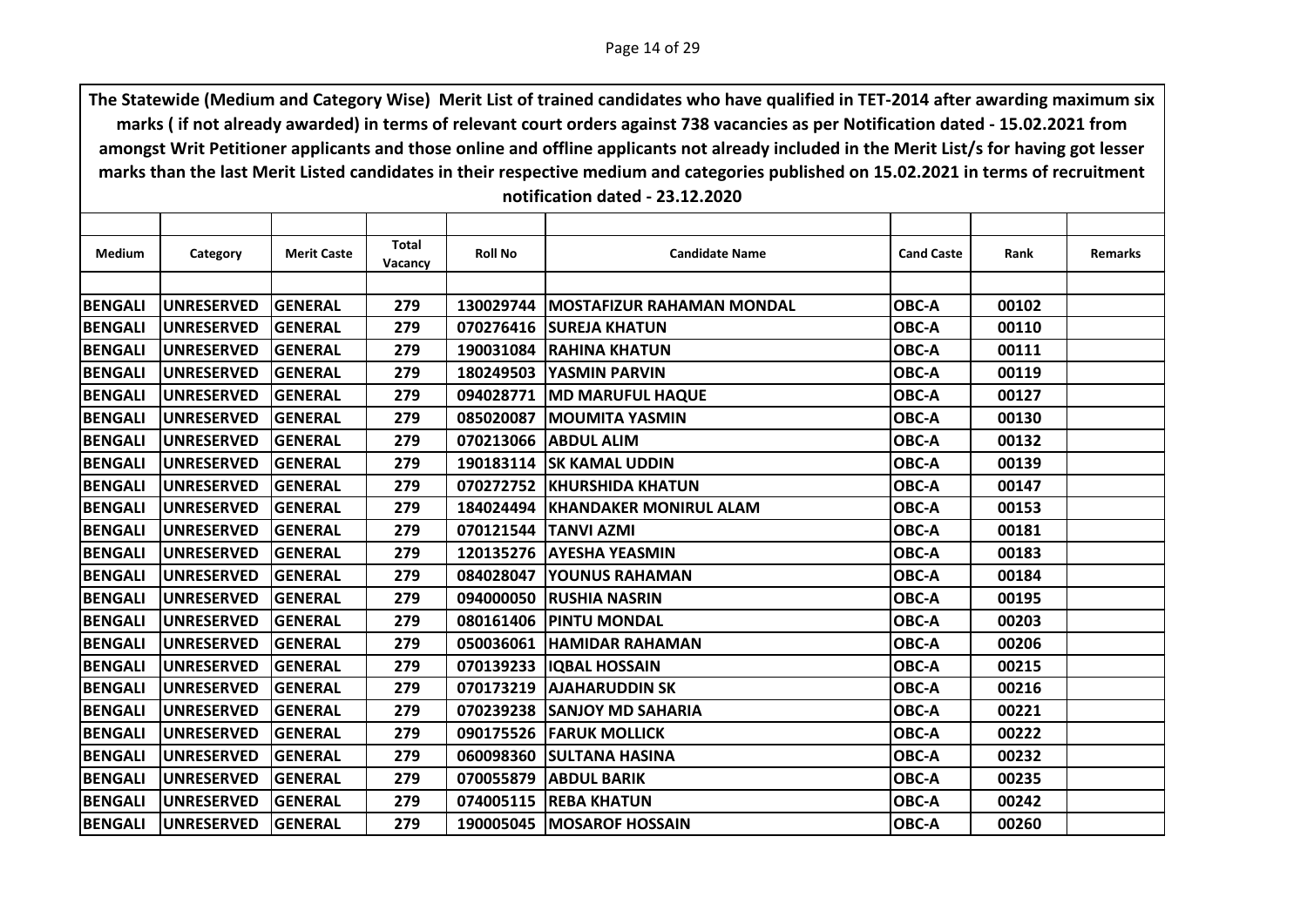**The Statewide (Medium and Category Wise) Merit List of trained candidates who have qualified in TET-2014 after awarding maximum six marks ( if not already awarded) in terms of relevant court orders against 738 vacancies as per Notification dated - 15.02.2021 from amongst Writ Petitioner applicants and those online and offline applicants not already included in the Merit List/s for having got lesser marks than the last Merit Listed candidates in their respective medium and categories published on 15.02.2021 in terms of recruitment notification dated - 23.12.2020**

| Medium | Category | Merit Caste | Total Vacancy | Roll No | Candidate Name | Cand Caste | Rank | Remarks |
|---|---|---|---|---|---|---|---|---|
| BENGALI | UNRESERVED | GENERAL | 279 | 130029744 | MOSTAFIZUR RAHAMAN MONDAL | OBC-A | 00102 | |
| BENGALI | UNRESERVED | GENERAL | 279 | 070276416 | SUREJA KHATUN | OBC-A | 00110 | |
| BENGALI | UNRESERVED | GENERAL | 279 | 190031084 | RAHINA KHATUN | OBC-A | 00111 | |
| BENGALI | UNRESERVED | GENERAL | 279 | 180249503 | YASMIN PARVIN | OBC-A | 00119 | |
| BENGALI | UNRESERVED | GENERAL | 279 | 094028771 | MD MARUFUL HAQUE | OBC-A | 00127 | |
| BENGALI | UNRESERVED | GENERAL | 279 | 085020087 | MOUMITA YASMIN | OBC-A | 00130 | |
| BENGALI | UNRESERVED | GENERAL | 279 | 070213066 | ABDUL ALIM | OBC-A | 00132 | |
| BENGALI | UNRESERVED | GENERAL | 279 | 190183114 | SK KAMAL UDDIN | OBC-A | 00139 | |
| BENGALI | UNRESERVED | GENERAL | 279 | 070272752 | KHURSHIDA KHATUN | OBC-A | 00147 | |
| BENGALI | UNRESERVED | GENERAL | 279 | 184024494 | KHANDAKER MONIRUL ALAM | OBC-A | 00153 | |
| BENGALI | UNRESERVED | GENERAL | 279 | 070121544 | TANVI AZMI | OBC-A | 00181 | |
| BENGALI | UNRESERVED | GENERAL | 279 | 120135276 | AYESHA YEASMIN | OBC-A | 00183 | |
| BENGALI | UNRESERVED | GENERAL | 279 | 084028047 | YOUNUS RAHAMAN | OBC-A | 00184 | |
| BENGALI | UNRESERVED | GENERAL | 279 | 094000050 | RUSHIA NASRIN | OBC-A | 00195 | |
| BENGALI | UNRESERVED | GENERAL | 279 | 080161406 | PINTU MONDAL | OBC-A | 00203 | |
| BENGALI | UNRESERVED | GENERAL | 279 | 050036061 | HAMIDAR RAHAMAN | OBC-A | 00206 | |
| BENGALI | UNRESERVED | GENERAL | 279 | 070139233 | IQBAL HOSSAIN | OBC-A | 00215 | |
| BENGALI | UNRESERVED | GENERAL | 279 | 070173219 | AJAHARUDDIN SK | OBC-A | 00216 | |
| BENGALI | UNRESERVED | GENERAL | 279 | 070239238 | SANJOY MD SAHARIA | OBC-A | 00221 | |
| BENGALI | UNRESERVED | GENERAL | 279 | 090175526 | FARUK MOLLICK | OBC-A | 00222 | |
| BENGALI | UNRESERVED | GENERAL | 279 | 060098360 | SULTANA HASINA | OBC-A | 00232 | |
| BENGALI | UNRESERVED | GENERAL | 279 | 070055879 | ABDUL BARIK | OBC-A | 00235 | |
| BENGALI | UNRESERVED | GENERAL | 279 | 074005115 | REBA KHATUN | OBC-A | 00242 | |
| BENGALI | UNRESERVED | GENERAL | 279 | 190005045 | MOSAROF HOSSAIN | OBC-A | 00260 | |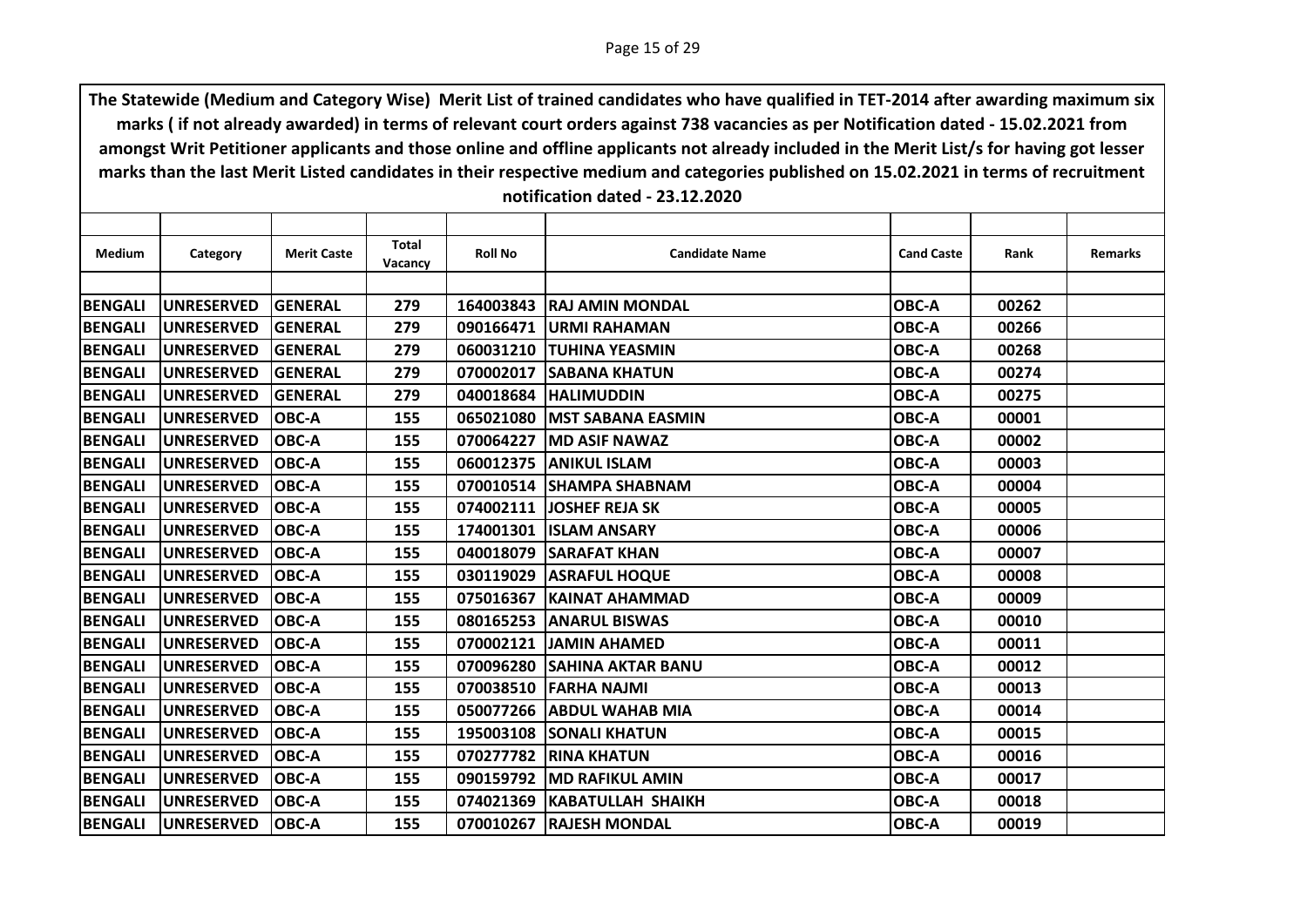**The Statewide (Medium and Category Wise) Merit List of trained candidates who have qualified in TET-2014 after awarding maximum six marks ( if not already awarded) in terms of relevant court orders against 738 vacancies as per Notification dated - 15.02.2021 from amongst Writ Petitioner applicants and those online and offline applicants not already included in the Merit List/s for having got lesser marks than the last Merit Listed candidates in their respective medium and categories published on 15.02.2021 in terms of recruitment notification dated - 23.12.2020**

| Medium | Category | Merit Caste | Total Vacancy | Roll No | Candidate Name | Cand Caste | Rank | Remarks |
|---|---|---|---|---|---|---|---|---|
| BENGALI | UNRESERVED | GENERAL | 279 | 164003843 | RAJ AMIN MONDAL | OBC-A | 00262 | |
| BENGALI | UNRESERVED | GENERAL | 279 | 090166471 | URMI RAHAMAN | OBC-A | 00266 | |
| BENGALI | UNRESERVED | GENERAL | 279 | 060031210 | TUHINA YEASMIN | OBC-A | 00268 | |
| BENGALI | UNRESERVED | GENERAL | 279 | 070002017 | SABANA KHATUN | OBC-A | 00274 | |
| BENGALI | UNRESERVED | GENERAL | 279 | 040018684 | HALIMUDDIN | OBC-A | 00275 | |
| BENGALI | UNRESERVED | OBC-A | 155 | 065021080 | MST SABANA EASMIN | OBC-A | 00001 | |
| BENGALI | UNRESERVED | OBC-A | 155 | 070064227 | MD ASIF NAWAZ | OBC-A | 00002 | |
| BENGALI | UNRESERVED | OBC-A | 155 | 060012375 | ANIKUL ISLAM | OBC-A | 00003 | |
| BENGALI | UNRESERVED | OBC-A | 155 | 070010514 | SHAMPA SHABNAM | OBC-A | 00004 | |
| BENGALI | UNRESERVED | OBC-A | 155 | 074002111 | JOSHEF REJA SK | OBC-A | 00005 | |
| BENGALI | UNRESERVED | OBC-A | 155 | 174001301 | ISLAM ANSARY | OBC-A | 00006 | |
| BENGALI | UNRESERVED | OBC-A | 155 | 040018079 | SARAFAT KHAN | OBC-A | 00007 | |
| BENGALI | UNRESERVED | OBC-A | 155 | 030119029 | ASRAFUL HOQUE | OBC-A | 00008 | |
| BENGALI | UNRESERVED | OBC-A | 155 | 075016367 | KAINAT AHAMMAD | OBC-A | 00009 | |
| BENGALI | UNRESERVED | OBC-A | 155 | 080165253 | ANARUL BISWAS | OBC-A | 00010 | |
| BENGALI | UNRESERVED | OBC-A | 155 | 070002121 | JAMIN AHAMED | OBC-A | 00011 | |
| BENGALI | UNRESERVED | OBC-A | 155 | 070096280 | SAHINA AKTAR BANU | OBC-A | 00012 | |
| BENGALI | UNRESERVED | OBC-A | 155 | 070038510 | FARHA NAJMI | OBC-A | 00013 | |
| BENGALI | UNRESERVED | OBC-A | 155 | 050077266 | ABDUL WAHAB MIA | OBC-A | 00014 | |
| BENGALI | UNRESERVED | OBC-A | 155 | 195003108 | SONALI KHATUN | OBC-A | 00015 | |
| BENGALI | UNRESERVED | OBC-A | 155 | 070277782 | RINA KHATUN | OBC-A | 00016 | |
| BENGALI | UNRESERVED | OBC-A | 155 | 090159792 | MD RAFIKUL AMIN | OBC-A | 00017 | |
| BENGALI | UNRESERVED | OBC-A | 155 | 074021369 | KABATULLAH SHAIKH | OBC-A | 00018 | |
| BENGALI | UNRESERVED | OBC-A | 155 | 070010267 | RAJESH MONDAL | OBC-A | 00019 | |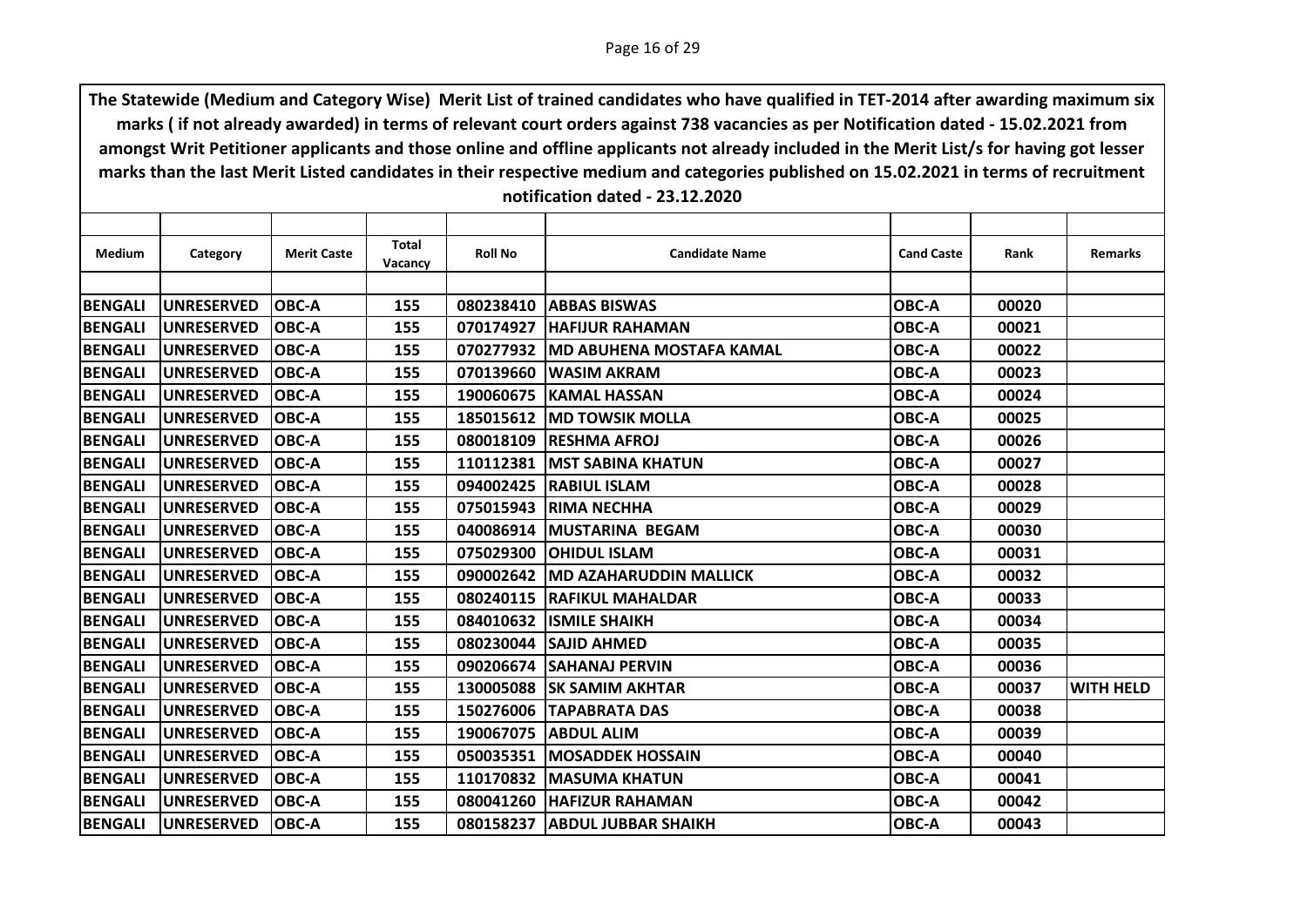**The Statewide (Medium and Category Wise) Merit List of trained candidates who have qualified in TET-2014 after awarding maximum six marks ( if not already awarded) in terms of relevant court orders against 738 vacancies as per Notification dated - 15.02.2021 from amongst Writ Petitioner applicants and those online and offline applicants not already included in the Merit List/s for having got lesser marks than the last Merit Listed candidates in their respective medium and categories published on 15.02.2021 in terms of recruitment notification dated - 23.12.2020**

| Medium | Category | Merit Caste | Total Vacancy | Roll No | Candidate Name | Cand Caste | Rank | Remarks |
|---|---|---|---|---|---|---|---|---|
| BENGALI | UNRESERVED | OBC-A | 155 | 080238410 | ABBAS BISWAS | OBC-A | 00020 | |
| BENGALI | UNRESERVED | OBC-A | 155 | 070174927 | HAFIJUR RAHAMAN | OBC-A | 00021 | |
| BENGALI | UNRESERVED | OBC-A | 155 | 070277932 | MD ABUHENA MOSTAFA KAMAL | OBC-A | 00022 | |
| BENGALI | UNRESERVED | OBC-A | 155 | 070139660 | WASIM AKRAM | OBC-A | 00023 | |
| BENGALI | UNRESERVED | OBC-A | 155 | 190060675 | KAMAL HASSAN | OBC-A | 00024 | |
| BENGALI | UNRESERVED | OBC-A | 155 | 185015612 | MD TOWSIK MOLLA | OBC-A | 00025 | |
| BENGALI | UNRESERVED | OBC-A | 155 | 080018109 | RESHMA AFROJ | OBC-A | 00026 | |
| BENGALI | UNRESERVED | OBC-A | 155 | 110112381 | MST SABINA KHATUN | OBC-A | 00027 | |
| BENGALI | UNRESERVED | OBC-A | 155 | 094002425 | RABIUL ISLAM | OBC-A | 00028 | |
| BENGALI | UNRESERVED | OBC-A | 155 | 075015943 | RIMA NECHHA | OBC-A | 00029 | |
| BENGALI | UNRESERVED | OBC-A | 155 | 040086914 | MUSTARINA BEGAM | OBC-A | 00030 | |
| BENGALI | UNRESERVED | OBC-A | 155 | 075029300 | OHIDUL ISLAM | OBC-A | 00031 | |
| BENGALI | UNRESERVED | OBC-A | 155 | 090002642 | MD AZAHARUDDIN MALLICK | OBC-A | 00032 | |
| BENGALI | UNRESERVED | OBC-A | 155 | 080240115 | RAFIKUL MAHALDAR | OBC-A | 00033 | |
| BENGALI | UNRESERVED | OBC-A | 155 | 084010632 | ISMILE SHAIKH | OBC-A | 00034 | |
| BENGALI | UNRESERVED | OBC-A | 155 | 080230044 | SAJID AHMED | OBC-A | 00035 | |
| BENGALI | UNRESERVED | OBC-A | 155 | 090206674 | SAHANAJ PERVIN | OBC-A | 00036 | |
| BENGALI | UNRESERVED | OBC-A | 155 | 130005088 | SK SAMIM AKHTAR | OBC-A | 00037 | WITH HELD |
| BENGALI | UNRESERVED | OBC-A | 155 | 150276006 | TAPABRATA DAS | OBC-A | 00038 | |
| BENGALI | UNRESERVED | OBC-A | 155 | 190067075 | ABDUL ALIM | OBC-A | 00039 | |
| BENGALI | UNRESERVED | OBC-A | 155 | 050035351 | MOSADDEK HOSSAIN | OBC-A | 00040 | |
| BENGALI | UNRESERVED | OBC-A | 155 | 110170832 | MASUMA KHATUN | OBC-A | 00041 | |
| BENGALI | UNRESERVED | OBC-A | 155 | 080041260 | HAFIZUR RAHAMAN | OBC-A | 00042 | |
| BENGALI | UNRESERVED | OBC-A | 155 | 080158237 | ABDUL JUBBAR SHAIKH | OBC-A | 00043 | |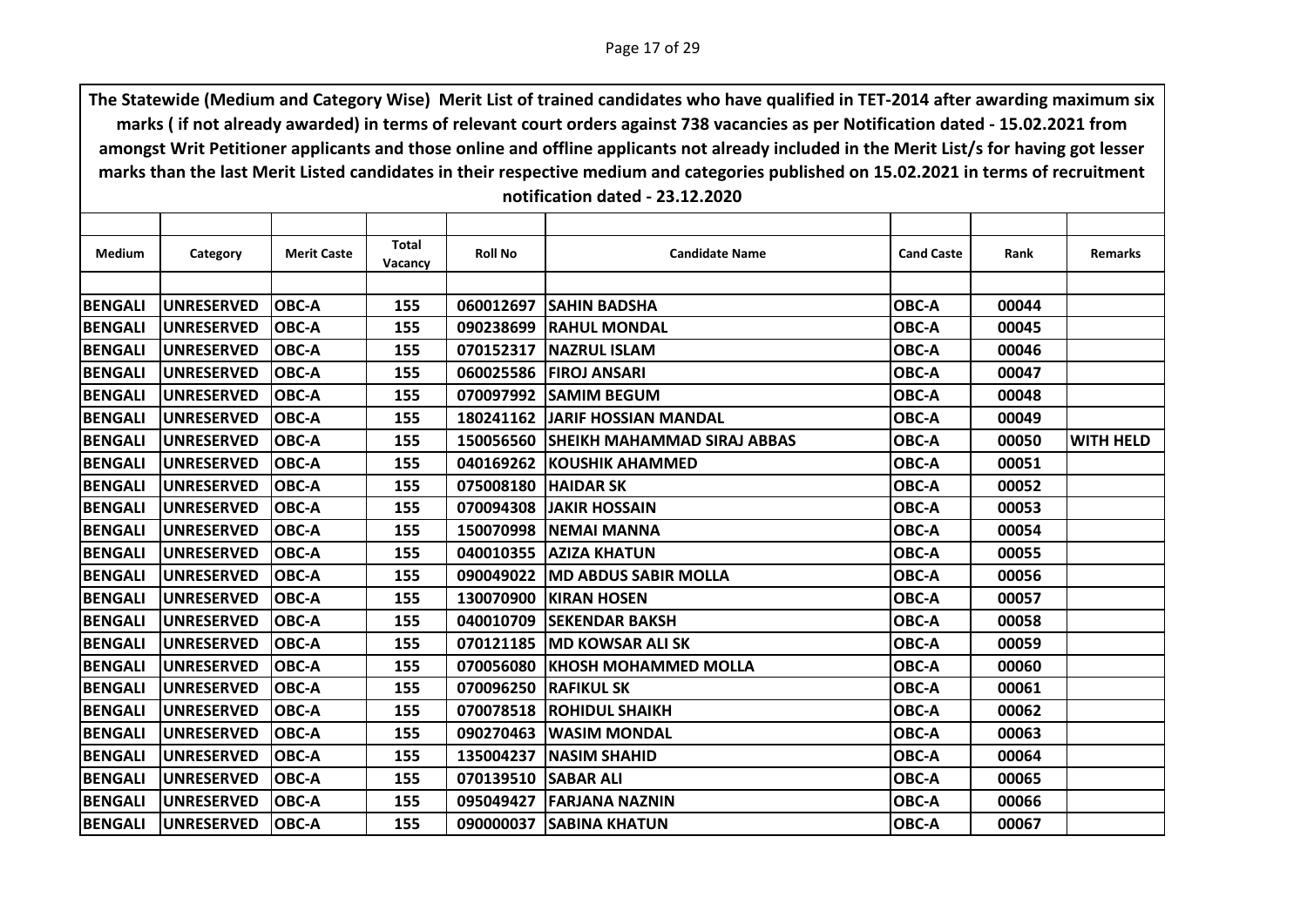The Statewide (Medium and Category Wise) Merit List of trained candidates who have qualified in TET-2014 after awarding maximum six marks ( if not already awarded) in terms of relevant court orders against 738 vacancies as per Notification dated - 15.02.2021 from amongst Writ Petitioner applicants and those online and offline applicants not already included in the Merit List/s for having got lesser marks than the last Merit Listed candidates in their respective medium and categories published on 15.02.2021 in terms of recruitment notification dated - 23.12.2020

| Medium | Category | Merit Caste | Total Vacancy | Roll No | Candidate Name | Cand Caste | Rank | Remarks |
|---|---|---|---|---|---|---|---|---|
| BENGALI | UNRESERVED | OBC-A | 155 | 060012697 | SAHIN BADSHA | OBC-A | 00044 | |
| BENGALI | UNRESERVED | OBC-A | 155 | 090238699 | RAHUL MONDAL | OBC-A | 00045 | |
| BENGALI | UNRESERVED | OBC-A | 155 | 070152317 | NAZRUL ISLAM | OBC-A | 00046 | |
| BENGALI | UNRESERVED | OBC-A | 155 | 060025586 | FIROJ ANSARI | OBC-A | 00047 | |
| BENGALI | UNRESERVED | OBC-A | 155 | 070097992 | SAMIM BEGUM | OBC-A | 00048 | |
| BENGALI | UNRESERVED | OBC-A | 155 | 180241162 | JARIF HOSSIAN MANDAL | OBC-A | 00049 | |
| BENGALI | UNRESERVED | OBC-A | 155 | 150056560 | SHEIKH MAHAMMAD SIRAJ ABBAS | OBC-A | 00050 | WITH HELD |
| BENGALI | UNRESERVED | OBC-A | 155 | 040169262 | KOUSHIK AHAMMED | OBC-A | 00051 | |
| BENGALI | UNRESERVED | OBC-A | 155 | 075008180 | HAIDAR SK | OBC-A | 00052 | |
| BENGALI | UNRESERVED | OBC-A | 155 | 070094308 | JAKIR HOSSAIN | OBC-A | 00053 | |
| BENGALI | UNRESERVED | OBC-A | 155 | 150070998 | NEMAI MANNA | OBC-A | 00054 | |
| BENGALI | UNRESERVED | OBC-A | 155 | 040010355 | AZIZA KHATUN | OBC-A | 00055 | |
| BENGALI | UNRESERVED | OBC-A | 155 | 090049022 | MD ABDUS SABIR MOLLA | OBC-A | 00056 | |
| BENGALI | UNRESERVED | OBC-A | 155 | 130070900 | KIRAN HOSEN | OBC-A | 00057 | |
| BENGALI | UNRESERVED | OBC-A | 155 | 040010709 | SEKENDAR BAKSH | OBC-A | 00058 | |
| BENGALI | UNRESERVED | OBC-A | 155 | 070121185 | MD KOWSAR ALI SK | OBC-A | 00059 | |
| BENGALI | UNRESERVED | OBC-A | 155 | 070056080 | KHOSH MOHAMMED MOLLA | OBC-A | 00060 | |
| BENGALI | UNRESERVED | OBC-A | 155 | 070096250 | RAFIKUL SK | OBC-A | 00061 | |
| BENGALI | UNRESERVED | OBC-A | 155 | 070078518 | ROHIDUL SHAIKH | OBC-A | 00062 | |
| BENGALI | UNRESERVED | OBC-A | 155 | 090270463 | WASIM MONDAL | OBC-A | 00063 | |
| BENGALI | UNRESERVED | OBC-A | 155 | 135004237 | NASIM SHAHID | OBC-A | 00064 | |
| BENGALI | UNRESERVED | OBC-A | 155 | 070139510 | SABAR ALI | OBC-A | 00065 | |
| BENGALI | UNRESERVED | OBC-A | 155 | 095049427 | FARJANA NAZNIN | OBC-A | 00066 | |
| BENGALI | UNRESERVED | OBC-A | 155 | 090000037 | SABINA KHATUN | OBC-A | 00067 | |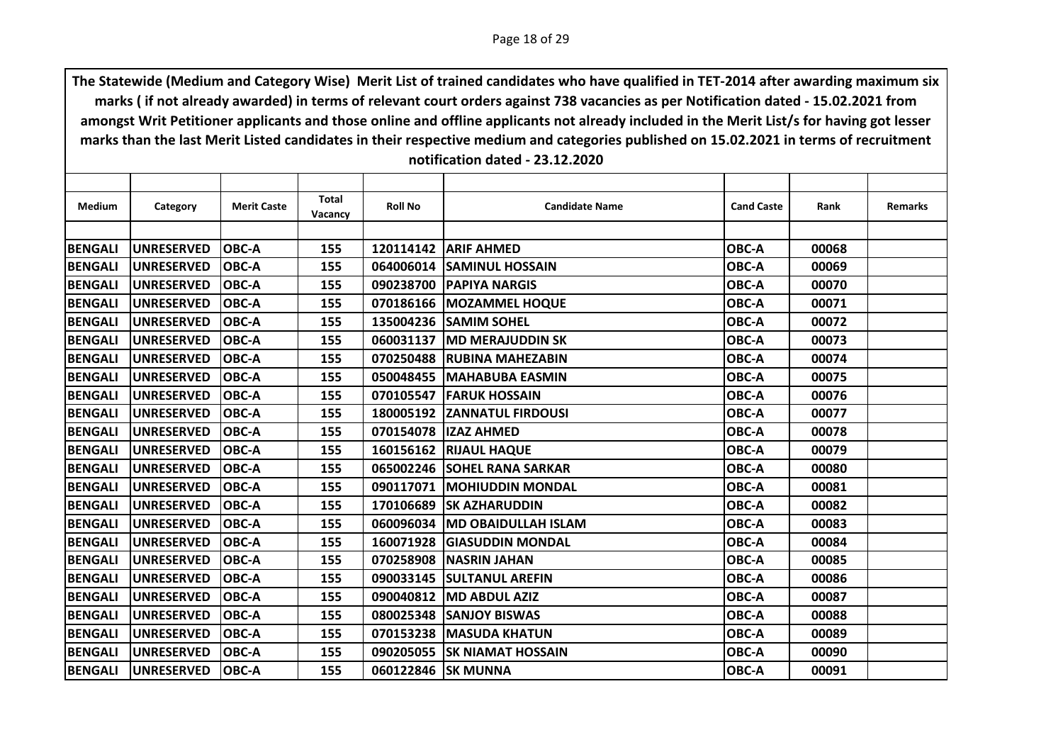**The Statewide (Medium and Category Wise) Merit List of trained candidates who have qualified in TET-2014 after awarding maximum six marks ( if not already awarded) in terms of relevant court orders against 738 vacancies as per Notification dated - 15.02.2021 from amongst Writ Petitioner applicants and those online and offline applicants not already included in the Merit List/s for having got lesser marks than the last Merit Listed candidates in their respective medium and categories published on 15.02.2021 in terms of recruitment notification dated - 23.12.2020**

| Medium | Category | Merit Caste | Total Vacancy | Roll No | Candidate Name | Cand Caste | Rank | Remarks |
|---|---|---|---|---|---|---|---|---|
| BENGALI | UNRESERVED | OBC-A | 155 | 120114142 | ARIF AHMED | OBC-A | 00068 | |
| BENGALI | UNRESERVED | OBC-A | 155 | 064006014 | SAMINUL HOSSAIN | OBC-A | 00069 | |
| BENGALI | UNRESERVED | OBC-A | 155 | 090238700 | PAPIYA NARGIS | OBC-A | 00070 | |
| BENGALI | UNRESERVED | OBC-A | 155 | 070186166 | MOZAMMEL HOQUE | OBC-A | 00071 | |
| BENGALI | UNRESERVED | OBC-A | 155 | 135004236 | SAMIM SOHEL | OBC-A | 00072 | |
| BENGALI | UNRESERVED | OBC-A | 155 | 060031137 | MD MERAJUDDIN SK | OBC-A | 00073 | |
| BENGALI | UNRESERVED | OBC-A | 155 | 070250488 | RUBINA MAHEZABIN | OBC-A | 00074 | |
| BENGALI | UNRESERVED | OBC-A | 155 | 050048455 | MAHABUBA EASMIN | OBC-A | 00075 | |
| BENGALI | UNRESERVED | OBC-A | 155 | 070105547 | FARUK HOSSAIN | OBC-A | 00076 | |
| BENGALI | UNRESERVED | OBC-A | 155 | 180005192 | ZANNATUL FIRDOUSI | OBC-A | 00077 | |
| BENGALI | UNRESERVED | OBC-A | 155 | 070154078 | IZAZ AHMED | OBC-A | 00078 | |
| BENGALI | UNRESERVED | OBC-A | 155 | 160156162 | RIJAUL HAQUE | OBC-A | 00079 | |
| BENGALI | UNRESERVED | OBC-A | 155 | 065002246 | SOHEL RANA SARKAR | OBC-A | 00080 | |
| BENGALI | UNRESERVED | OBC-A | 155 | 090117071 | MOHIUDDIN MONDAL | OBC-A | 00081 | |
| BENGALI | UNRESERVED | OBC-A | 155 | 170106689 | SK AZHARUDDIN | OBC-A | 00082 | |
| BENGALI | UNRESERVED | OBC-A | 155 | 060096034 | MD OBAIDULLAH ISLAM | OBC-A | 00083 | |
| BENGALI | UNRESERVED | OBC-A | 155 | 160071928 | GIASUDDIN MONDAL | OBC-A | 00084 | |
| BENGALI | UNRESERVED | OBC-A | 155 | 070258908 | NASRIN JAHAN | OBC-A | 00085 | |
| BENGALI | UNRESERVED | OBC-A | 155 | 090033145 | SULTANUL AREFIN | OBC-A | 00086 | |
| BENGALI | UNRESERVED | OBC-A | 155 | 090040812 | MD ABDUL AZIZ | OBC-A | 00087 | |
| BENGALI | UNRESERVED | OBC-A | 155 | 080025348 | SANJOY BISWAS | OBC-A | 00088 | |
| BENGALI | UNRESERVED | OBC-A | 155 | 070153238 | MASUDA KHATUN | OBC-A | 00089 | |
| BENGALI | UNRESERVED | OBC-A | 155 | 090205055 | SK NIAMAT HOSSAIN | OBC-A | 00090 | |
| BENGALI | UNRESERVED | OBC-A | 155 | 060122846 | SK MUNNA | OBC-A | 00091 | |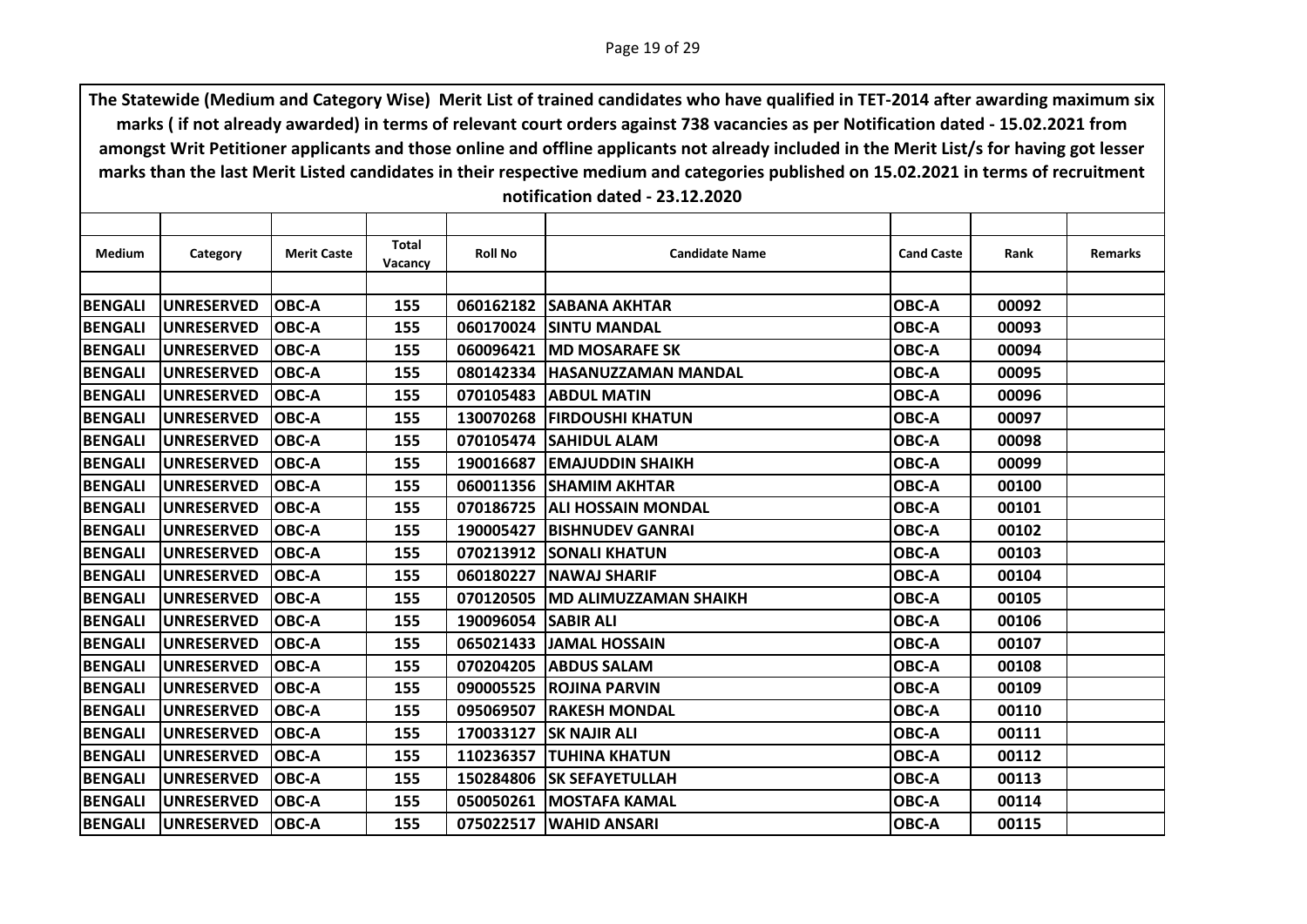**The Statewide (Medium and Category Wise) Merit List of trained candidates who have qualified in TET-2014 after awarding maximum six marks ( if not already awarded) in terms of relevant court orders against 738 vacancies as per Notification dated - 15.02.2021 from amongst Writ Petitioner applicants and those online and offline applicants not already included in the Merit List/s for having got lesser marks than the last Merit Listed candidates in their respective medium and categories published on 15.02.2021 in terms of recruitment notification dated - 23.12.2020**

| Medium | Category | Merit Caste | Total Vacancy | Roll No | Candidate Name | Cand Caste | Rank | Remarks |
|---|---|---|---|---|---|---|---|---|
| BENGALI | UNRESERVED | OBC-A | 155 | 060162182 | SABANA AKHTAR | OBC-A | 00092 | |
| BENGALI | UNRESERVED | OBC-A | 155 | 060170024 | SINTU MANDAL | OBC-A | 00093 | |
| BENGALI | UNRESERVED | OBC-A | 155 | 060096421 | MD MOSARAFE SK | OBC-A | 00094 | |
| BENGALI | UNRESERVED | OBC-A | 155 | 080142334 | HASANUZZAMAN MANDAL | OBC-A | 00095 | |
| BENGALI | UNRESERVED | OBC-A | 155 | 070105483 | ABDUL MATIN | OBC-A | 00096 | |
| BENGALI | UNRESERVED | OBC-A | 155 | 130070268 | FIRDOUSHI KHATUN | OBC-A | 00097 | |
| BENGALI | UNRESERVED | OBC-A | 155 | 070105474 | SAHIDUL ALAM | OBC-A | 00098 | |
| BENGALI | UNRESERVED | OBC-A | 155 | 190016687 | EMAJUDDIN SHAIKH | OBC-A | 00099 | |
| BENGALI | UNRESERVED | OBC-A | 155 | 060011356 | SHAMIM AKHTAR | OBC-A | 00100 | |
| BENGALI | UNRESERVED | OBC-A | 155 | 070186725 | ALI HOSSAIN MONDAL | OBC-A | 00101 | |
| BENGALI | UNRESERVED | OBC-A | 155 | 190005427 | BISHNUDEV GANRAI | OBC-A | 00102 | |
| BENGALI | UNRESERVED | OBC-A | 155 | 070213912 | SONALI KHATUN | OBC-A | 00103 | |
| BENGALI | UNRESERVED | OBC-A | 155 | 060180227 | NAWAJ SHARIF | OBC-A | 00104 | |
| BENGALI | UNRESERVED | OBC-A | 155 | 070120505 | MD ALIMUZZAMAN SHAIKH | OBC-A | 00105 | |
| BENGALI | UNRESERVED | OBC-A | 155 | 190096054 | SABIR ALI | OBC-A | 00106 | |
| BENGALI | UNRESERVED | OBC-A | 155 | 065021433 | JAMAL HOSSAIN | OBC-A | 00107 | |
| BENGALI | UNRESERVED | OBC-A | 155 | 070204205 | ABDUS SALAM | OBC-A | 00108 | |
| BENGALI | UNRESERVED | OBC-A | 155 | 090005525 | ROJINA PARVIN | OBC-A | 00109 | |
| BENGALI | UNRESERVED | OBC-A | 155 | 095069507 | RAKESH MONDAL | OBC-A | 00110 | |
| BENGALI | UNRESERVED | OBC-A | 155 | 170033127 | SK NAJIR ALI | OBC-A | 00111 | |
| BENGALI | UNRESERVED | OBC-A | 155 | 110236357 | TUHINA KHATUN | OBC-A | 00112 | |
| BENGALI | UNRESERVED | OBC-A | 155 | 150284806 | SK SEFAYETULLAH | OBC-A | 00113 | |
| BENGALI | UNRESERVED | OBC-A | 155 | 050050261 | MOSTAFA KAMAL | OBC-A | 00114 | |
| BENGALI | UNRESERVED | OBC-A | 155 | 075022517 | WAHID ANSARI | OBC-A | 00115 | |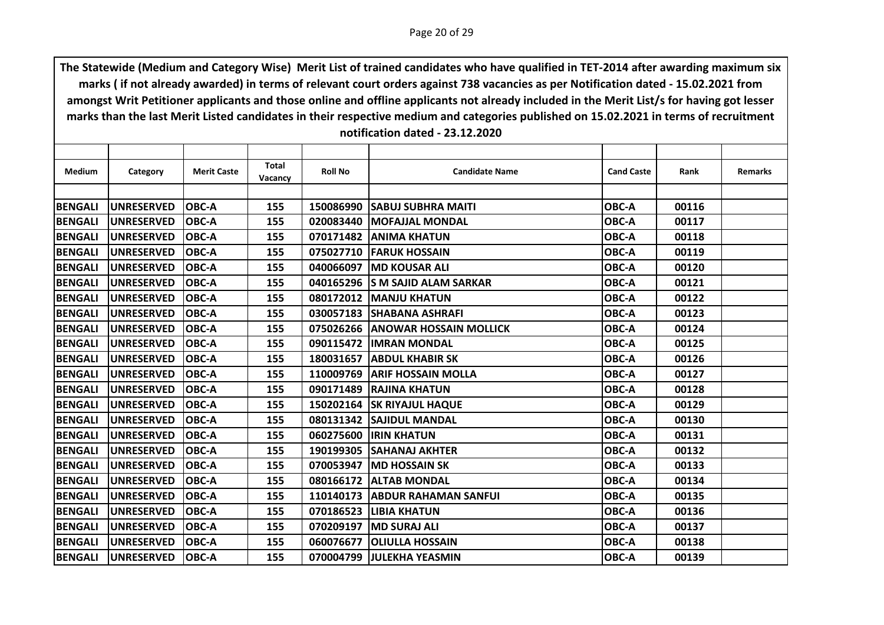**The Statewide (Medium and Category Wise) Merit List of trained candidates who have qualified in TET-2014 after awarding maximum six marks ( if not already awarded) in terms of relevant court orders against 738 vacancies as per Notification dated - 15.02.2021 from amongst Writ Petitioner applicants and those online and offline applicants not already included in the Merit List/s for having got lesser marks than the last Merit Listed candidates in their respective medium and categories published on 15.02.2021 in terms of recruitment notification dated - 23.12.2020**

| Medium | Category | Merit Caste | Total Vacancy | Roll No | Candidate Name | Cand Caste | Rank | Remarks |
|---|---|---|---|---|---|---|---|---|
| BENGALI | UNRESERVED | OBC-A | 155 | 150086990 | SABUJ SUBHRA MAITI | OBC-A | 00116 | |
| BENGALI | UNRESERVED | OBC-A | 155 | 020083440 | MOFAJJAL MONDAL | OBC-A | 00117 | |
| BENGALI | UNRESERVED | OBC-A | 155 | 070171482 | ANIMA KHATUN | OBC-A | 00118 | |
| BENGALI | UNRESERVED | OBC-A | 155 | 075027710 | FARUK HOSSAIN | OBC-A | 00119 | |
| BENGALI | UNRESERVED | OBC-A | 155 | 040066097 | MD KOUSAR ALI | OBC-A | 00120 | |
| BENGALI | UNRESERVED | OBC-A | 155 | 040165296 | S M SAJID ALAM SARKAR | OBC-A | 00121 | |
| BENGALI | UNRESERVED | OBC-A | 155 | 080172012 | MANJU KHATUN | OBC-A | 00122 | |
| BENGALI | UNRESERVED | OBC-A | 155 | 030057183 | SHABANA ASHRAFI | OBC-A | 00123 | |
| BENGALI | UNRESERVED | OBC-A | 155 | 075026266 | ANOWAR HOSSAIN MOLLICK | OBC-A | 00124 | |
| BENGALI | UNRESERVED | OBC-A | 155 | 090115472 | IMRAN MONDAL | OBC-A | 00125 | |
| BENGALI | UNRESERVED | OBC-A | 155 | 180031657 | ABDUL KHABIR SK | OBC-A | 00126 | |
| BENGALI | UNRESERVED | OBC-A | 155 | 110009769 | ARIF HOSSAIN MOLLA | OBC-A | 00127 | |
| BENGALI | UNRESERVED | OBC-A | 155 | 090171489 | RAJINA KHATUN | OBC-A | 00128 | |
| BENGALI | UNRESERVED | OBC-A | 155 | 150202164 | SK RIYAJUL HAQUE | OBC-A | 00129 | |
| BENGALI | UNRESERVED | OBC-A | 155 | 080131342 | SAJIDUL MANDAL | OBC-A | 00130 | |
| BENGALI | UNRESERVED | OBC-A | 155 | 060275600 | IRIN KHATUN | OBC-A | 00131 | |
| BENGALI | UNRESERVED | OBC-A | 155 | 190199305 | SAHANAJ AKHTER | OBC-A | 00132 | |
| BENGALI | UNRESERVED | OBC-A | 155 | 070053947 | MD HOSSAIN SK | OBC-A | 00133 | |
| BENGALI | UNRESERVED | OBC-A | 155 | 080166172 | ALTAB MONDAL | OBC-A | 00134 | |
| BENGALI | UNRESERVED | OBC-A | 155 | 110140173 | ABDUR RAHAMAN SANFUI | OBC-A | 00135 | |
| BENGALI | UNRESERVED | OBC-A | 155 | 070186523 | LIBIA KHATUN | OBC-A | 00136 | |
| BENGALI | UNRESERVED | OBC-A | 155 | 070209197 | MD SURAJ ALI | OBC-A | 00137 | |
| BENGALI | UNRESERVED | OBC-A | 155 | 060076677 | OLIULLA HOSSAIN | OBC-A | 00138 | |
| BENGALI | UNRESERVED | OBC-A | 155 | 070004799 | JULEKHA YEASMIN | OBC-A | 00139 | |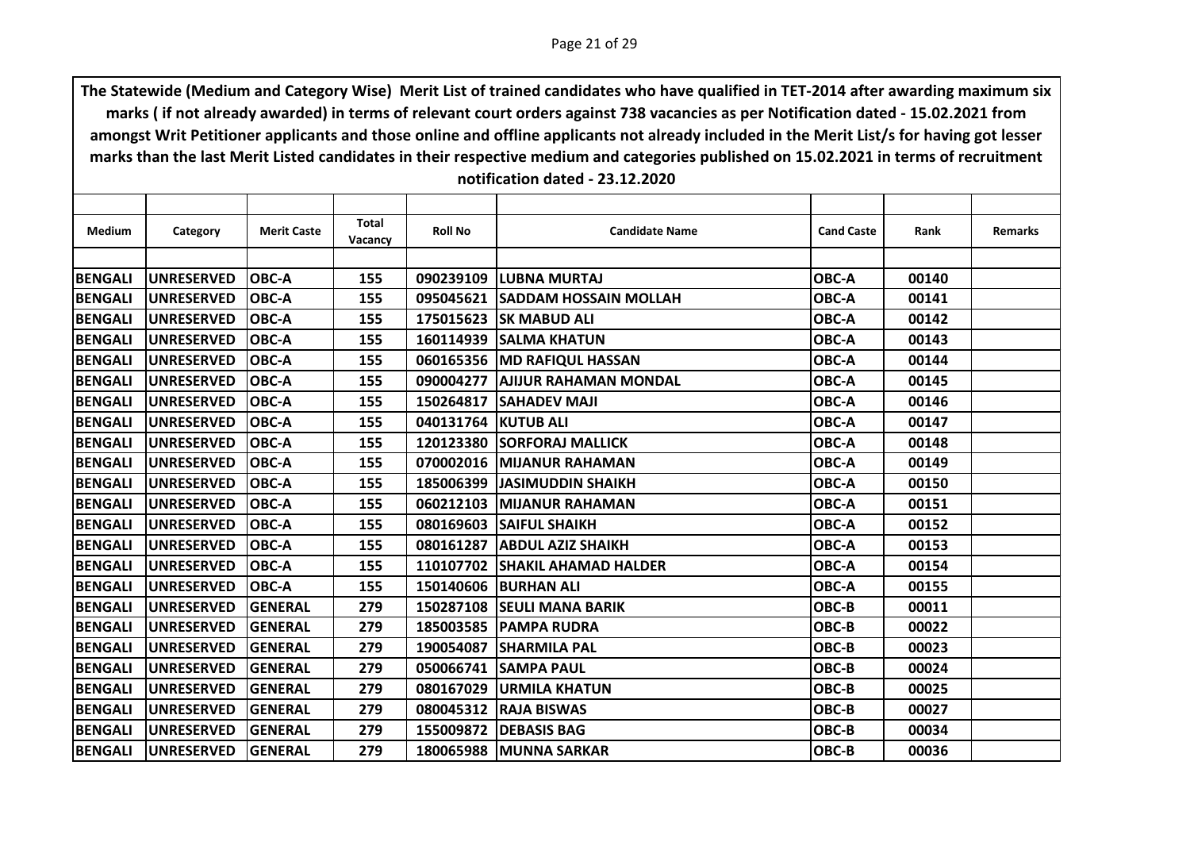The Statewide (Medium and Category Wise) Merit List of trained candidates who have qualified in TET-2014 after awarding maximum six marks ( if not already awarded) in terms of relevant court orders against 738 vacancies as per Notification dated - 15.02.2021 from amongst Writ Petitioner applicants and those online and offline applicants not already included in the Merit List/s for having got lesser marks than the last Merit Listed candidates in their respective medium and categories published on 15.02.2021 in terms of recruitment notification dated - 23.12.2020

| Medium | Category | Merit Caste | Total Vacancy | Roll No | Candidate Name | Cand Caste | Rank | Remarks |
|---|---|---|---|---|---|---|---|---|
| BENGALI | UNRESERVED | OBC-A | 155 | 090239109 | LUBNA MURTAJ | OBC-A | 00140 | |
| BENGALI | UNRESERVED | OBC-A | 155 | 095045621 | SADDAM HOSSAIN MOLLAH | OBC-A | 00141 | |
| BENGALI | UNRESERVED | OBC-A | 155 | 175015623 | SK MABUD ALI | OBC-A | 00142 | |
| BENGALI | UNRESERVED | OBC-A | 155 | 160114939 | SALMA KHATUN | OBC-A | 00143 | |
| BENGALI | UNRESERVED | OBC-A | 155 | 060165356 | MD RAFIQUL HASSAN | OBC-A | 00144 | |
| BENGALI | UNRESERVED | OBC-A | 155 | 090004277 | AJIJUR RAHAMAN MONDAL | OBC-A | 00145 | |
| BENGALI | UNRESERVED | OBC-A | 155 | 150264817 | SAHADEV MAJI | OBC-A | 00146 | |
| BENGALI | UNRESERVED | OBC-A | 155 | 040131764 | KUTUB ALI | OBC-A | 00147 | |
| BENGALI | UNRESERVED | OBC-A | 155 | 120123380 | SORFORAJ MALLICK | OBC-A | 00148 | |
| BENGALI | UNRESERVED | OBC-A | 155 | 070002016 | MIJANUR RAHAMAN | OBC-A | 00149 | |
| BENGALI | UNRESERVED | OBC-A | 155 | 185006399 | JASIMUDDIN SHAIKH | OBC-A | 00150 | |
| BENGALI | UNRESERVED | OBC-A | 155 | 060212103 | MIJANUR RAHAMAN | OBC-A | 00151 | |
| BENGALI | UNRESERVED | OBC-A | 155 | 080169603 | SAIFUL SHAIKH | OBC-A | 00152 | |
| BENGALI | UNRESERVED | OBC-A | 155 | 080161287 | ABDUL AZIZ SHAIKH | OBC-A | 00153 | |
| BENGALI | UNRESERVED | OBC-A | 155 | 110107702 | SHAKIL AHAMAD HALDER | OBC-A | 00154 | |
| BENGALI | UNRESERVED | OBC-A | 155 | 150140606 | BURHAN ALI | OBC-A | 00155 | |
| BENGALI | UNRESERVED | GENERAL | 279 | 150287108 | SEULI MANA BARIK | OBC-B | 00011 | |
| BENGALI | UNRESERVED | GENERAL | 279 | 185003585 | PAMPA RUDRA | OBC-B | 00022 | |
| BENGALI | UNRESERVED | GENERAL | 279 | 190054087 | SHARMILA PAL | OBC-B | 00023 | |
| BENGALI | UNRESERVED | GENERAL | 279 | 050066741 | SAMPA PAUL | OBC-B | 00024 | |
| BENGALI | UNRESERVED | GENERAL | 279 | 080167029 | URMILA KHATUN | OBC-B | 00025 | |
| BENGALI | UNRESERVED | GENERAL | 279 | 080045312 | RAJA BISWAS | OBC-B | 00027 | |
| BENGALI | UNRESERVED | GENERAL | 279 | 155009872 | DEBASIS BAG | OBC-B | 00034 | |
| BENGALI | UNRESERVED | GENERAL | 279 | 180065988 | MUNNA SARKAR | OBC-B | 00036 | |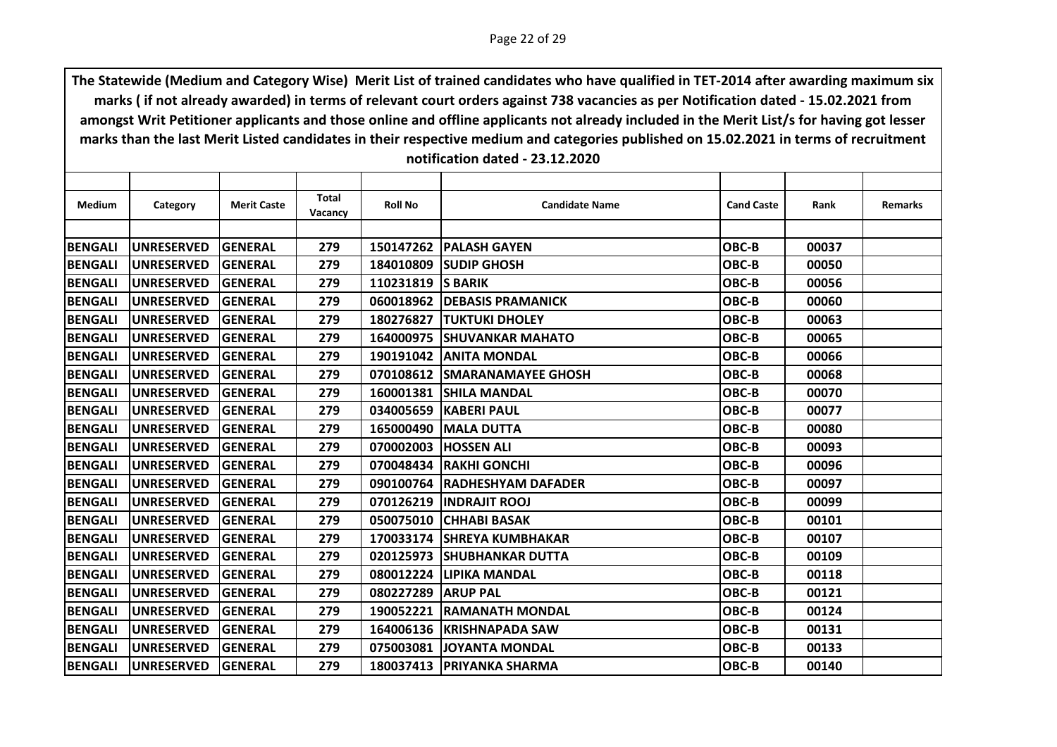**The Statewide (Medium and Category Wise) Merit List of trained candidates who have qualified in TET-2014 after awarding maximum six marks ( if not already awarded) in terms of relevant court orders against 738 vacancies as per Notification dated - 15.02.2021 from amongst Writ Petitioner applicants and those online and offline applicants not already included in the Merit List/s for having got lesser marks than the last Merit Listed candidates in their respective medium and categories published on 15.02.2021 in terms of recruitment notification dated - 23.12.2020**

| Medium | Category | Merit Caste | Total Vacancy | Roll No | Candidate Name | Cand Caste | Rank | Remarks |
|---|---|---|---|---|---|---|---|---|
| BENGALI | UNRESERVED | GENERAL | 279 | 150147262 | PALASH GAYEN | OBC-B | 00037 | |
| BENGALI | UNRESERVED | GENERAL | 279 | 184010809 | SUDIP GHOSH | OBC-B | 00050 | |
| BENGALI | UNRESERVED | GENERAL | 279 | 110231819 | S BARIK | OBC-B | 00056 | |
| BENGALI | UNRESERVED | GENERAL | 279 | 060018962 | DEBASIS PRAMANICK | OBC-B | 00060 | |
| BENGALI | UNRESERVED | GENERAL | 279 | 180276827 | TUKTUKI DHOLEY | OBC-B | 00063 | |
| BENGALI | UNRESERVED | GENERAL | 279 | 164000975 | SHUVANKAR MAHATO | OBC-B | 00065 | |
| BENGALI | UNRESERVED | GENERAL | 279 | 190191042 | ANITA MONDAL | OBC-B | 00066 | |
| BENGALI | UNRESERVED | GENERAL | 279 | 070108612 | SMARANAMAYEE GHOSH | OBC-B | 00068 | |
| BENGALI | UNRESERVED | GENERAL | 279 | 160001381 | SHILA MANDAL | OBC-B | 00070 | |
| BENGALI | UNRESERVED | GENERAL | 279 | 034005659 | KABERI PAUL | OBC-B | 00077 | |
| BENGALI | UNRESERVED | GENERAL | 279 | 165000490 | MALA DUTTA | OBC-B | 00080 | |
| BENGALI | UNRESERVED | GENERAL | 279 | 070002003 | HOSSEN ALI | OBC-B | 00093 | |
| BENGALI | UNRESERVED | GENERAL | 279 | 070048434 | RAKHI GONCHI | OBC-B | 00096 | |
| BENGALI | UNRESERVED | GENERAL | 279 | 090100764 | RADHESHYAM DAFADER | OBC-B | 00097 | |
| BENGALI | UNRESERVED | GENERAL | 279 | 070126219 | INDRAJIT ROOJ | OBC-B | 00099 | |
| BENGALI | UNRESERVED | GENERAL | 279 | 050075010 | CHHABI BASAK | OBC-B | 00101 | |
| BENGALI | UNRESERVED | GENERAL | 279 | 170033174 | SHREYA KUMBHAKAR | OBC-B | 00107 | |
| BENGALI | UNRESERVED | GENERAL | 279 | 020125973 | SHUBHANKAR DUTTA | OBC-B | 00109 | |
| BENGALI | UNRESERVED | GENERAL | 279 | 080012224 | LIPIKA MANDAL | OBC-B | 00118 | |
| BENGALI | UNRESERVED | GENERAL | 279 | 080227289 | ARUP PAL | OBC-B | 00121 | |
| BENGALI | UNRESERVED | GENERAL | 279 | 190052221 | RAMANATH MONDAL | OBC-B | 00124 | |
| BENGALI | UNRESERVED | GENERAL | 279 | 164006136 | KRISHNAPADA SAW | OBC-B | 00131 | |
| BENGALI | UNRESERVED | GENERAL | 279 | 075003081 | JOYANTA MONDAL | OBC-B | 00133 | |
| BENGALI | UNRESERVED | GENERAL | 279 | 180037413 | PRIYANKA SHARMA | OBC-B | 00140 | |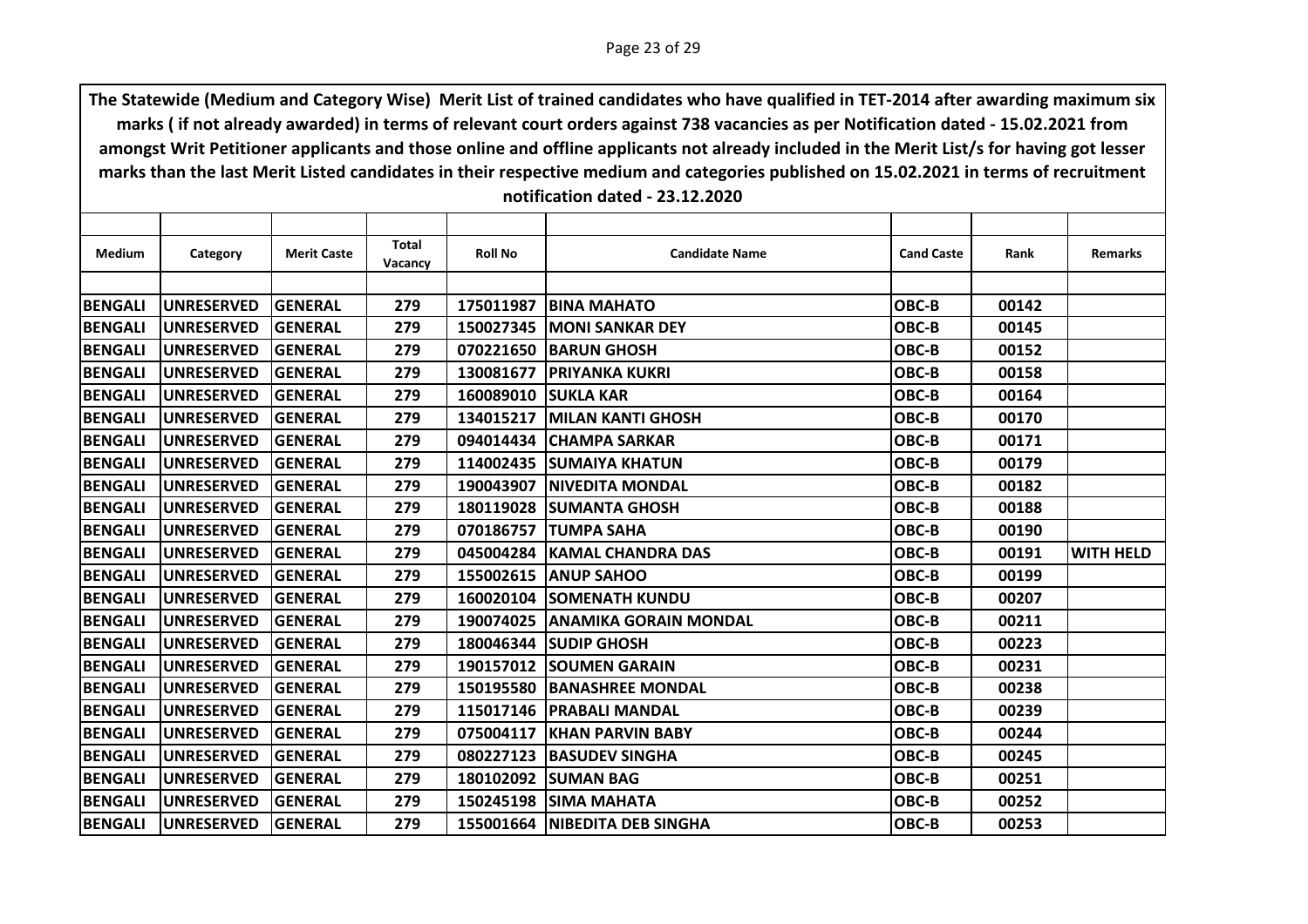**The Statewide (Medium and Category Wise) Merit List of trained candidates who have qualified in TET-2014 after awarding maximum six marks ( if not already awarded) in terms of relevant court orders against 738 vacancies as per Notification dated - 15.02.2021 from amongst Writ Petitioner applicants and those online and offline applicants not already included in the Merit List/s for having got lesser marks than the last Merit Listed candidates in their respective medium and categories published on 15.02.2021 in terms of recruitment notification dated - 23.12.2020**

| Medium | Category | Merit Caste | Total Vacancy | Roll No | Candidate Name | Cand Caste | Rank | Remarks |
|---|---|---|---|---|---|---|---|---|
| BENGALI | UNRESERVED | GENERAL | 279 | 175011987 | BINA MAHATO | OBC-B | 00142 | |
| BENGALI | UNRESERVED | GENERAL | 279 | 150027345 | MONI SANKAR DEY | OBC-B | 00145 | |
| BENGALI | UNRESERVED | GENERAL | 279 | 070221650 | BARUN GHOSH | OBC-B | 00152 | |
| BENGALI | UNRESERVED | GENERAL | 279 | 130081677 | PRIYANKA KUKRI | OBC-B | 00158 | |
| BENGALI | UNRESERVED | GENERAL | 279 | 160089010 | SUKLA KAR | OBC-B | 00164 | |
| BENGALI | UNRESERVED | GENERAL | 279 | 134015217 | MILAN KANTI GHOSH | OBC-B | 00170 | |
| BENGALI | UNRESERVED | GENERAL | 279 | 094014434 | CHAMPA SARKAR | OBC-B | 00171 | |
| BENGALI | UNRESERVED | GENERAL | 279 | 114002435 | SUMAIYA KHATUN | OBC-B | 00179 | |
| BENGALI | UNRESERVED | GENERAL | 279 | 190043907 | NIVEDITA MONDAL | OBC-B | 00182 | |
| BENGALI | UNRESERVED | GENERAL | 279 | 180119028 | SUMANTA GHOSH | OBC-B | 00188 | |
| BENGALI | UNRESERVED | GENERAL | 279 | 070186757 | TUMPA SAHA | OBC-B | 00190 | |
| BENGALI | UNRESERVED | GENERAL | 279 | 045004284 | KAMAL CHANDRA DAS | OBC-B | 00191 | WITH HELD |
| BENGALI | UNRESERVED | GENERAL | 279 | 155002615 | ANUP SAHOO | OBC-B | 00199 | |
| BENGALI | UNRESERVED | GENERAL | 279 | 160020104 | SOMENATH KUNDU | OBC-B | 00207 | |
| BENGALI | UNRESERVED | GENERAL | 279 | 190074025 | ANAMIKA GORAIN MONDAL | OBC-B | 00211 | |
| BENGALI | UNRESERVED | GENERAL | 279 | 180046344 | SUDIP GHOSH | OBC-B | 00223 | |
| BENGALI | UNRESERVED | GENERAL | 279 | 190157012 | SOUMEN GARAIN | OBC-B | 00231 | |
| BENGALI | UNRESERVED | GENERAL | 279 | 150195580 | BANASHREE MONDAL | OBC-B | 00238 | |
| BENGALI | UNRESERVED | GENERAL | 279 | 115017146 | PRABALI MANDAL | OBC-B | 00239 | |
| BENGALI | UNRESERVED | GENERAL | 279 | 075004117 | KHAN PARVIN BABY | OBC-B | 00244 | |
| BENGALI | UNRESERVED | GENERAL | 279 | 080227123 | BASUDEV SINGHA | OBC-B | 00245 | |
| BENGALI | UNRESERVED | GENERAL | 279 | 180102092 | SUMAN BAG | OBC-B | 00251 | |
| BENGALI | UNRESERVED | GENERAL | 279 | 150245198 | SIMA MAHATA | OBC-B | 00252 | |
| BENGALI | UNRESERVED | GENERAL | 279 | 155001664 | NIBEDITA DEB SINGHA | OBC-B | 00253 | |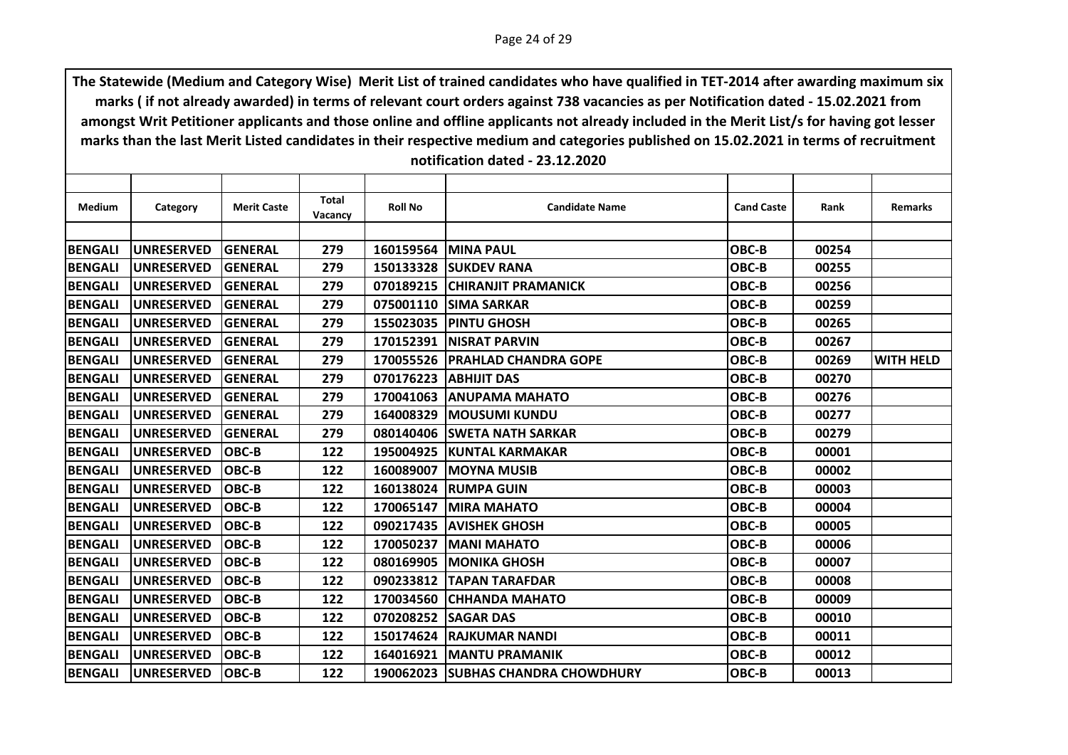**The Statewide (Medium and Category Wise) Merit List of trained candidates who have qualified in TET-2014 after awarding maximum six marks ( if not already awarded) in terms of relevant court orders against 738 vacancies as per Notification dated - 15.02.2021 from amongst Writ Petitioner applicants and those online and offline applicants not already included in the Merit List/s for having got lesser marks than the last Merit Listed candidates in their respective medium and categories published on 15.02.2021 in terms of recruitment notification dated - 23.12.2020**

| Medium | Category | Merit Caste | Total Vacancy | Roll No | Candidate Name | Cand Caste | Rank | Remarks |
|---|---|---|---|---|---|---|---|---|
| BENGALI | UNRESERVED | GENERAL | 279 | 160159564 | MINA PAUL | OBC-B | 00254 | |
| BENGALI | UNRESERVED | GENERAL | 279 | 150133328 | SUKDEV RANA | OBC-B | 00255 | |
| BENGALI | UNRESERVED | GENERAL | 279 | 070189215 | CHIRANJIT PRAMANICK | OBC-B | 00256 | |
| BENGALI | UNRESERVED | GENERAL | 279 | 075001110 | SIMA SARKAR | OBC-B | 00259 | |
| BENGALI | UNRESERVED | GENERAL | 279 | 155023035 | PINTU GHOSH | OBC-B | 00265 | |
| BENGALI | UNRESERVED | GENERAL | 279 | 170152391 | NISRAT PARVIN | OBC-B | 00267 | |
| BENGALI | UNRESERVED | GENERAL | 279 | 170055526 | PRAHLAD CHANDRA GOPE | OBC-B | 00269 | WITH HELD |
| BENGALI | UNRESERVED | GENERAL | 279 | 070176223 | ABHIJIT DAS | OBC-B | 00270 | |
| BENGALI | UNRESERVED | GENERAL | 279 | 170041063 | ANUPAMA MAHATO | OBC-B | 00276 | |
| BENGALI | UNRESERVED | GENERAL | 279 | 164008329 | MOUSUMI KUNDU | OBC-B | 00277 | |
| BENGALI | UNRESERVED | GENERAL | 279 | 080140406 | SWETA NATH SARKAR | OBC-B | 00279 | |
| BENGALI | UNRESERVED | OBC-B | 122 | 195004925 | KUNTAL KARMAKAR | OBC-B | 00001 | |
| BENGALI | UNRESERVED | OBC-B | 122 | 160089007 | MOYNA MUSIB | OBC-B | 00002 | |
| BENGALI | UNRESERVED | OBC-B | 122 | 160138024 | RUMPA GUIN | OBC-B | 00003 | |
| BENGALI | UNRESERVED | OBC-B | 122 | 170065147 | MIRA MAHATO | OBC-B | 00004 | |
| BENGALI | UNRESERVED | OBC-B | 122 | 090217435 | AVISHEK GHOSH | OBC-B | 00005 | |
| BENGALI | UNRESERVED | OBC-B | 122 | 170050237 | MANI MAHATO | OBC-B | 00006 | |
| BENGALI | UNRESERVED | OBC-B | 122 | 080169905 | MONIKA GHOSH | OBC-B | 00007 | |
| BENGALI | UNRESERVED | OBC-B | 122 | 090233812 | TAPAN TARAFDAR | OBC-B | 00008 | |
| BENGALI | UNRESERVED | OBC-B | 122 | 170034560 | CHHANDA MAHATO | OBC-B | 00009 | |
| BENGALI | UNRESERVED | OBC-B | 122 | 070208252 | SAGAR DAS | OBC-B | 00010 | |
| BENGALI | UNRESERVED | OBC-B | 122 | 150174624 | RAJKUMAR NANDI | OBC-B | 00011 | |
| BENGALI | UNRESERVED | OBC-B | 122 | 164016921 | MANTU PRAMANIK | OBC-B | 00012 | |
| BENGALI | UNRESERVED | OBC-B | 122 | 190062023 | SUBHAS CHANDRA CHOWDHURY | OBC-B | 00013 | |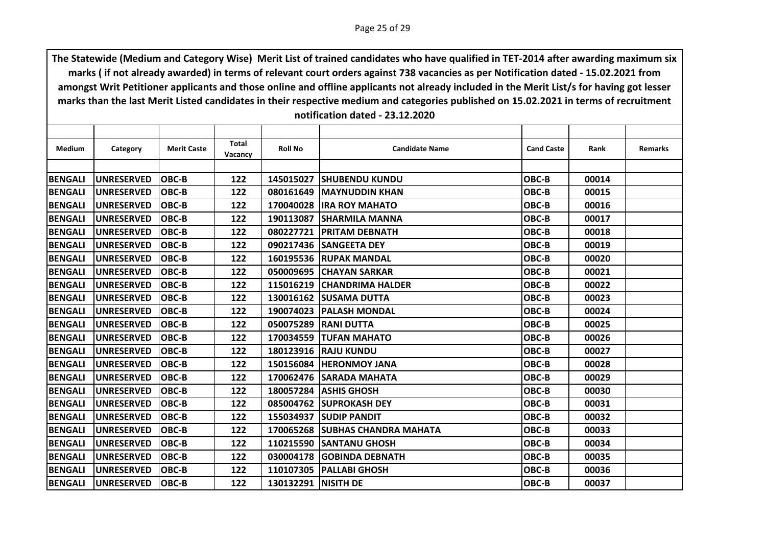**The Statewide (Medium and Category Wise) Merit List of trained candidates who have qualified in TET-2014 after awarding maximum six marks ( if not already awarded) in terms of relevant court orders against 738 vacancies as per Notification dated - 15.02.2021 from amongst Writ Petitioner applicants and those online and offline applicants not already included in the Merit List/s for having got lesser marks than the last Merit Listed candidates in their respective medium and categories published on 15.02.2021 in terms of recruitment notification dated - 23.12.2020**

| Medium | Category | Merit Caste | Total Vacancy | Roll No | Candidate Name | Cand Caste | Rank | Remarks |
|---|---|---|---|---|---|---|---|---|
| BENGALI | UNRESERVED | OBC-B | 122 | 145015027 | SHUBENDU KUNDU | OBC-B | 00014 | |
| BENGALI | UNRESERVED | OBC-B | 122 | 080161649 | MAYNUDDIN KHAN | OBC-B | 00015 | |
| BENGALI | UNRESERVED | OBC-B | 122 | 170040028 | IRA ROY MAHATO | OBC-B | 00016 | |
| BENGALI | UNRESERVED | OBC-B | 122 | 190113087 | SHARMILA MANNA | OBC-B | 00017 | |
| BENGALI | UNRESERVED | OBC-B | 122 | 080227721 | PRITAM DEBNATH | OBC-B | 00018 | |
| BENGALI | UNRESERVED | OBC-B | 122 | 090217436 | SANGEETA DEY | OBC-B | 00019 | |
| BENGALI | UNRESERVED | OBC-B | 122 | 160195536 | RUPAK MANDAL | OBC-B | 00020 | |
| BENGALI | UNRESERVED | OBC-B | 122 | 050009695 | CHAYAN SARKAR | OBC-B | 00021 | |
| BENGALI | UNRESERVED | OBC-B | 122 | 115016219 | CHANDRIMA HALDER | OBC-B | 00022 | |
| BENGALI | UNRESERVED | OBC-B | 122 | 130016162 | SUSAMA DUTTA | OBC-B | 00023 | |
| BENGALI | UNRESERVED | OBC-B | 122 | 190074023 | PALASH MONDAL | OBC-B | 00024 | |
| BENGALI | UNRESERVED | OBC-B | 122 | 050075289 | RANI DUTTA | OBC-B | 00025 | |
| BENGALI | UNRESERVED | OBC-B | 122 | 170034559 | TUFAN MAHATO | OBC-B | 00026 | |
| BENGALI | UNRESERVED | OBC-B | 122 | 180123916 | RAJU KUNDU | OBC-B | 00027 | |
| BENGALI | UNRESERVED | OBC-B | 122 | 150156084 | HERONMOY JANA | OBC-B | 00028 | |
| BENGALI | UNRESERVED | OBC-B | 122 | 170062476 | SARADA MAHATA | OBC-B | 00029 | |
| BENGALI | UNRESERVED | OBC-B | 122 | 180057284 | ASHIS GHOSH | OBC-B | 00030 | |
| BENGALI | UNRESERVED | OBC-B | 122 | 085004762 | SUPROKASH DEY | OBC-B | 00031 | |
| BENGALI | UNRESERVED | OBC-B | 122 | 155034937 | SUDIP PANDIT | OBC-B | 00032 | |
| BENGALI | UNRESERVED | OBC-B | 122 | 170065268 | SUBHAS CHANDRA MAHATA | OBC-B | 00033 | |
| BENGALI | UNRESERVED | OBC-B | 122 | 110215590 | SANTANU GHOSH | OBC-B | 00034 | |
| BENGALI | UNRESERVED | OBC-B | 122 | 030004178 | GOBINDA DEBNATH | OBC-B | 00035 | |
| BENGALI | UNRESERVED | OBC-B | 122 | 110107305 | PALLABI GHOSH | OBC-B | 00036 | |
| BENGALI | UNRESERVED | OBC-B | 122 | 130132291 | NISITH DE | OBC-B | 00037 | |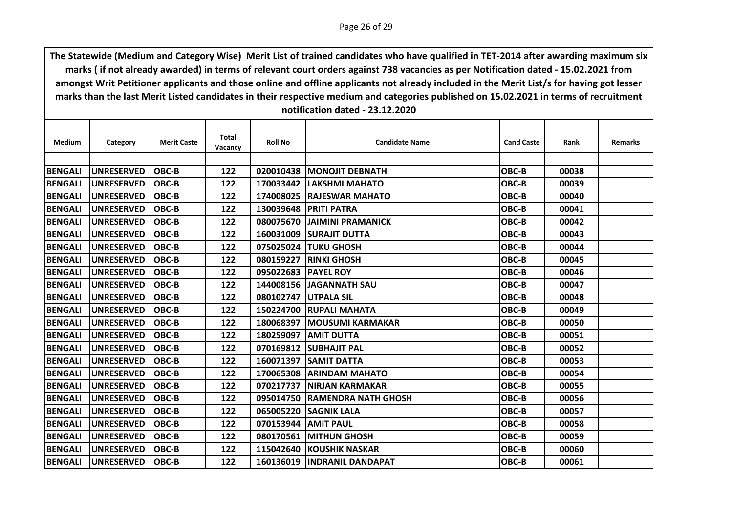**The Statewide (Medium and Category Wise) Merit List of trained candidates who have qualified in TET-2014 after awarding maximum six marks ( if not already awarded) in terms of relevant court orders against 738 vacancies as per Notification dated - 15.02.2021 from amongst Writ Petitioner applicants and those online and offline applicants not already included in the Merit List/s for having got lesser marks than the last Merit Listed candidates in their respective medium and categories published on 15.02.2021 in terms of recruitment notification dated - 23.12.2020**

| Medium | Category | Merit Caste | Total Vacancy | Roll No | Candidate Name | Cand Caste | Rank | Remarks |
|---|---|---|---|---|---|---|---|---|
| BENGALI | UNRESERVED | OBC-B | 122 | 020010438 | MONOJIT DEBNATH | OBC-B | 00038 | |
| BENGALI | UNRESERVED | OBC-B | 122 | 170033442 | LAKSHMI MAHATO | OBC-B | 00039 | |
| BENGALI | UNRESERVED | OBC-B | 122 | 174008025 | RAJESWAR MAHATO | OBC-B | 00040 | |
| BENGALI | UNRESERVED | OBC-B | 122 | 130039648 | PRITI PATRA | OBC-B | 00041 | |
| BENGALI | UNRESERVED | OBC-B | 122 | 080075670 | JAIMINI PRAMANICK | OBC-B | 00042 | |
| BENGALI | UNRESERVED | OBC-B | 122 | 160031009 | SURAJIT DUTTA | OBC-B | 00043 | |
| BENGALI | UNRESERVED | OBC-B | 122 | 075025024 | TUKU GHOSH | OBC-B | 00044 | |
| BENGALI | UNRESERVED | OBC-B | 122 | 080159227 | RINKI GHOSH | OBC-B | 00045 | |
| BENGALI | UNRESERVED | OBC-B | 122 | 095022683 | PAYEL ROY | OBC-B | 00046 | |
| BENGALI | UNRESERVED | OBC-B | 122 | 144008156 | JAGANNATH SAU | OBC-B | 00047 | |
| BENGALI | UNRESERVED | OBC-B | 122 | 080102747 | UTPALA SIL | OBC-B | 00048 | |
| BENGALI | UNRESERVED | OBC-B | 122 | 150224700 | RUPALI MAHATA | OBC-B | 00049 | |
| BENGALI | UNRESERVED | OBC-B | 122 | 180068397 | MOUSUMI KARMAKAR | OBC-B | 00050 | |
| BENGALI | UNRESERVED | OBC-B | 122 | 180259097 | AMIT DUTTA | OBC-B | 00051 | |
| BENGALI | UNRESERVED | OBC-B | 122 | 070169812 | SUBHAJIT PAL | OBC-B | 00052 | |
| BENGALI | UNRESERVED | OBC-B | 122 | 160071397 | SAMIT DATTA | OBC-B | 00053 | |
| BENGALI | UNRESERVED | OBC-B | 122 | 170065308 | ARINDAM MAHATO | OBC-B | 00054 | |
| BENGALI | UNRESERVED | OBC-B | 122 | 070217737 | NIRJAN KARMAKAR | OBC-B | 00055 | |
| BENGALI | UNRESERVED | OBC-B | 122 | 095014750 | RAMENDRA NATH GHOSH | OBC-B | 00056 | |
| BENGALI | UNRESERVED | OBC-B | 122 | 065005220 | SAGNIK LALA | OBC-B | 00057 | |
| BENGALI | UNRESERVED | OBC-B | 122 | 070153944 | AMIT PAUL | OBC-B | 00058 | |
| BENGALI | UNRESERVED | OBC-B | 122 | 080170561 | MITHUN GHOSH | OBC-B | 00059 | |
| BENGALI | UNRESERVED | OBC-B | 122 | 115042640 | KOUSHIK NASKAR | OBC-B | 00060 | |
| BENGALI | UNRESERVED | OBC-B | 122 | 160136019 | INDRANIL DANDAPAT | OBC-B | 00061 | |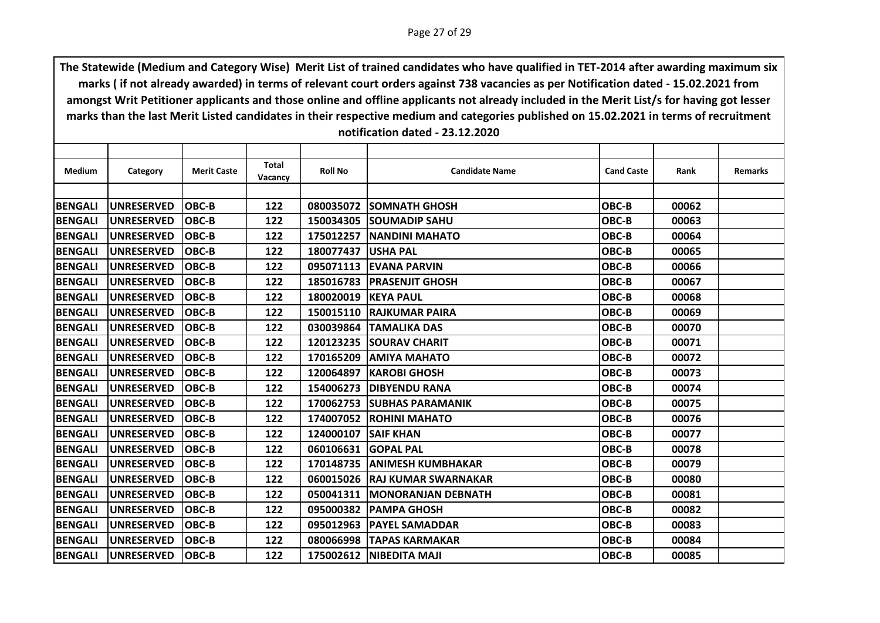**The Statewide (Medium and Category Wise) Merit List of trained candidates who have qualified in TET-2014 after awarding maximum six marks ( if not already awarded) in terms of relevant court orders against 738 vacancies as per Notification dated - 15.02.2021 from amongst Writ Petitioner applicants and those online and offline applicants not already included in the Merit List/s for having got lesser marks than the last Merit Listed candidates in their respective medium and categories published on 15.02.2021 in terms of recruitment notification dated - 23.12.2020**

| Medium | Category | Merit Caste | Total Vacancy | Roll No | Candidate Name | Cand Caste | Rank | Remarks |
|---|---|---|---|---|---|---|---|---|
| BENGALI | UNRESERVED | OBC-B | 122 | 080035072 | SOMNATH GHOSH | OBC-B | 00062 | |
| BENGALI | UNRESERVED | OBC-B | 122 | 150034305 | SOUMADIP SAHU | OBC-B | 00063 | |
| BENGALI | UNRESERVED | OBC-B | 122 | 175012257 | NANDINI MAHATO | OBC-B | 00064 | |
| BENGALI | UNRESERVED | OBC-B | 122 | 180077437 | USHA PAL | OBC-B | 00065 | |
| BENGALI | UNRESERVED | OBC-B | 122 | 095071113 | EVANA PARVIN | OBC-B | 00066 | |
| BENGALI | UNRESERVED | OBC-B | 122 | 185016783 | PRASENJIT GHOSH | OBC-B | 00067 | |
| BENGALI | UNRESERVED | OBC-B | 122 | 180020019 | KEYA PAUL | OBC-B | 00068 | |
| BENGALI | UNRESERVED | OBC-B | 122 | 150015110 | RAJKUMAR PAIRA | OBC-B | 00069 | |
| BENGALI | UNRESERVED | OBC-B | 122 | 030039864 | TAMALIKA DAS | OBC-B | 00070 | |
| BENGALI | UNRESERVED | OBC-B | 122 | 120123235 | SOURAV CHARIT | OBC-B | 00071 | |
| BENGALI | UNRESERVED | OBC-B | 122 | 170165209 | AMIYA MAHATO | OBC-B | 00072 | |
| BENGALI | UNRESERVED | OBC-B | 122 | 120064897 | KAROBI GHOSH | OBC-B | 00073 | |
| BENGALI | UNRESERVED | OBC-B | 122 | 154006273 | DIBYENDU RANA | OBC-B | 00074 | |
| BENGALI | UNRESERVED | OBC-B | 122 | 170062753 | SUBHAS PARAMANIK | OBC-B | 00075 | |
| BENGALI | UNRESERVED | OBC-B | 122 | 174007052 | ROHINI MAHATO | OBC-B | 00076 | |
| BENGALI | UNRESERVED | OBC-B | 122 | 124000107 | SAIF KHAN | OBC-B | 00077 | |
| BENGALI | UNRESERVED | OBC-B | 122 | 060106631 | GOPAL PAL | OBC-B | 00078 | |
| BENGALI | UNRESERVED | OBC-B | 122 | 170148735 | ANIMESH KUMBHAKAR | OBC-B | 00079 | |
| BENGALI | UNRESERVED | OBC-B | 122 | 060015026 | RAJ KUMAR SWARNAKAR | OBC-B | 00080 | |
| BENGALI | UNRESERVED | OBC-B | 122 | 050041311 | MONORANJAN DEBNATH | OBC-B | 00081 | |
| BENGALI | UNRESERVED | OBC-B | 122 | 095000382 | PAMPA GHOSH | OBC-B | 00082 | |
| BENGALI | UNRESERVED | OBC-B | 122 | 095012963 | PAYEL SAMADDAR | OBC-B | 00083 | |
| BENGALI | UNRESERVED | OBC-B | 122 | 080066998 | TAPAS KARMAKAR | OBC-B | 00084 | |
| BENGALI | UNRESERVED | OBC-B | 122 | 175002612 | NIBEDITA MAJI | OBC-B | 00085 | |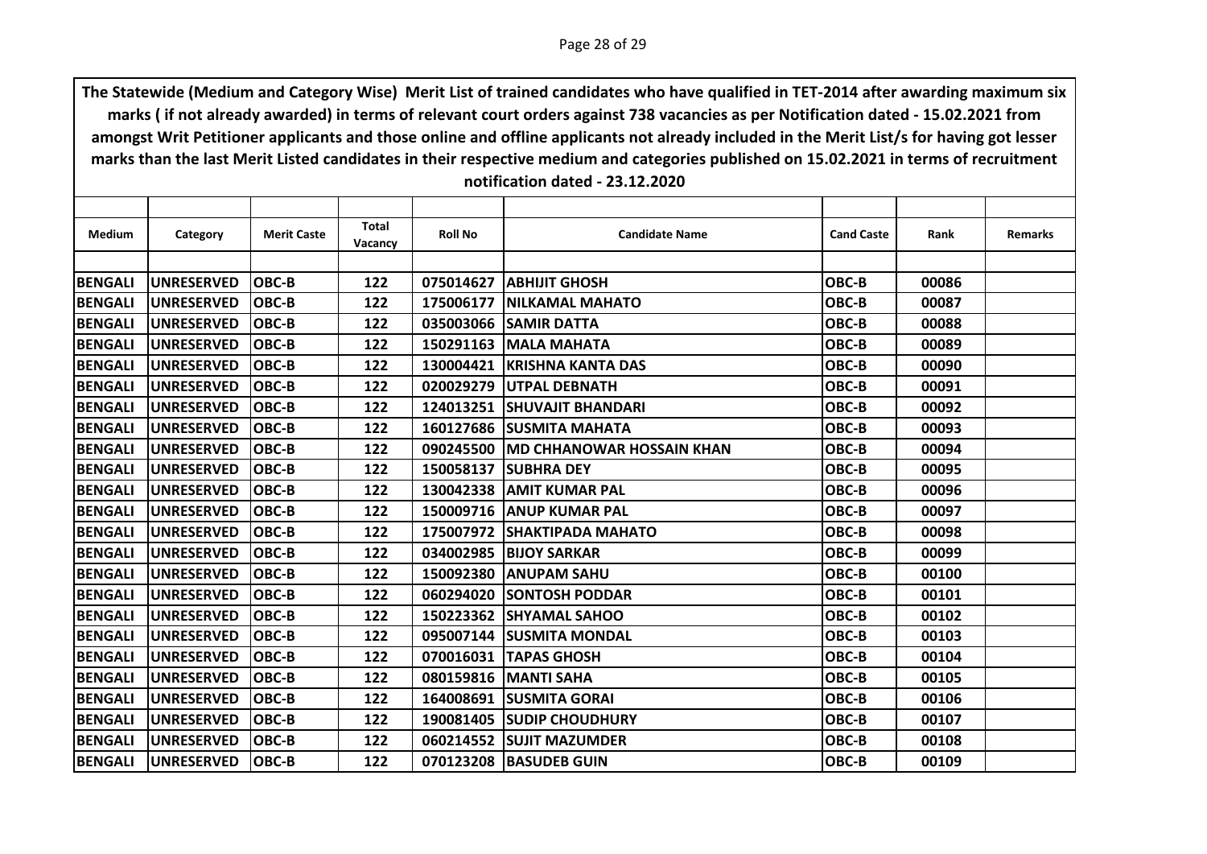The Statewide (Medium and Category Wise) Merit List of trained candidates who have qualified in TET-2014 after awarding maximum six marks ( if not already awarded) in terms of relevant court orders against 738 vacancies as per Notification dated - 15.02.2021 from amongst Writ Petitioner applicants and those online and offline applicants not already included in the Merit List/s for having got lesser marks than the last Merit Listed candidates in their respective medium and categories published on 15.02.2021 in terms of recruitment notification dated - 23.12.2020

| Medium | Category | Merit Caste | Total Vacancy | Roll No | Candidate Name | Cand Caste | Rank | Remarks |
|---|---|---|---|---|---|---|---|---|
| BENGALI | UNRESERVED | OBC-B | 122 | 075014627 | ABHIJIT GHOSH | OBC-B | 00086 | |
| BENGALI | UNRESERVED | OBC-B | 122 | 175006177 | NILKAMAL MAHATO | OBC-B | 00087 | |
| BENGALI | UNRESERVED | OBC-B | 122 | 035003066 | SAMIR DATTA | OBC-B | 00088 | |
| BENGALI | UNRESERVED | OBC-B | 122 | 150291163 | MALA MAHATA | OBC-B | 00089 | |
| BENGALI | UNRESERVED | OBC-B | 122 | 130004421 | KRISHNA KANTA DAS | OBC-B | 00090 | |
| BENGALI | UNRESERVED | OBC-B | 122 | 020029279 | UTPAL DEBNATH | OBC-B | 00091 | |
| BENGALI | UNRESERVED | OBC-B | 122 | 124013251 | SHUVAJIT BHANDARI | OBC-B | 00092 | |
| BENGALI | UNRESERVED | OBC-B | 122 | 160127686 | SUSMITA MAHATA | OBC-B | 00093 | |
| BENGALI | UNRESERVED | OBC-B | 122 | 090245500 | MD CHHANOWAR HOSSAIN KHAN | OBC-B | 00094 | |
| BENGALI | UNRESERVED | OBC-B | 122 | 150058137 | SUBHRA DEY | OBC-B | 00095 | |
| BENGALI | UNRESERVED | OBC-B | 122 | 130042338 | AMIT KUMAR PAL | OBC-B | 00096 | |
| BENGALI | UNRESERVED | OBC-B | 122 | 150009716 | ANUP KUMAR PAL | OBC-B | 00097 | |
| BENGALI | UNRESERVED | OBC-B | 122 | 175007972 | SHAKTIPADA MAHATO | OBC-B | 00098 | |
| BENGALI | UNRESERVED | OBC-B | 122 | 034002985 | BIJOY SARKAR | OBC-B | 00099 | |
| BENGALI | UNRESERVED | OBC-B | 122 | 150092380 | ANUPAM SAHU | OBC-B | 00100 | |
| BENGALI | UNRESERVED | OBC-B | 122 | 060294020 | SONTOSH PODDAR | OBC-B | 00101 | |
| BENGALI | UNRESERVED | OBC-B | 122 | 150223362 | SHYAMAL SAHOO | OBC-B | 00102 | |
| BENGALI | UNRESERVED | OBC-B | 122 | 095007144 | SUSMITA MONDAL | OBC-B | 00103 | |
| BENGALI | UNRESERVED | OBC-B | 122 | 070016031 | TAPAS GHOSH | OBC-B | 00104 | |
| BENGALI | UNRESERVED | OBC-B | 122 | 080159816 | MANTI SAHA | OBC-B | 00105 | |
| BENGALI | UNRESERVED | OBC-B | 122 | 164008691 | SUSMITA GORAI | OBC-B | 00106 | |
| BENGALI | UNRESERVED | OBC-B | 122 | 190081405 | SUDIP CHOUDHURY | OBC-B | 00107 | |
| BENGALI | UNRESERVED | OBC-B | 122 | 060214552 | SUJIT MAZUMDER | OBC-B | 00108 | |
| BENGALI | UNRESERVED | OBC-B | 122 | 070123208 | BASUDEB GUIN | OBC-B | 00109 | |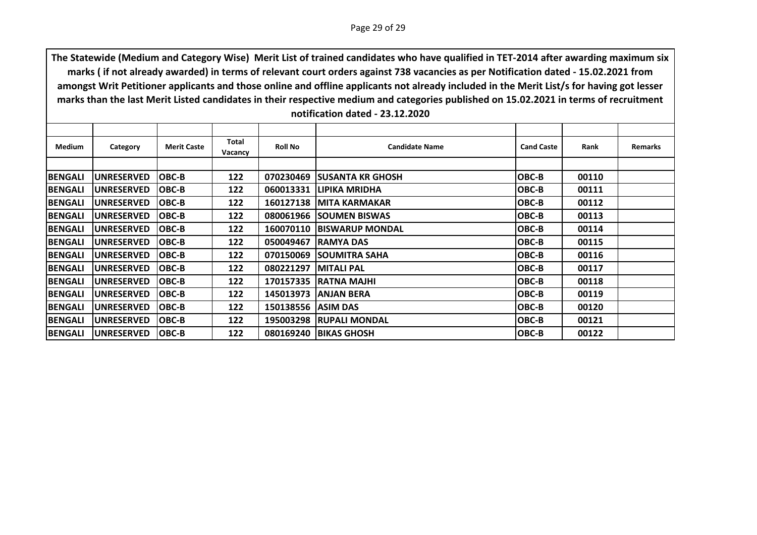**The Statewide (Medium and Category Wise) Merit List of trained candidates who have qualified in TET-2014 after awarding maximum six marks ( if not already awarded) in terms of relevant court orders against 738 vacancies as per Notification dated - 15.02.2021 from amongst Writ Petitioner applicants and those online and offline applicants not already included in the Merit List/s for having got lesser marks than the last Merit Listed candidates in their respective medium and categories published on 15.02.2021 in terms of recruitment notification dated - 23.12.2020**

| Medium | Category | Merit Caste | Total Vacancy | Roll No | Candidate Name | Cand Caste | Rank | Remarks |
|---|---|---|---|---|---|---|---|---|
| BENGALI | UNRESERVED | OBC-B | 122 | 070230469 | SUSANTA KR GHOSH | OBC-B | 00110 | |
| BENGALI | UNRESERVED | OBC-B | 122 | 060013331 | LIPIKA MRIDHA | OBC-B | 00111 | |
| BENGALI | UNRESERVED | OBC-B | 122 | 160127138 | MITA KARMAKAR | OBC-B | 00112 | |
| BENGALI | UNRESERVED | OBC-B | 122 | 080061966 | SOUMEN BISWAS | OBC-B | 00113 | |
| BENGALI | UNRESERVED | OBC-B | 122 | 160070110 | BISWARUP MONDAL | OBC-B | 00114 | |
| BENGALI | UNRESERVED | OBC-B | 122 | 050049467 | RAMYA DAS | OBC-B | 00115 | |
| BENGALI | UNRESERVED | OBC-B | 122 | 070150069 | SOUMITRA SAHA | OBC-B | 00116 | |
| BENGALI | UNRESERVED | OBC-B | 122 | 080221297 | MITALI PAL | OBC-B | 00117 | |
| BENGALI | UNRESERVED | OBC-B | 122 | 170157335 | RATNA MAJHI | OBC-B | 00118 | |
| BENGALI | UNRESERVED | OBC-B | 122 | 145013973 | ANJAN BERA | OBC-B | 00119 | |
| BENGALI | UNRESERVED | OBC-B | 122 | 150138556 | ASIM DAS | OBC-B | 00120 | |
| BENGALI | UNRESERVED | OBC-B | 122 | 195003298 | RUPALI MONDAL | OBC-B | 00121 | |
| BENGALI | UNRESERVED | OBC-B | 122 | 080169240 | BIKAS GHOSH | OBC-B | 00122 | |